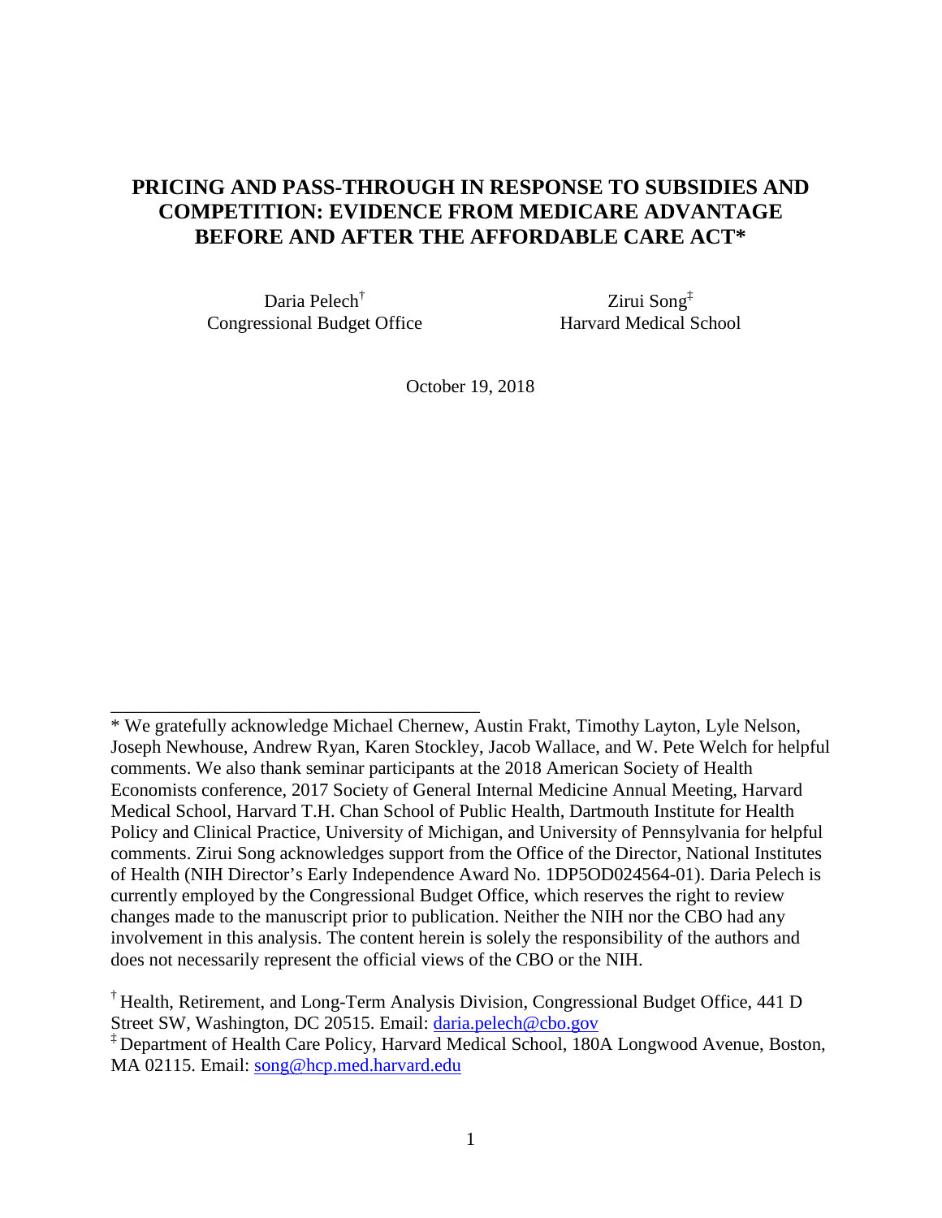# PRICING AND PASS-THROUGH IN RESPONSE TO SUBSIDIES AND COMPETITION: EVIDENCE FROM MEDICARE ADVANTAGE BEFORE AND AFTER THE AFFORDABLE CARE ACT*

Daria Pelech[†]
Congressional Budget Office

Zirui Song[‡]
Harvard Medical School

October 19, 2018

---

\* We gratefully acknowledge Michael Chernew, Austin Frakt, Timothy Layton, Lyle Nelson, Joseph Newhouse, Andrew Ryan, Karen Stockley, Jacob Wallace, and W. Pete Welch for helpful comments. We also thank seminar participants at the 2018 American Society of Health Economists conference, 2017 Society of General Internal Medicine Annual Meeting, Harvard Medical School, Harvard T.H. Chan School of Public Health, Dartmouth Institute for Health Policy and Clinical Practice, University of Michigan, and University of Pennsylvania for helpful comments. Zirui Song acknowledges support from the Office of the Director, National Institutes of Health (NIH Director's Early Independence Award No. 1DP5OD024564-01). Daria Pelech is currently employed by the Congressional Budget Office, which reserves the right to review changes made to the manuscript prior to publication. Neither the NIH nor the CBO had any involvement in this analysis. The content herein is solely the responsibility of the authors and does not necessarily represent the official views of the CBO or the NIH.

[†] Health, Retirement, and Long-Term Analysis Division, Congressional Budget Office, 441 D Street SW, Washington, DC 20515. Email: daria.pelech@cbo.gov

[‡] Department of Health Care Policy, Harvard Medical School, 180A Longwood Avenue, Boston, MA 02115. Email: song@hcp.med.harvard.edu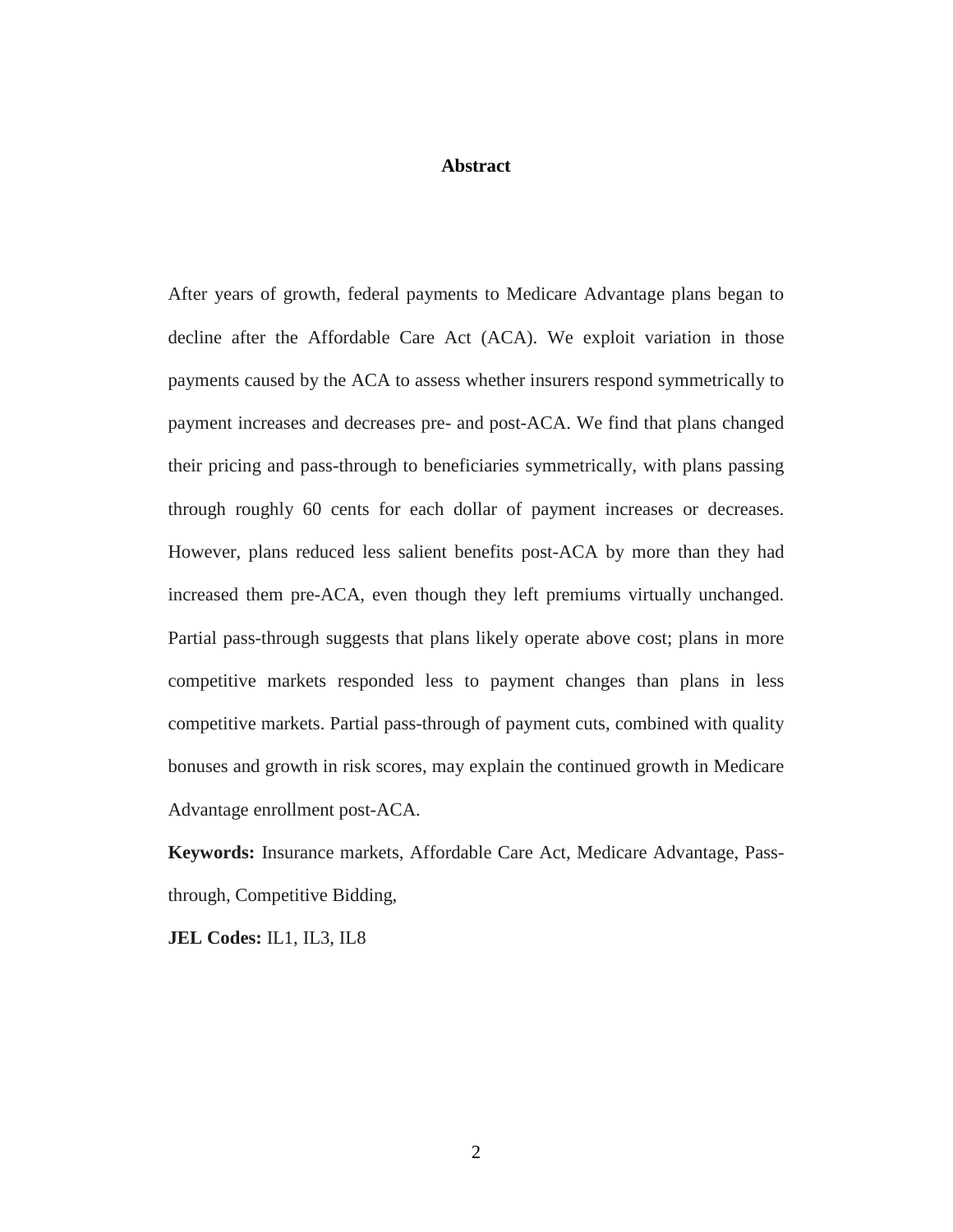## Abstract

After years of growth, federal payments to Medicare Advantage plans began to decline after the Affordable Care Act (ACA). We exploit variation in those payments caused by the ACA to assess whether insurers respond symmetrically to payment increases and decreases pre- and post-ACA. We find that plans changed their pricing and pass-through to beneficiaries symmetrically, with plans passing through roughly 60 cents for each dollar of payment increases or decreases. However, plans reduced less salient benefits post-ACA by more than they had increased them pre-ACA, even though they left premiums virtually unchanged. Partial pass-through suggests that plans likely operate above cost; plans in more competitive markets responded less to payment changes than plans in less competitive markets. Partial pass-through of payment cuts, combined with quality bonuses and growth in risk scores, may explain the continued growth in Medicare Advantage enrollment post-ACA.

**Keywords:** Insurance markets, Affordable Care Act, Medicare Advantage, Pass-through, Competitive Bidding,

**JEL Codes:** IL1, IL3, IL8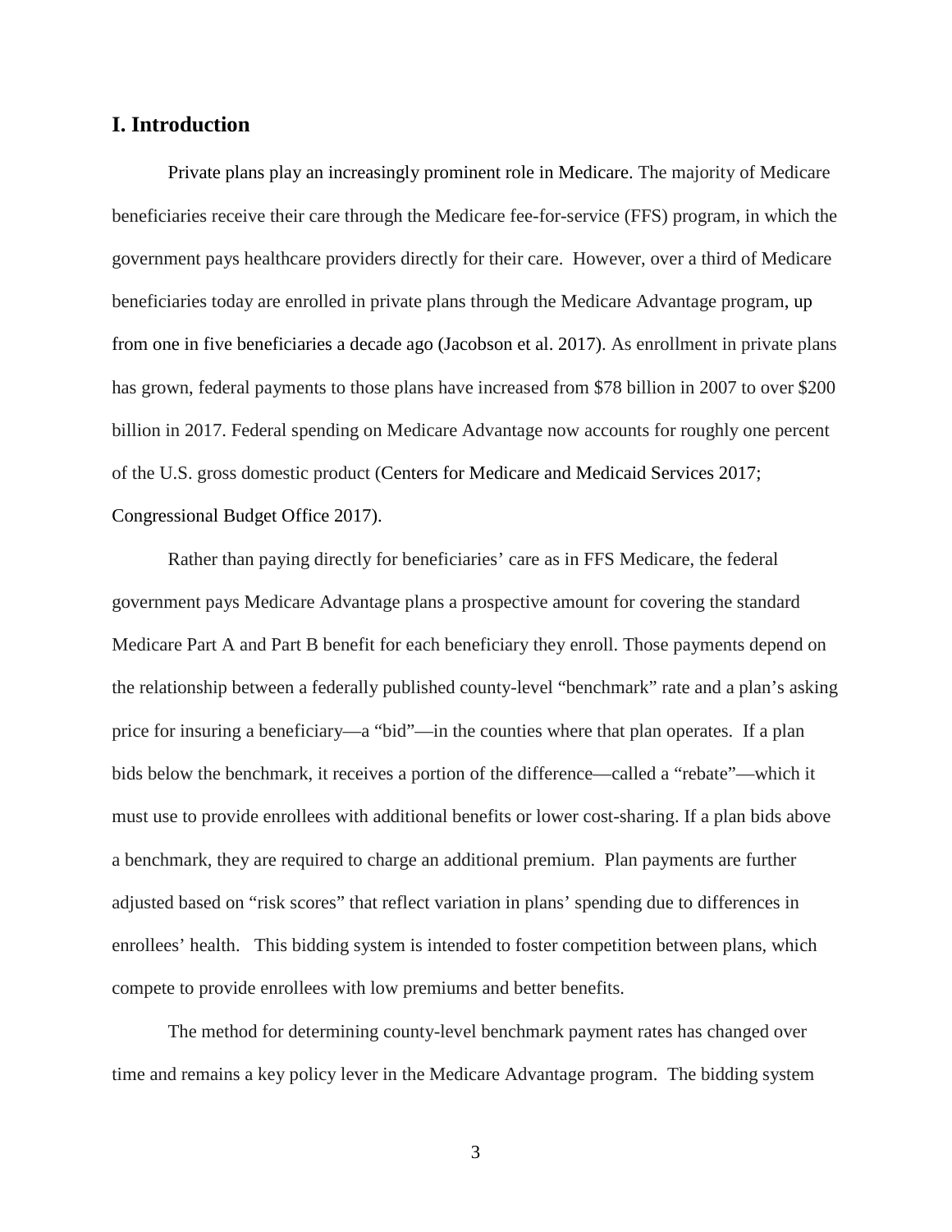## I. Introduction

Private plans play an increasingly prominent role in Medicare. The majority of Medicare beneficiaries receive their care through the Medicare fee-for-service (FFS) program, in which the government pays healthcare providers directly for their care. However, over a third of Medicare beneficiaries today are enrolled in private plans through the Medicare Advantage program, up from one in five beneficiaries a decade ago (Jacobson et al. 2017). As enrollment in private plans has grown, federal payments to those plans have increased from $78 billion in 2007 to over $200 billion in 2017. Federal spending on Medicare Advantage now accounts for roughly one percent of the U.S. gross domestic product (Centers for Medicare and Medicaid Services 2017; Congressional Budget Office 2017).

Rather than paying directly for beneficiaries' care as in FFS Medicare, the federal government pays Medicare Advantage plans a prospective amount for covering the standard Medicare Part A and Part B benefit for each beneficiary they enroll. Those payments depend on the relationship between a federally published county-level "benchmark" rate and a plan's asking price for insuring a beneficiary—a "bid"—in the counties where that plan operates. If a plan bids below the benchmark, it receives a portion of the difference—called a "rebate"—which it must use to provide enrollees with additional benefits or lower cost-sharing. If a plan bids above a benchmark, they are required to charge an additional premium. Plan payments are further adjusted based on "risk scores" that reflect variation in plans' spending due to differences in enrollees' health. This bidding system is intended to foster competition between plans, which compete to provide enrollees with low premiums and better benefits.

The method for determining county-level benchmark payment rates has changed over time and remains a key policy lever in the Medicare Advantage program. The bidding system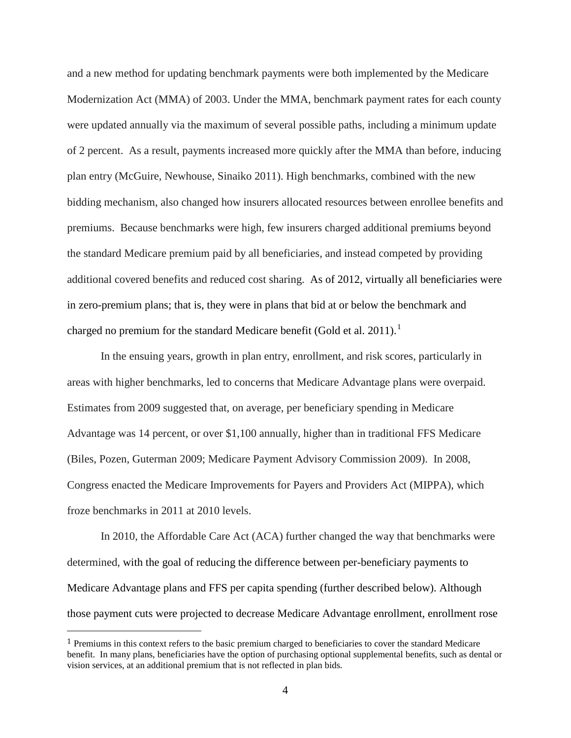and a new method for updating benchmark payments were both implemented by the Medicare Modernization Act (MMA) of 2003. Under the MMA, benchmark payment rates for each county were updated annually via the maximum of several possible paths, including a minimum update of 2 percent. As a result, payments increased more quickly after the MMA than before, inducing plan entry (McGuire, Newhouse, Sinaiko 2011). High benchmarks, combined with the new bidding mechanism, also changed how insurers allocated resources between enrollee benefits and premiums. Because benchmarks were high, few insurers charged additional premiums beyond the standard Medicare premium paid by all beneficiaries, and instead competed by providing additional covered benefits and reduced cost sharing. As of 2012, virtually all beneficiaries were in zero-premium plans; that is, they were in plans that bid at or below the benchmark and charged no premium for the standard Medicare benefit (Gold et al. 2011).[1]

In the ensuing years, growth in plan entry, enrollment, and risk scores, particularly in areas with higher benchmarks, led to concerns that Medicare Advantage plans were overpaid. Estimates from 2009 suggested that, on average, per beneficiary spending in Medicare Advantage was 14 percent, or over $1,100 annually, higher than in traditional FFS Medicare (Biles, Pozen, Guterman 2009; Medicare Payment Advisory Commission 2009). In 2008, Congress enacted the Medicare Improvements for Payers and Providers Act (MIPPA), which froze benchmarks in 2011 at 2010 levels.

In 2010, the Affordable Care Act (ACA) further changed the way that benchmarks were determined, with the goal of reducing the difference between per-beneficiary payments to Medicare Advantage plans and FFS per capita spending (further described below). Although those payment cuts were projected to decrease Medicare Advantage enrollment, enrollment rose

[1] Premiums in this context refers to the basic premium charged to beneficiaries to cover the standard Medicare benefit. In many plans, beneficiaries have the option of purchasing optional supplemental benefits, such as dental or vision services, at an additional premium that is not reflected in plan bids.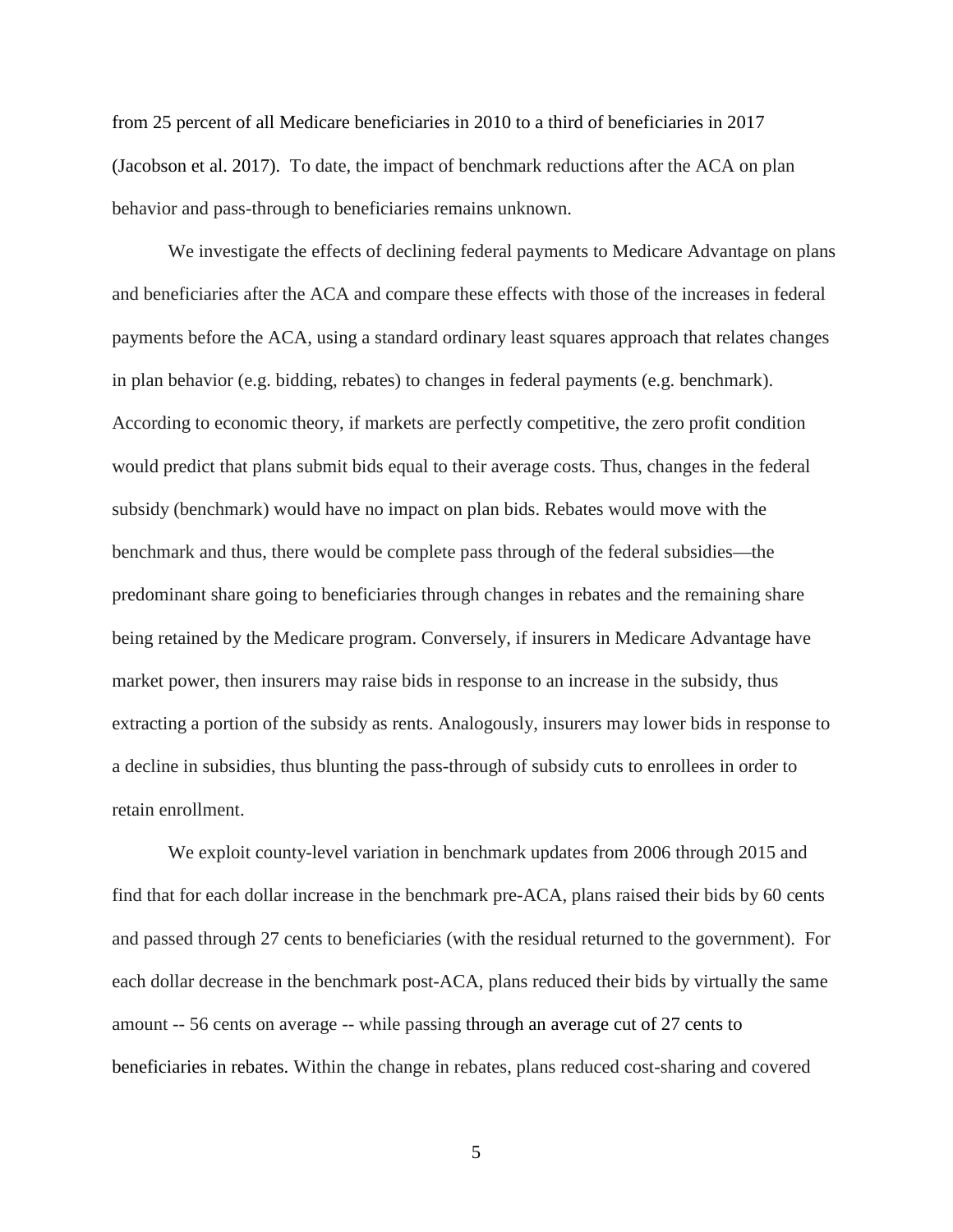from 25 percent of all Medicare beneficiaries in 2010 to a third of beneficiaries in 2017 (Jacobson et al. 2017). To date, the impact of benchmark reductions after the ACA on plan behavior and pass-through to beneficiaries remains unknown.

We investigate the effects of declining federal payments to Medicare Advantage on plans and beneficiaries after the ACA and compare these effects with those of the increases in federal payments before the ACA, using a standard ordinary least squares approach that relates changes in plan behavior (e.g. bidding, rebates) to changes in federal payments (e.g. benchmark). According to economic theory, if markets are perfectly competitive, the zero profit condition would predict that plans submit bids equal to their average costs. Thus, changes in the federal subsidy (benchmark) would have no impact on plan bids. Rebates would move with the benchmark and thus, there would be complete pass through of the federal subsidies—the predominant share going to beneficiaries through changes in rebates and the remaining share being retained by the Medicare program. Conversely, if insurers in Medicare Advantage have market power, then insurers may raise bids in response to an increase in the subsidy, thus extracting a portion of the subsidy as rents. Analogously, insurers may lower bids in response to a decline in subsidies, thus blunting the pass-through of subsidy cuts to enrollees in order to retain enrollment.

We exploit county-level variation in benchmark updates from 2006 through 2015 and find that for each dollar increase in the benchmark pre-ACA, plans raised their bids by 60 cents and passed through 27 cents to beneficiaries (with the residual returned to the government). For each dollar decrease in the benchmark post-ACA, plans reduced their bids by virtually the same amount -- 56 cents on average -- while passing through an average cut of 27 cents to beneficiaries in rebates. Within the change in rebates, plans reduced cost-sharing and covered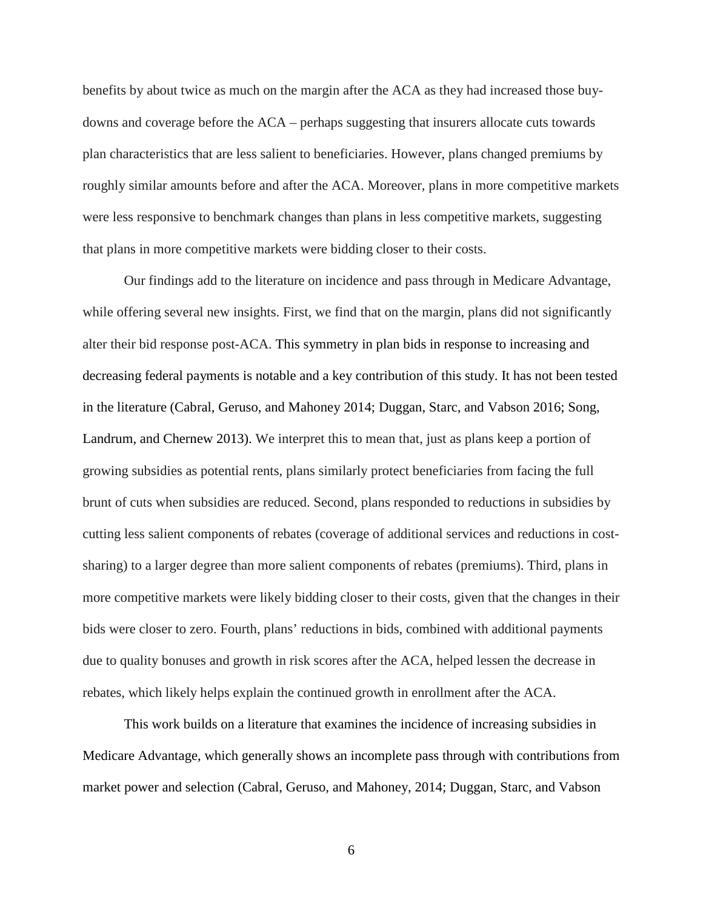benefits by about twice as much on the margin after the ACA as they had increased those buy-downs and coverage before the ACA – perhaps suggesting that insurers allocate cuts towards plan characteristics that are less salient to beneficiaries. However, plans changed premiums by roughly similar amounts before and after the ACA. Moreover, plans in more competitive markets were less responsive to benchmark changes than plans in less competitive markets, suggesting that plans in more competitive markets were bidding closer to their costs.

Our findings add to the literature on incidence and pass through in Medicare Advantage, while offering several new insights. First, we find that on the margin, plans did not significantly alter their bid response post-ACA. This symmetry in plan bids in response to increasing and decreasing federal payments is notable and a key contribution of this study. It has not been tested in the literature (Cabral, Geruso, and Mahoney 2014; Duggan, Starc, and Vabson 2016; Song, Landrum, and Chernew 2013). We interpret this to mean that, just as plans keep a portion of growing subsidies as potential rents, plans similarly protect beneficiaries from facing the full brunt of cuts when subsidies are reduced. Second, plans responded to reductions in subsidies by cutting less salient components of rebates (coverage of additional services and reductions in cost-sharing) to a larger degree than more salient components of rebates (premiums). Third, plans in more competitive markets were likely bidding closer to their costs, given that the changes in their bids were closer to zero. Fourth, plans' reductions in bids, combined with additional payments due to quality bonuses and growth in risk scores after the ACA, helped lessen the decrease in rebates, which likely helps explain the continued growth in enrollment after the ACA.

This work builds on a literature that examines the incidence of increasing subsidies in Medicare Advantage, which generally shows an incomplete pass through with contributions from market power and selection (Cabral, Geruso, and Mahoney, 2014; Duggan, Starc, and Vabson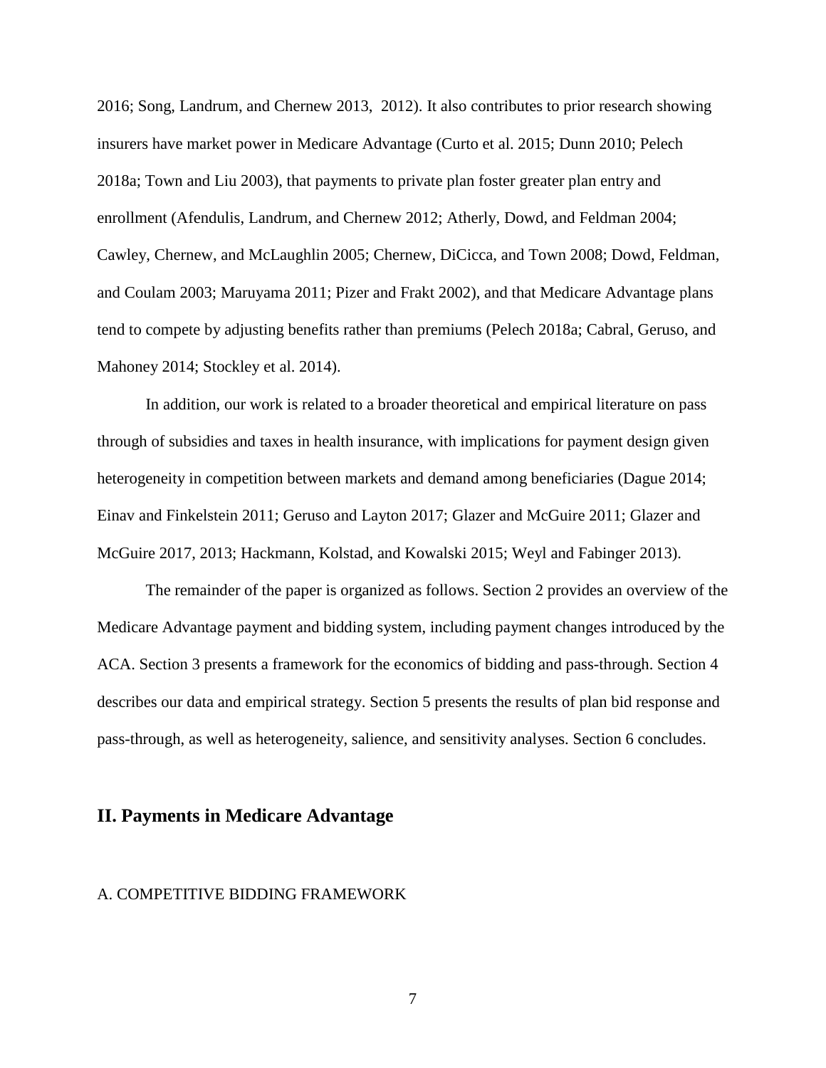2016; Song, Landrum, and Chernew 2013,  2012). It also contributes to prior research showing insurers have market power in Medicare Advantage (Curto et al. 2015; Dunn 2010; Pelech 2018a; Town and Liu 2003), that payments to private plan foster greater plan entry and enrollment (Afendulis, Landrum, and Chernew 2012; Atherly, Dowd, and Feldman 2004; Cawley, Chernew, and McLaughlin 2005; Chernew, DiCicca, and Town 2008; Dowd, Feldman, and Coulam 2003; Maruyama 2011; Pizer and Frakt 2002), and that Medicare Advantage plans tend to compete by adjusting benefits rather than premiums (Pelech 2018a; Cabral, Geruso, and Mahoney 2014; Stockley et al. 2014).

In addition, our work is related to a broader theoretical and empirical literature on pass through of subsidies and taxes in health insurance, with implications for payment design given heterogeneity in competition between markets and demand among beneficiaries (Dague 2014; Einav and Finkelstein 2011; Geruso and Layton 2017; Glazer and McGuire 2011; Glazer and McGuire 2017, 2013; Hackmann, Kolstad, and Kowalski 2015; Weyl and Fabinger 2013).

The remainder of the paper is organized as follows. Section 2 provides an overview of the Medicare Advantage payment and bidding system, including payment changes introduced by the ACA. Section 3 presents a framework for the economics of bidding and pass-through. Section 4 describes our data and empirical strategy. Section 5 presents the results of plan bid response and pass-through, as well as heterogeneity, salience, and sensitivity analyses. Section 6 concludes.

## II. Payments in Medicare Advantage

### A. COMPETITIVE BIDDING FRAMEWORK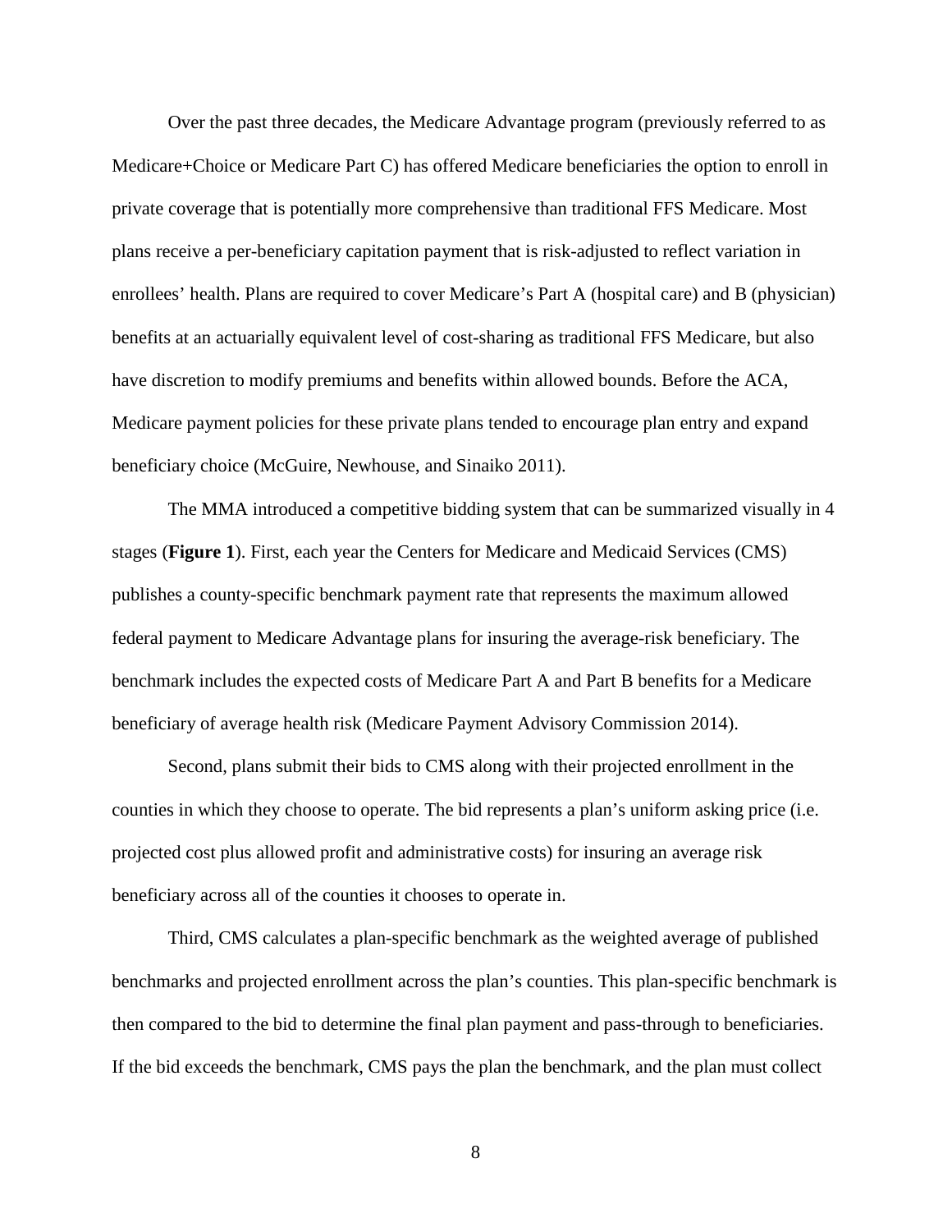Over the past three decades, the Medicare Advantage program (previously referred to as Medicare+Choice or Medicare Part C) has offered Medicare beneficiaries the option to enroll in private coverage that is potentially more comprehensive than traditional FFS Medicare. Most plans receive a per-beneficiary capitation payment that is risk-adjusted to reflect variation in enrollees' health. Plans are required to cover Medicare's Part A (hospital care) and B (physician) benefits at an actuarially equivalent level of cost-sharing as traditional FFS Medicare, but also have discretion to modify premiums and benefits within allowed bounds. Before the ACA, Medicare payment policies for these private plans tended to encourage plan entry and expand beneficiary choice (McGuire, Newhouse, and Sinaiko 2011).

The MMA introduced a competitive bidding system that can be summarized visually in 4 stages (**Figure 1**). First, each year the Centers for Medicare and Medicaid Services (CMS) publishes a county-specific benchmark payment rate that represents the maximum allowed federal payment to Medicare Advantage plans for insuring the average-risk beneficiary. The benchmark includes the expected costs of Medicare Part A and Part B benefits for a Medicare beneficiary of average health risk (Medicare Payment Advisory Commission 2014).

Second, plans submit their bids to CMS along with their projected enrollment in the counties in which they choose to operate. The bid represents a plan's uniform asking price (i.e. projected cost plus allowed profit and administrative costs) for insuring an average risk beneficiary across all of the counties it chooses to operate in.

Third, CMS calculates a plan-specific benchmark as the weighted average of published benchmarks and projected enrollment across the plan's counties. This plan-specific benchmark is then compared to the bid to determine the final plan payment and pass-through to beneficiaries. If the bid exceeds the benchmark, CMS pays the plan the benchmark, and the plan must collect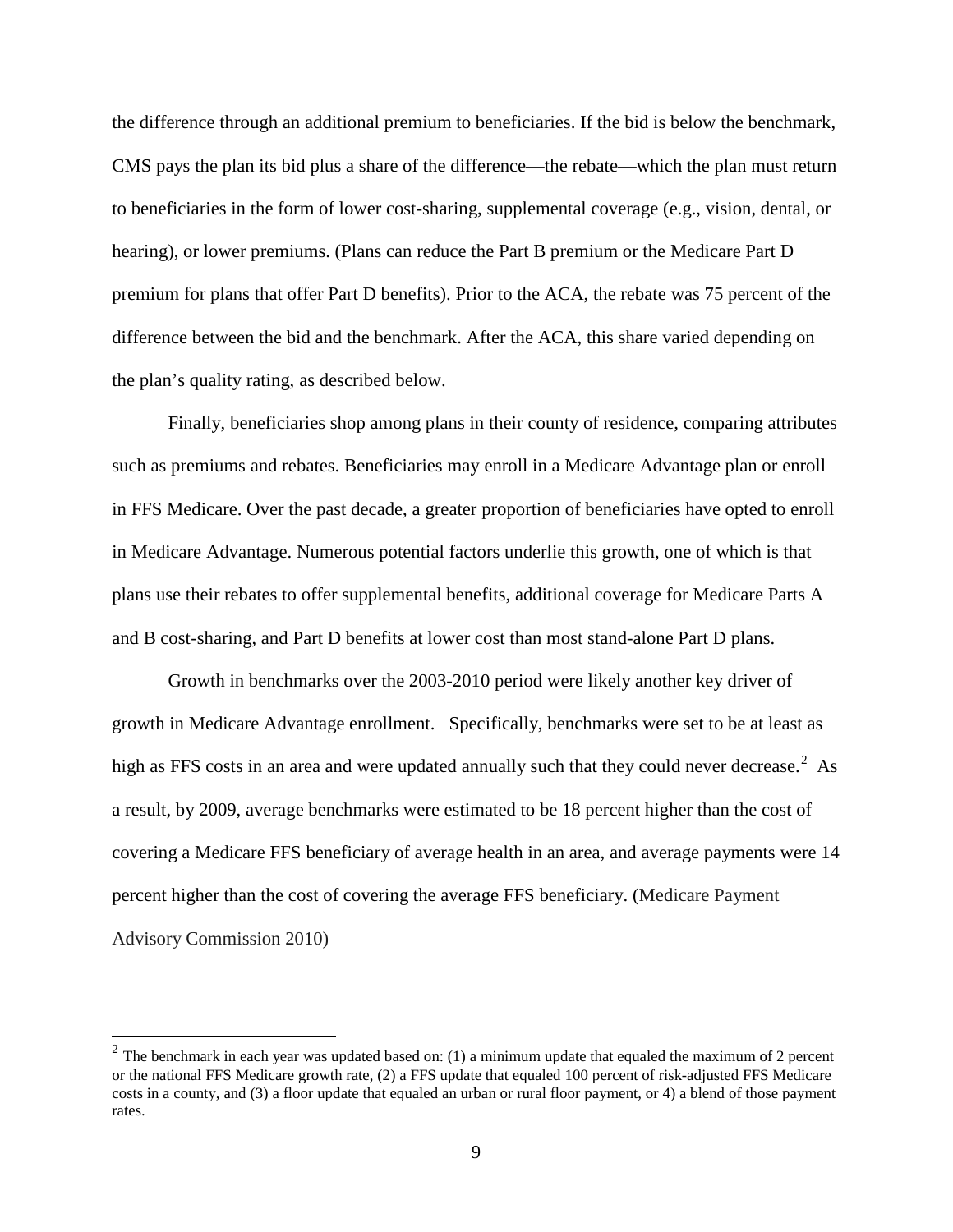the difference through an additional premium to beneficiaries. If the bid is below the benchmark, CMS pays the plan its bid plus a share of the difference—the rebate—which the plan must return to beneficiaries in the form of lower cost-sharing, supplemental coverage (e.g., vision, dental, or hearing), or lower premiums. (Plans can reduce the Part B premium or the Medicare Part D premium for plans that offer Part D benefits). Prior to the ACA, the rebate was 75 percent of the difference between the bid and the benchmark. After the ACA, this share varied depending on the plan's quality rating, as described below.

Finally, beneficiaries shop among plans in their county of residence, comparing attributes such as premiums and rebates. Beneficiaries may enroll in a Medicare Advantage plan or enroll in FFS Medicare. Over the past decade, a greater proportion of beneficiaries have opted to enroll in Medicare Advantage. Numerous potential factors underlie this growth, one of which is that plans use their rebates to offer supplemental benefits, additional coverage for Medicare Parts A and B cost-sharing, and Part D benefits at lower cost than most stand-alone Part D plans.

Growth in benchmarks over the 2003-2010 period were likely another key driver of growth in Medicare Advantage enrollment. Specifically, benchmarks were set to be at least as high as FFS costs in an area and were updated annually such that they could never decrease.[2] As a result, by 2009, average benchmarks were estimated to be 18 percent higher than the cost of covering a Medicare FFS beneficiary of average health in an area, and average payments were 14 percent higher than the cost of covering the average FFS beneficiary. (Medicare Payment Advisory Commission 2010)

---

[2] The benchmark in each year was updated based on: (1) a minimum update that equaled the maximum of 2 percent or the national FFS Medicare growth rate, (2) a FFS update that equaled 100 percent of risk-adjusted FFS Medicare costs in a county, and (3) a floor update that equaled an urban or rural floor payment, or 4) a blend of those payment rates.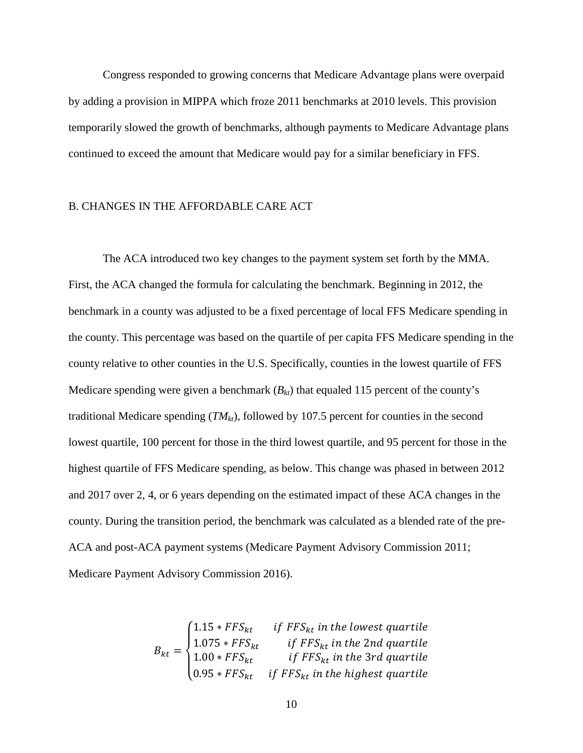Congress responded to growing concerns that Medicare Advantage plans were overpaid by adding a provision in MIPPA which froze 2011 benchmarks at 2010 levels. This provision temporarily slowed the growth of benchmarks, although payments to Medicare Advantage plans continued to exceed the amount that Medicare would pay for a similar beneficiary in FFS.

## B. CHANGES IN THE AFFORDABLE CARE ACT

The ACA introduced two key changes to the payment system set forth by the MMA. First, the ACA changed the formula for calculating the benchmark. Beginning in 2012, the benchmark in a county was adjusted to be a fixed percentage of local FFS Medicare spending in the county. This percentage was based on the quartile of per capita FFS Medicare spending in the county relative to other counties in the U.S. Specifically, counties in the lowest quartile of FFS Medicare spending were given a benchmark ($B_{kt}$) that equaled 115 percent of the county's traditional Medicare spending ($TM_{kt}$), followed by 107.5 percent for counties in the second lowest quartile, 100 percent for those in the third lowest quartile, and 95 percent for those in the highest quartile of FFS Medicare spending, as below. This change was phased in between 2012 and 2017 over 2, 4, or 6 years depending on the estimated impact of these ACA changes in the county. During the transition period, the benchmark was calculated as a blended rate of the pre-ACA and post-ACA payment systems (Medicare Payment Advisory Commission 2011; Medicare Payment Advisory Commission 2016).

$$B_{kt} = \begin{cases} 1.15 * FFS_{kt} & if\ FFS_{kt}\ in\ the\ lowest\ quartile \\ 1.075 * FFS_{kt} & if\ FFS_{kt}\ in\ the\ 2nd\ quartile \\ 1.00 * FFS_{kt} & if\ FFS_{kt}\ in\ the\ 3rd\ quartile \\ 0.95 * FFS_{kt} & if\ FFS_{kt}\ in\ the\ highest\ quartile \end{cases}$$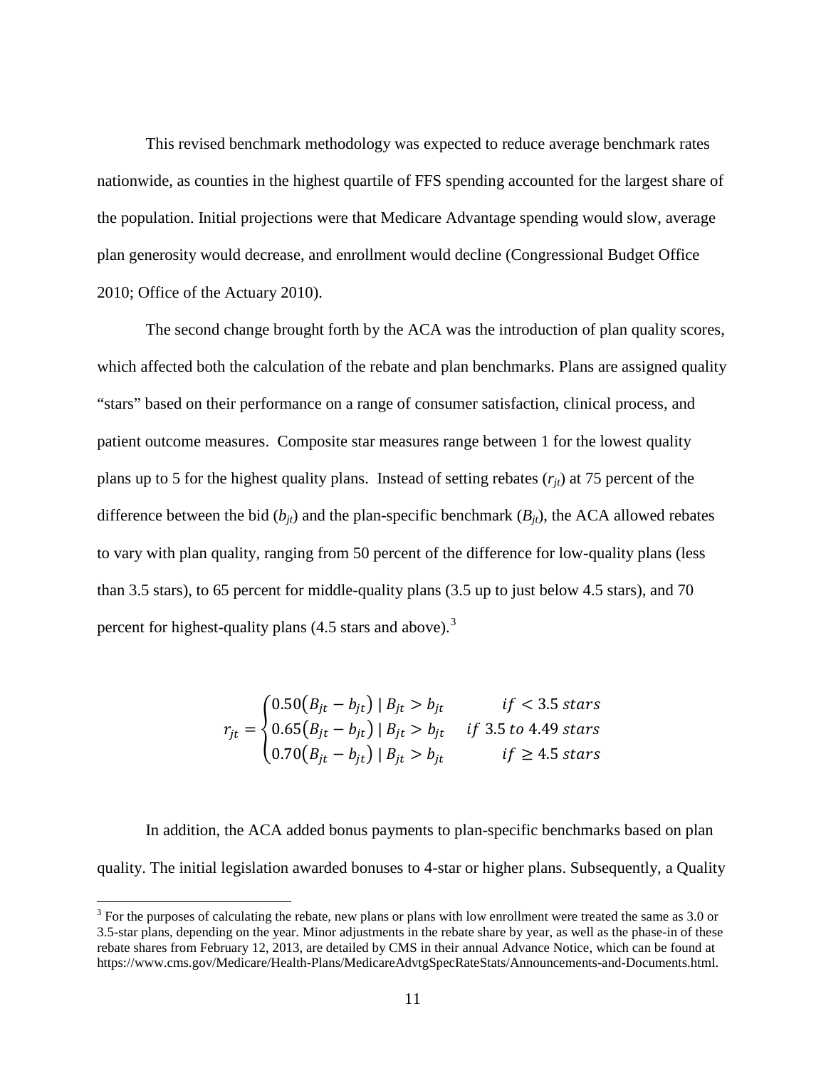This revised benchmark methodology was expected to reduce average benchmark rates nationwide, as counties in the highest quartile of FFS spending accounted for the largest share of the population. Initial projections were that Medicare Advantage spending would slow, average plan generosity would decrease, and enrollment would decline (Congressional Budget Office 2010; Office of the Actuary 2010).

The second change brought forth by the ACA was the introduction of plan quality scores, which affected both the calculation of the rebate and plan benchmarks. Plans are assigned quality "stars" based on their performance on a range of consumer satisfaction, clinical process, and patient outcome measures. Composite star measures range between 1 for the lowest quality plans up to 5 for the highest quality plans. Instead of setting rebates ($r_{jt}$) at 75 percent of the difference between the bid ($b_{jt}$) and the plan-specific benchmark ($B_{jt}$), the ACA allowed rebates to vary with plan quality, ranging from 50 percent of the difference for low-quality plans (less than 3.5 stars), to 65 percent for middle-quality plans (3.5 up to just below 4.5 stars), and 70 percent for highest-quality plans (4.5 stars and above).[3]

$$r_{jt} = \begin{cases} 0.50\left(B_{jt} - b_{jt}\right) \mid B_{jt} > b_{jt} & if < 3.5\ stars \\ 0.65\left(B_{jt} - b_{jt}\right) \mid B_{jt} > b_{jt} & if\ 3.5\ to\ 4.49\ stars \\ 0.70\left(B_{jt} - b_{jt}\right) \mid B_{jt} > b_{jt} & if \geq 4.5\ stars \end{cases}$$

In addition, the ACA added bonus payments to plan-specific benchmarks based on plan quality. The initial legislation awarded bonuses to 4-star or higher plans. Subsequently, a Quality

[3] For the purposes of calculating the rebate, new plans or plans with low enrollment were treated the same as 3.0 or 3.5-star plans, depending on the year. Minor adjustments in the rebate share by year, as well as the phase-in of these rebate shares from February 12, 2013, are detailed by CMS in their annual Advance Notice, which can be found at https://www.cms.gov/Medicare/Health-Plans/MedicareAdvtgSpecRateStats/Announcements-and-Documents.html.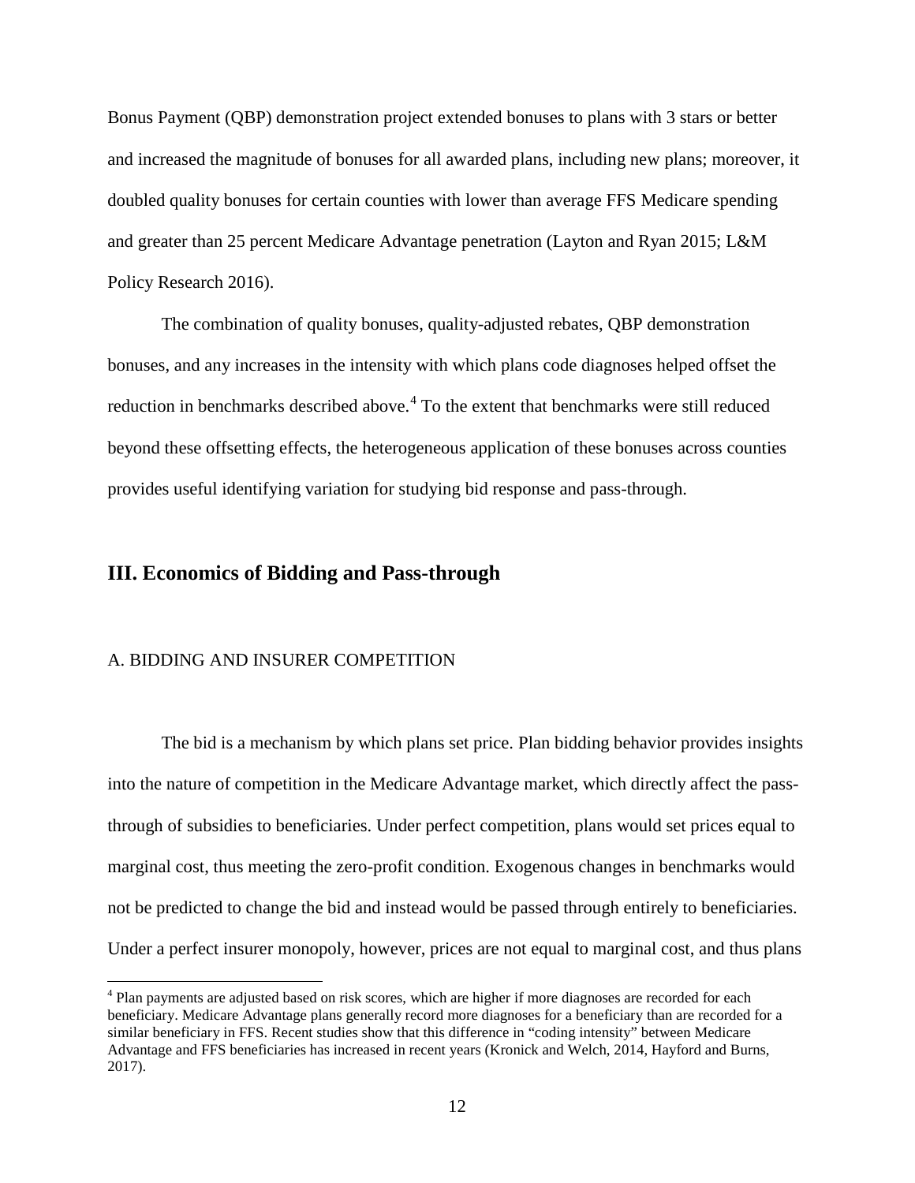Bonus Payment (QBP) demonstration project extended bonuses to plans with 3 stars or better and increased the magnitude of bonuses for all awarded plans, including new plans; moreover, it doubled quality bonuses for certain counties with lower than average FFS Medicare spending and greater than 25 percent Medicare Advantage penetration (Layton and Ryan 2015; L&M Policy Research 2016).

The combination of quality bonuses, quality-adjusted rebates, QBP demonstration bonuses, and any increases in the intensity with which plans code diagnoses helped offset the reduction in benchmarks described above.[4] To the extent that benchmarks were still reduced beyond these offsetting effects, the heterogeneous application of these bonuses across counties provides useful identifying variation for studying bid response and pass-through.

## III. Economics of Bidding and Pass-through

### A. BIDDING AND INSURER COMPETITION

The bid is a mechanism by which plans set price. Plan bidding behavior provides insights into the nature of competition in the Medicare Advantage market, which directly affect the pass-through of subsidies to beneficiaries. Under perfect competition, plans would set prices equal to marginal cost, thus meeting the zero-profit condition. Exogenous changes in benchmarks would not be predicted to change the bid and instead would be passed through entirely to beneficiaries. Under a perfect insurer monopoly, however, prices are not equal to marginal cost, and thus plans

[4] Plan payments are adjusted based on risk scores, which are higher if more diagnoses are recorded for each beneficiary. Medicare Advantage plans generally record more diagnoses for a beneficiary than are recorded for a similar beneficiary in FFS. Recent studies show that this difference in "coding intensity" between Medicare Advantage and FFS beneficiaries has increased in recent years (Kronick and Welch, 2014, Hayford and Burns, 2017).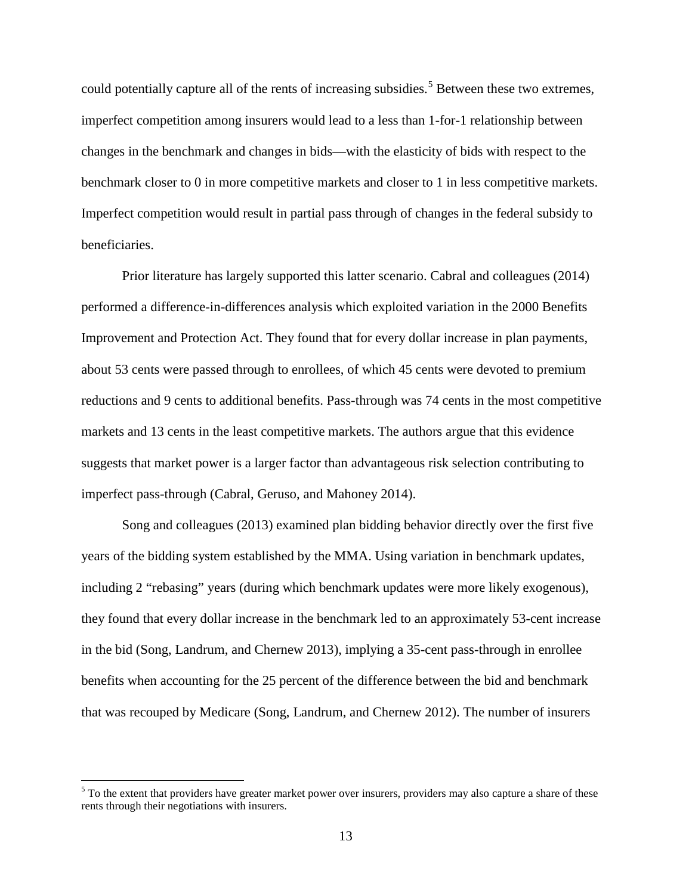could potentially capture all of the rents of increasing subsidies.[5] Between these two extremes, imperfect competition among insurers would lead to a less than 1-for-1 relationship between changes in the benchmark and changes in bids—with the elasticity of bids with respect to the benchmark closer to 0 in more competitive markets and closer to 1 in less competitive markets. Imperfect competition would result in partial pass through of changes in the federal subsidy to beneficiaries.

Prior literature has largely supported this latter scenario. Cabral and colleagues (2014) performed a difference-in-differences analysis which exploited variation in the 2000 Benefits Improvement and Protection Act. They found that for every dollar increase in plan payments, about 53 cents were passed through to enrollees, of which 45 cents were devoted to premium reductions and 9 cents to additional benefits. Pass-through was 74 cents in the most competitive markets and 13 cents in the least competitive markets. The authors argue that this evidence suggests that market power is a larger factor than advantageous risk selection contributing to imperfect pass-through (Cabral, Geruso, and Mahoney 2014).

Song and colleagues (2013) examined plan bidding behavior directly over the first five years of the bidding system established by the MMA. Using variation in benchmark updates, including 2 "rebasing" years (during which benchmark updates were more likely exogenous), they found that every dollar increase in the benchmark led to an approximately 53-cent increase in the bid (Song, Landrum, and Chernew 2013), implying a 35-cent pass-through in enrollee benefits when accounting for the 25 percent of the difference between the bid and benchmark that was recouped by Medicare (Song, Landrum, and Chernew 2012). The number of insurers

[5] To the extent that providers have greater market power over insurers, providers may also capture a share of these rents through their negotiations with insurers.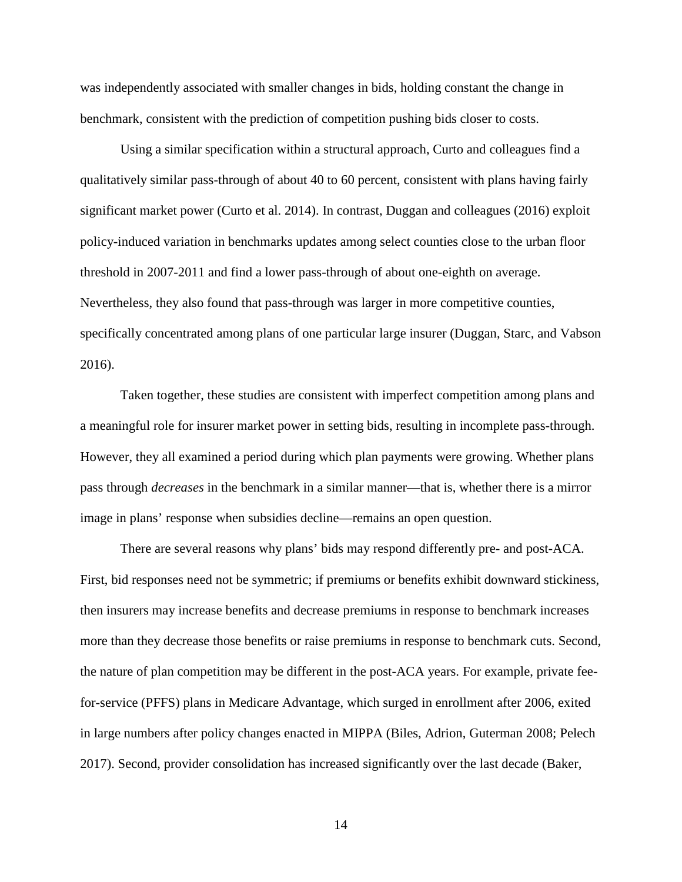was independently associated with smaller changes in bids, holding constant the change in benchmark, consistent with the prediction of competition pushing bids closer to costs.

Using a similar specification within a structural approach, Curto and colleagues find a qualitatively similar pass-through of about 40 to 60 percent, consistent with plans having fairly significant market power (Curto et al. 2014). In contrast, Duggan and colleagues (2016) exploit policy-induced variation in benchmarks updates among select counties close to the urban floor threshold in 2007-2011 and find a lower pass-through of about one-eighth on average. Nevertheless, they also found that pass-through was larger in more competitive counties, specifically concentrated among plans of one particular large insurer (Duggan, Starc, and Vabson 2016).

Taken together, these studies are consistent with imperfect competition among plans and a meaningful role for insurer market power in setting bids, resulting in incomplete pass-through. However, they all examined a period during which plan payments were growing. Whether plans pass through *decreases* in the benchmark in a similar manner—that is, whether there is a mirror image in plans' response when subsidies decline—remains an open question.

There are several reasons why plans' bids may respond differently pre- and post-ACA. First, bid responses need not be symmetric; if premiums or benefits exhibit downward stickiness, then insurers may increase benefits and decrease premiums in response to benchmark increases more than they decrease those benefits or raise premiums in response to benchmark cuts. Second, the nature of plan competition may be different in the post-ACA years. For example, private fee-for-service (PFFS) plans in Medicare Advantage, which surged in enrollment after 2006, exited in large numbers after policy changes enacted in MIPPA (Biles, Adrion, Guterman 2008; Pelech 2017). Second, provider consolidation has increased significantly over the last decade (Baker,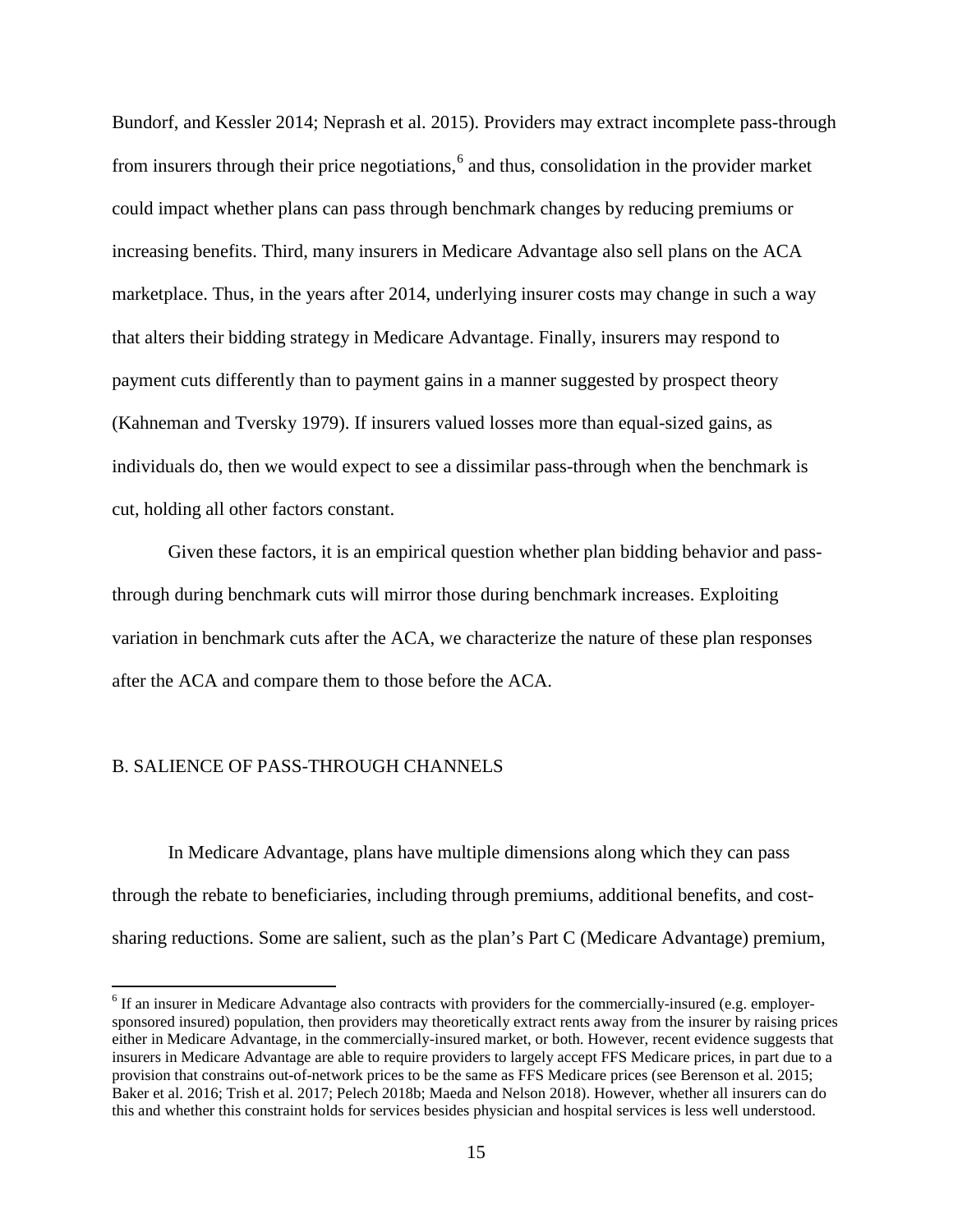Bundorf, and Kessler 2014; Neprash et al. 2015). Providers may extract incomplete pass-through from insurers through their price negotiations,[6] and thus, consolidation in the provider market could impact whether plans can pass through benchmark changes by reducing premiums or increasing benefits. Third, many insurers in Medicare Advantage also sell plans on the ACA marketplace. Thus, in the years after 2014, underlying insurer costs may change in such a way that alters their bidding strategy in Medicare Advantage. Finally, insurers may respond to payment cuts differently than to payment gains in a manner suggested by prospect theory (Kahneman and Tversky 1979). If insurers valued losses more than equal-sized gains, as individuals do, then we would expect to see a dissimilar pass-through when the benchmark is cut, holding all other factors constant.

Given these factors, it is an empirical question whether plan bidding behavior and pass-through during benchmark cuts will mirror those during benchmark increases. Exploiting variation in benchmark cuts after the ACA, we characterize the nature of these plan responses after the ACA and compare them to those before the ACA.

## B. SALIENCE OF PASS-THROUGH CHANNELS

In Medicare Advantage, plans have multiple dimensions along which they can pass through the rebate to beneficiaries, including through premiums, additional benefits, and cost-sharing reductions. Some are salient, such as the plan's Part C (Medicare Advantage) premium,

[6] If an insurer in Medicare Advantage also contracts with providers for the commercially-insured (e.g. employer-sponsored insured) population, then providers may theoretically extract rents away from the insurer by raising prices either in Medicare Advantage, in the commercially-insured market, or both. However, recent evidence suggests that insurers in Medicare Advantage are able to require providers to largely accept FFS Medicare prices, in part due to a provision that constrains out-of-network prices to be the same as FFS Medicare prices (see Berenson et al. 2015; Baker et al. 2016; Trish et al. 2017; Pelech 2018b; Maeda and Nelson 2018). However, whether all insurers can do this and whether this constraint holds for services besides physician and hospital services is less well understood.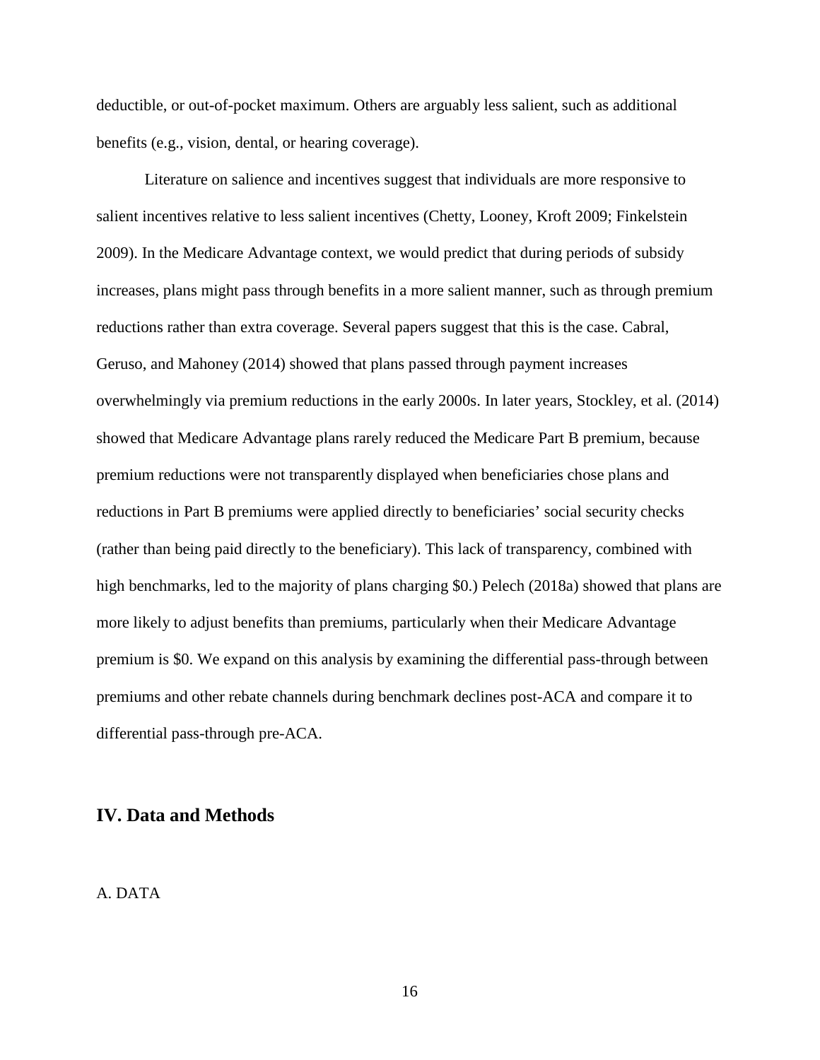deductible, or out-of-pocket maximum. Others are arguably less salient, such as additional benefits (e.g., vision, dental, or hearing coverage).

Literature on salience and incentives suggest that individuals are more responsive to salient incentives relative to less salient incentives (Chetty, Looney, Kroft 2009; Finkelstein 2009). In the Medicare Advantage context, we would predict that during periods of subsidy increases, plans might pass through benefits in a more salient manner, such as through premium reductions rather than extra coverage. Several papers suggest that this is the case. Cabral, Geruso, and Mahoney (2014) showed that plans passed through payment increases overwhelmingly via premium reductions in the early 2000s. In later years, Stockley, et al. (2014) showed that Medicare Advantage plans rarely reduced the Medicare Part B premium, because premium reductions were not transparently displayed when beneficiaries chose plans and reductions in Part B premiums were applied directly to beneficiaries' social security checks (rather than being paid directly to the beneficiary). This lack of transparency, combined with high benchmarks, led to the majority of plans charging $0.) Pelech (2018a) showed that plans are more likely to adjust benefits than premiums, particularly when their Medicare Advantage premium is $0. We expand on this analysis by examining the differential pass-through between premiums and other rebate channels during benchmark declines post-ACA and compare it to differential pass-through pre-ACA.

## IV. Data and Methods

### A. DATA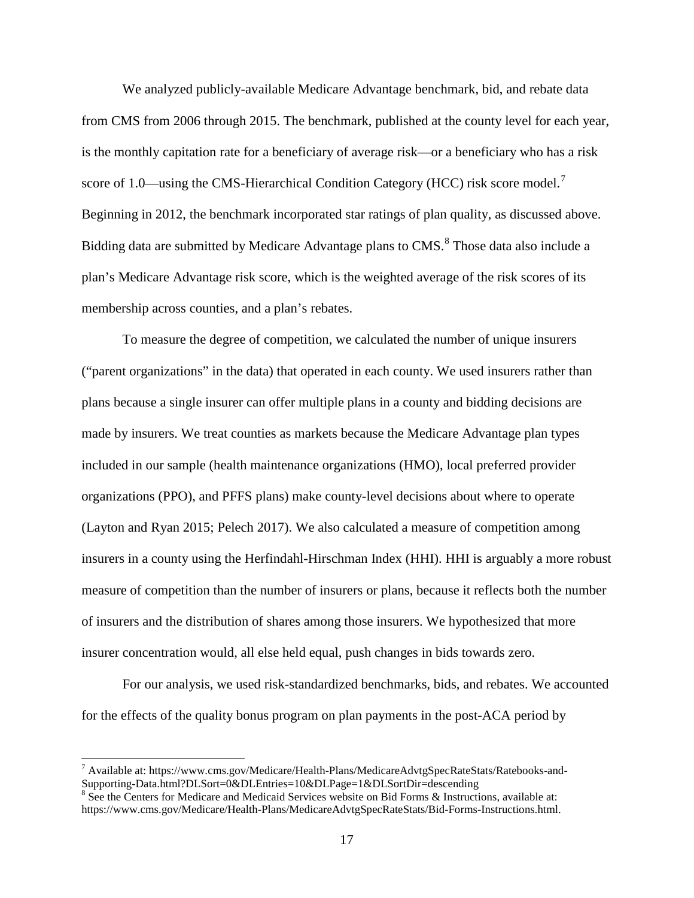We analyzed publicly-available Medicare Advantage benchmark, bid, and rebate data from CMS from 2006 through 2015. The benchmark, published at the county level for each year, is the monthly capitation rate for a beneficiary of average risk—or a beneficiary who has a risk score of 1.0—using the CMS-Hierarchical Condition Category (HCC) risk score model.[7] Beginning in 2012, the benchmark incorporated star ratings of plan quality, as discussed above. Bidding data are submitted by Medicare Advantage plans to CMS.[8] Those data also include a plan's Medicare Advantage risk score, which is the weighted average of the risk scores of its membership across counties, and a plan's rebates.

To measure the degree of competition, we calculated the number of unique insurers ("parent organizations" in the data) that operated in each county. We used insurers rather than plans because a single insurer can offer multiple plans in a county and bidding decisions are made by insurers. We treat counties as markets because the Medicare Advantage plan types included in our sample (health maintenance organizations (HMO), local preferred provider organizations (PPO), and PFFS plans) make county-level decisions about where to operate (Layton and Ryan 2015; Pelech 2017). We also calculated a measure of competition among insurers in a county using the Herfindahl-Hirschman Index (HHI). HHI is arguably a more robust measure of competition than the number of insurers or plans, because it reflects both the number of insurers and the distribution of shares among those insurers. We hypothesized that more insurer concentration would, all else held equal, push changes in bids towards zero.

For our analysis, we used risk-standardized benchmarks, bids, and rebates. We accounted for the effects of the quality bonus program on plan payments in the post-ACA period by

---

[7] Available at: https://www.cms.gov/Medicare/Health-Plans/MedicareAdvtgSpecRateStats/Ratebooks-and-Supporting-Data.html?DLSort=0&DLEntries=10&DLPage=1&DLSortDir=descending

[8] See the Centers for Medicare and Medicaid Services website on Bid Forms & Instructions, available at: https://www.cms.gov/Medicare/Health-Plans/MedicareAdvtgSpecRateStats/Bid-Forms-Instructions.html.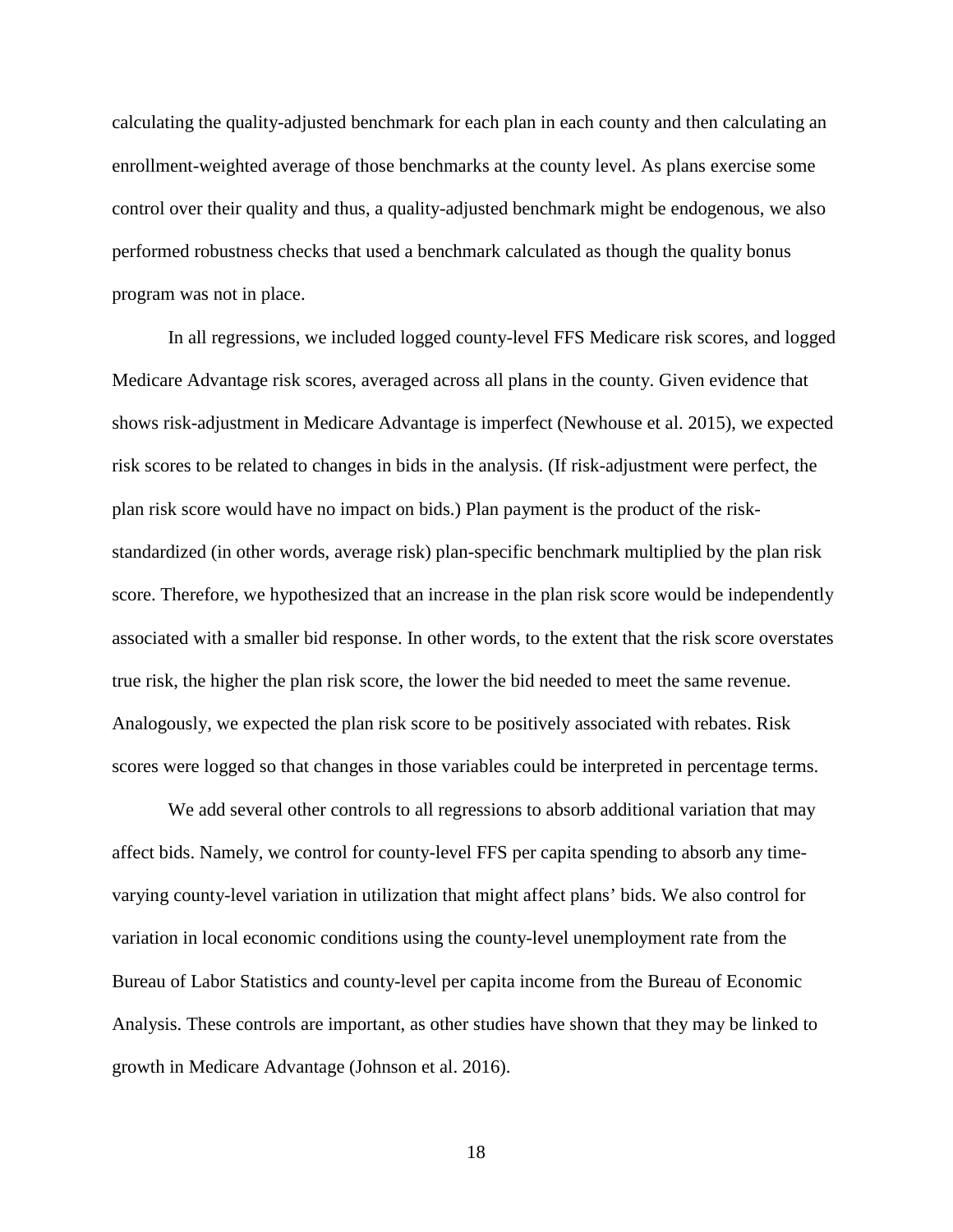calculating the quality-adjusted benchmark for each plan in each county and then calculating an enrollment-weighted average of those benchmarks at the county level. As plans exercise some control over their quality and thus, a quality-adjusted benchmark might be endogenous, we also performed robustness checks that used a benchmark calculated as though the quality bonus program was not in place.

In all regressions, we included logged county-level FFS Medicare risk scores, and logged Medicare Advantage risk scores, averaged across all plans in the county. Given evidence that shows risk-adjustment in Medicare Advantage is imperfect (Newhouse et al. 2015), we expected risk scores to be related to changes in bids in the analysis. (If risk-adjustment were perfect, the plan risk score would have no impact on bids.) Plan payment is the product of the risk-standardized (in other words, average risk) plan-specific benchmark multiplied by the plan risk score. Therefore, we hypothesized that an increase in the plan risk score would be independently associated with a smaller bid response. In other words, to the extent that the risk score overstates true risk, the higher the plan risk score, the lower the bid needed to meet the same revenue. Analogously, we expected the plan risk score to be positively associated with rebates. Risk scores were logged so that changes in those variables could be interpreted in percentage terms.

We add several other controls to all regressions to absorb additional variation that may affect bids. Namely, we control for county-level FFS per capita spending to absorb any time-varying county-level variation in utilization that might affect plans' bids. We also control for variation in local economic conditions using the county-level unemployment rate from the Bureau of Labor Statistics and county-level per capita income from the Bureau of Economic Analysis. These controls are important, as other studies have shown that they may be linked to growth in Medicare Advantage (Johnson et al. 2016).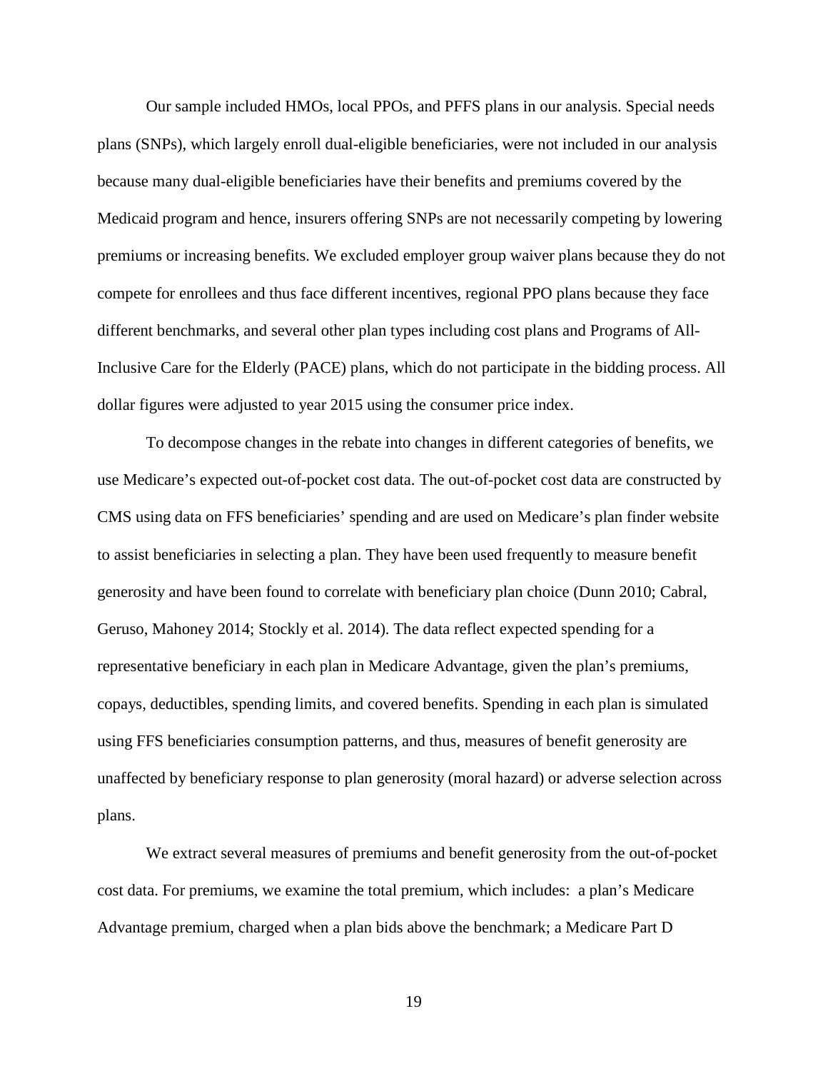Our sample included HMOs, local PPOs, and PFFS plans in our analysis. Special needs plans (SNPs), which largely enroll dual-eligible beneficiaries, were not included in our analysis because many dual-eligible beneficiaries have their benefits and premiums covered by the Medicaid program and hence, insurers offering SNPs are not necessarily competing by lowering premiums or increasing benefits. We excluded employer group waiver plans because they do not compete for enrollees and thus face different incentives, regional PPO plans because they face different benchmarks, and several other plan types including cost plans and Programs of All-Inclusive Care for the Elderly (PACE) plans, which do not participate in the bidding process. All dollar figures were adjusted to year 2015 using the consumer price index.

To decompose changes in the rebate into changes in different categories of benefits, we use Medicare's expected out-of-pocket cost data. The out-of-pocket cost data are constructed by CMS using data on FFS beneficiaries' spending and are used on Medicare's plan finder website to assist beneficiaries in selecting a plan. They have been used frequently to measure benefit generosity and have been found to correlate with beneficiary plan choice (Dunn 2010; Cabral, Geruso, Mahoney 2014; Stockly et al. 2014). The data reflect expected spending for a representative beneficiary in each plan in Medicare Advantage, given the plan's premiums, copays, deductibles, spending limits, and covered benefits. Spending in each plan is simulated using FFS beneficiaries consumption patterns, and thus, measures of benefit generosity are unaffected by beneficiary response to plan generosity (moral hazard) or adverse selection across plans.

We extract several measures of premiums and benefit generosity from the out-of-pocket cost data. For premiums, we examine the total premium, which includes: a plan's Medicare Advantage premium, charged when a plan bids above the benchmark; a Medicare Part D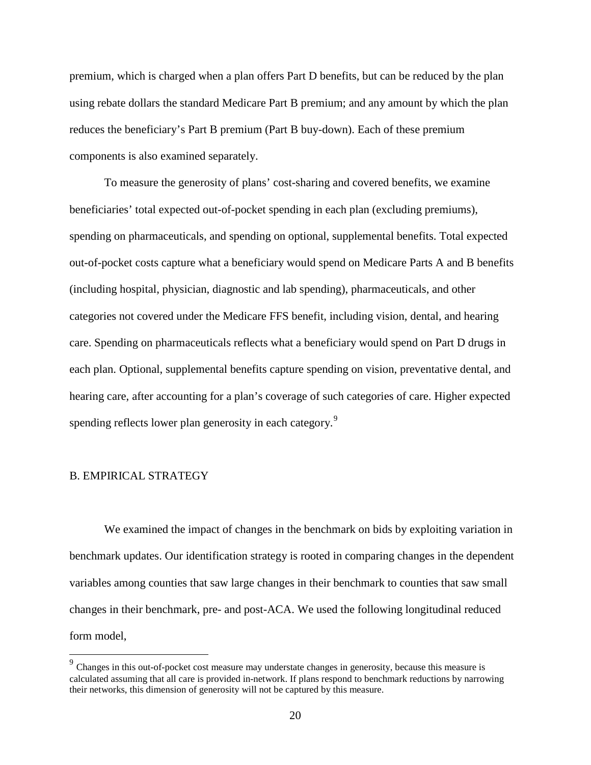premium, which is charged when a plan offers Part D benefits, but can be reduced by the plan using rebate dollars the standard Medicare Part B premium; and any amount by which the plan reduces the beneficiary's Part B premium (Part B buy-down). Each of these premium components is also examined separately.

To measure the generosity of plans' cost-sharing and covered benefits, we examine beneficiaries' total expected out-of-pocket spending in each plan (excluding premiums), spending on pharmaceuticals, and spending on optional, supplemental benefits. Total expected out-of-pocket costs capture what a beneficiary would spend on Medicare Parts A and B benefits (including hospital, physician, diagnostic and lab spending), pharmaceuticals, and other categories not covered under the Medicare FFS benefit, including vision, dental, and hearing care. Spending on pharmaceuticals reflects what a beneficiary would spend on Part D drugs in each plan. Optional, supplemental benefits capture spending on vision, preventative dental, and hearing care, after accounting for a plan's coverage of such categories of care. Higher expected spending reflects lower plan generosity in each category.[9]

## B. EMPIRICAL STRATEGY

We examined the impact of changes in the benchmark on bids by exploiting variation in benchmark updates. Our identification strategy is rooted in comparing changes in the dependent variables among counties that saw large changes in their benchmark to counties that saw small changes in their benchmark, pre- and post-ACA. We used the following longitudinal reduced form model,

[9] Changes in this out-of-pocket cost measure may understate changes in generosity, because this measure is calculated assuming that all care is provided in-network. If plans respond to benchmark reductions by narrowing their networks, this dimension of generosity will not be captured by this measure.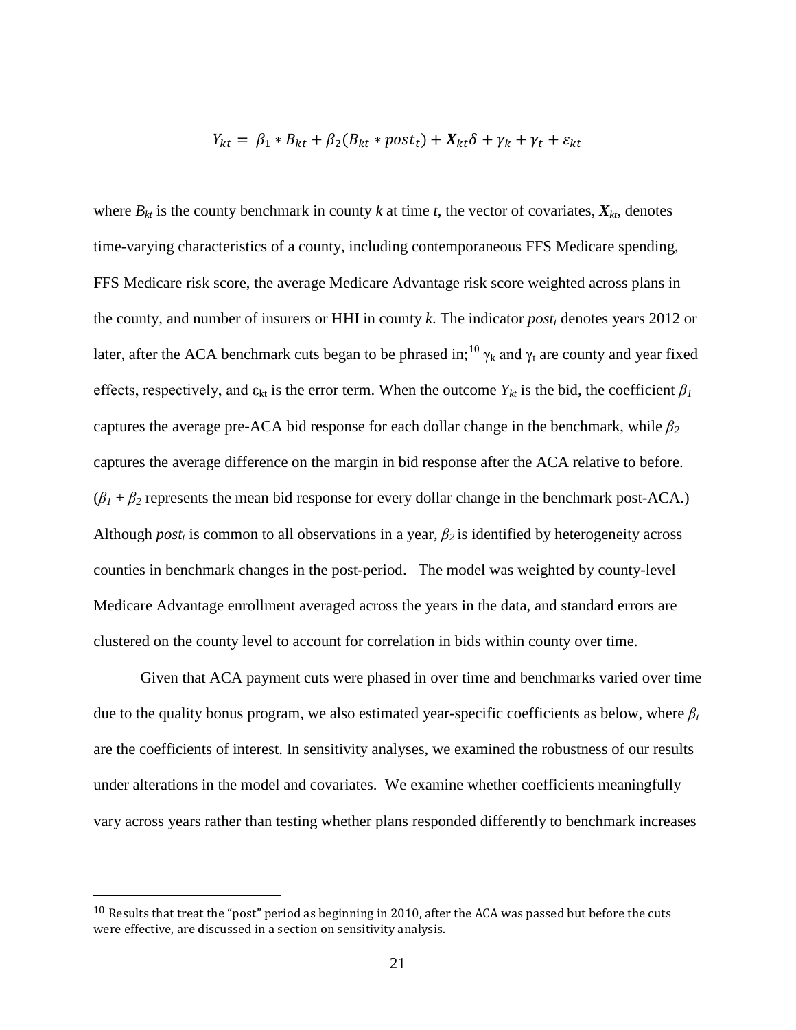$$Y_{kt} = \beta_1 * B_{kt} + \beta_2(B_{kt} * post_t) + \boldsymbol{X}_{kt}\delta + \gamma_k + \gamma_t + \varepsilon_{kt}$$

where $B_{kt}$ is the county benchmark in county $k$ at time $t$, the vector of covariates, $\boldsymbol{X}_{kt}$, denotes time-varying characteristics of a county, including contemporaneous FFS Medicare spending, FFS Medicare risk score, the average Medicare Advantage risk score weighted across plans in the county, and number of insurers or HHI in county $k$. The indicator $post_t$ denotes years 2012 or later, after the ACA benchmark cuts began to be phrased in;[10] $\gamma_k$ and $\gamma_t$ are county and year fixed effects, respectively, and $\varepsilon_{kt}$ is the error term. When the outcome $Y_{kt}$ is the bid, the coefficient $\beta_1$ captures the average pre-ACA bid response for each dollar change in the benchmark, while $\beta_2$ captures the average difference on the margin in bid response after the ACA relative to before. ($\beta_1 + \beta_2$ represents the mean bid response for every dollar change in the benchmark post-ACA.) Although $post_t$ is common to all observations in a year, $\beta_2$ is identified by heterogeneity across counties in benchmark changes in the post-period. The model was weighted by county-level Medicare Advantage enrollment averaged across the years in the data, and standard errors are clustered on the county level to account for correlation in bids within county over time.

Given that ACA payment cuts were phased in over time and benchmarks varied over time due to the quality bonus program, we also estimated year-specific coefficients as below, where $\beta_t$ are the coefficients of interest. In sensitivity analyses, we examined the robustness of our results under alterations in the model and covariates. We examine whether coefficients meaningfully vary across years rather than testing whether plans responded differently to benchmark increases

[10] Results that treat the "post" period as beginning in 2010, after the ACA was passed but before the cuts were effective, are discussed in a section on sensitivity analysis.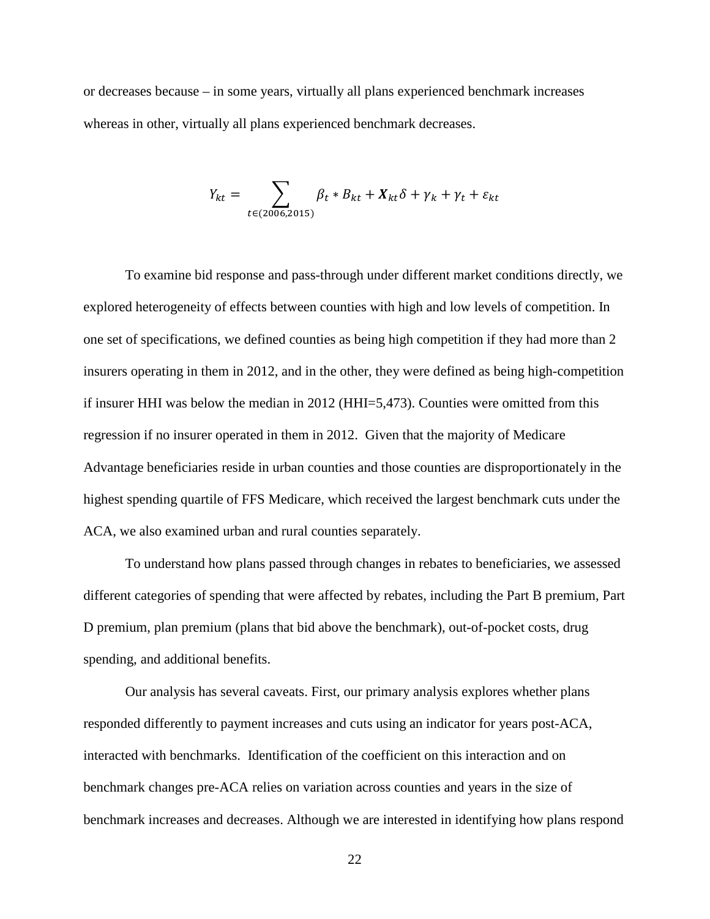or decreases because – in some years, virtually all plans experienced benchmark increases whereas in other, virtually all plans experienced benchmark decreases.

$$Y_{kt} = \sum_{t \in (2006,2015)} \beta_t * B_{kt} + \boldsymbol{X}_{kt}\delta + \gamma_k + \gamma_t + \varepsilon_{kt}$$

To examine bid response and pass-through under different market conditions directly, we explored heterogeneity of effects between counties with high and low levels of competition. In one set of specifications, we defined counties as being high competition if they had more than 2 insurers operating in them in 2012, and in the other, they were defined as being high-competition if insurer HHI was below the median in 2012 (HHI=5,473). Counties were omitted from this regression if no insurer operated in them in 2012. Given that the majority of Medicare Advantage beneficiaries reside in urban counties and those counties are disproportionately in the highest spending quartile of FFS Medicare, which received the largest benchmark cuts under the ACA, we also examined urban and rural counties separately.

To understand how plans passed through changes in rebates to beneficiaries, we assessed different categories of spending that were affected by rebates, including the Part B premium, Part D premium, plan premium (plans that bid above the benchmark), out-of-pocket costs, drug spending, and additional benefits.

Our analysis has several caveats. First, our primary analysis explores whether plans responded differently to payment increases and cuts using an indicator for years post-ACA, interacted with benchmarks. Identification of the coefficient on this interaction and on benchmark changes pre-ACA relies on variation across counties and years in the size of benchmark increases and decreases. Although we are interested in identifying how plans respond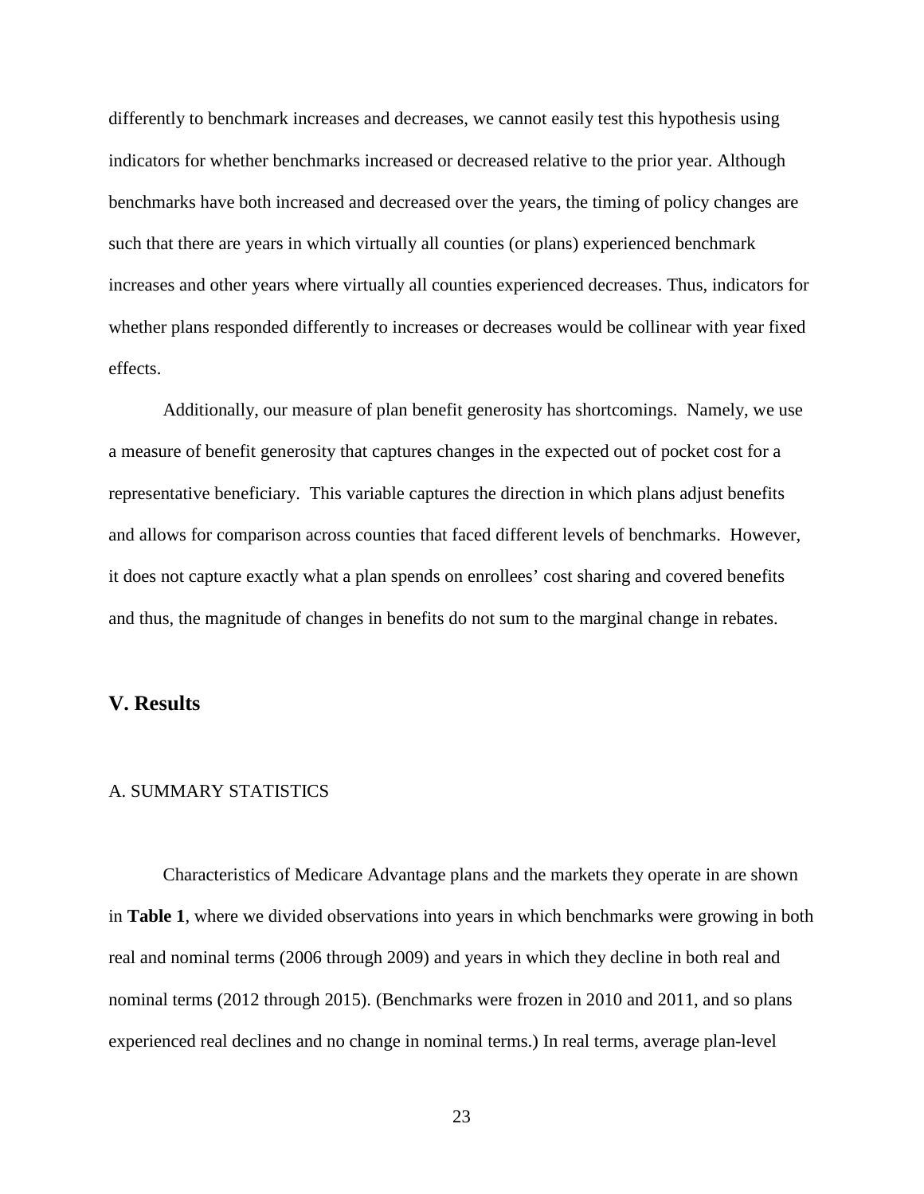differently to benchmark increases and decreases, we cannot easily test this hypothesis using indicators for whether benchmarks increased or decreased relative to the prior year. Although benchmarks have both increased and decreased over the years, the timing of policy changes are such that there are years in which virtually all counties (or plans) experienced benchmark increases and other years where virtually all counties experienced decreases. Thus, indicators for whether plans responded differently to increases or decreases would be collinear with year fixed effects.

Additionally, our measure of plan benefit generosity has shortcomings. Namely, we use a measure of benefit generosity that captures changes in the expected out of pocket cost for a representative beneficiary. This variable captures the direction in which plans adjust benefits and allows for comparison across counties that faced different levels of benchmarks. However, it does not capture exactly what a plan spends on enrollees' cost sharing and covered benefits and thus, the magnitude of changes in benefits do not sum to the marginal change in rebates.

## V. Results

### A. SUMMARY STATISTICS

Characteristics of Medicare Advantage plans and the markets they operate in are shown in **Table 1**, where we divided observations into years in which benchmarks were growing in both real and nominal terms (2006 through 2009) and years in which they decline in both real and nominal terms (2012 through 2015). (Benchmarks were frozen in 2010 and 2011, and so plans experienced real declines and no change in nominal terms.) In real terms, average plan-level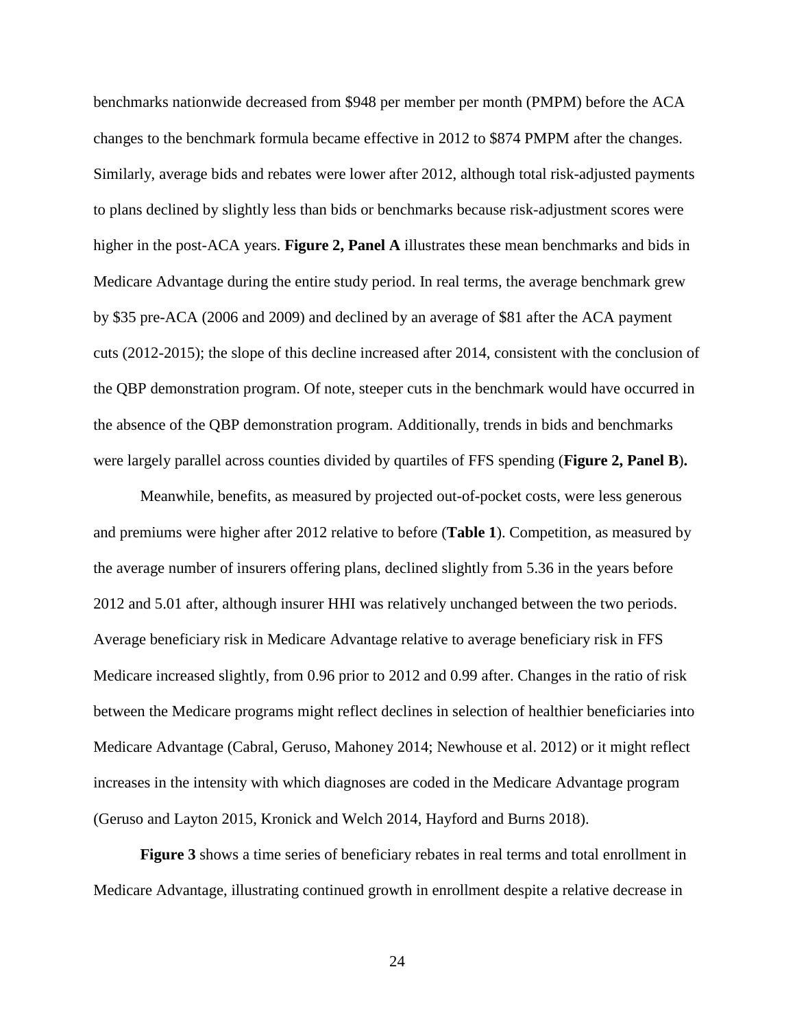benchmarks nationwide decreased from $948 per member per month (PMPM) before the ACA changes to the benchmark formula became effective in 2012 to $874 PMPM after the changes. Similarly, average bids and rebates were lower after 2012, although total risk-adjusted payments to plans declined by slightly less than bids or benchmarks because risk-adjustment scores were higher in the post-ACA years. **Figure 2, Panel A** illustrates these mean benchmarks and bids in Medicare Advantage during the entire study period. In real terms, the average benchmark grew by $35 pre-ACA (2006 and 2009) and declined by an average of $81 after the ACA payment cuts (2012-2015); the slope of this decline increased after 2014, consistent with the conclusion of the QBP demonstration program. Of note, steeper cuts in the benchmark would have occurred in the absence of the QBP demonstration program. Additionally, trends in bids and benchmarks were largely parallel across counties divided by quartiles of FFS spending (**Figure 2, Panel B**).

Meanwhile, benefits, as measured by projected out-of-pocket costs, were less generous and premiums were higher after 2012 relative to before (**Table 1**). Competition, as measured by the average number of insurers offering plans, declined slightly from 5.36 in the years before 2012 and 5.01 after, although insurer HHI was relatively unchanged between the two periods. Average beneficiary risk in Medicare Advantage relative to average beneficiary risk in FFS Medicare increased slightly, from 0.96 prior to 2012 and 0.99 after. Changes in the ratio of risk between the Medicare programs might reflect declines in selection of healthier beneficiaries into Medicare Advantage (Cabral, Geruso, Mahoney 2014; Newhouse et al. 2012) or it might reflect increases in the intensity with which diagnoses are coded in the Medicare Advantage program (Geruso and Layton 2015, Kronick and Welch 2014, Hayford and Burns 2018).

**Figure 3** shows a time series of beneficiary rebates in real terms and total enrollment in Medicare Advantage, illustrating continued growth in enrollment despite a relative decrease in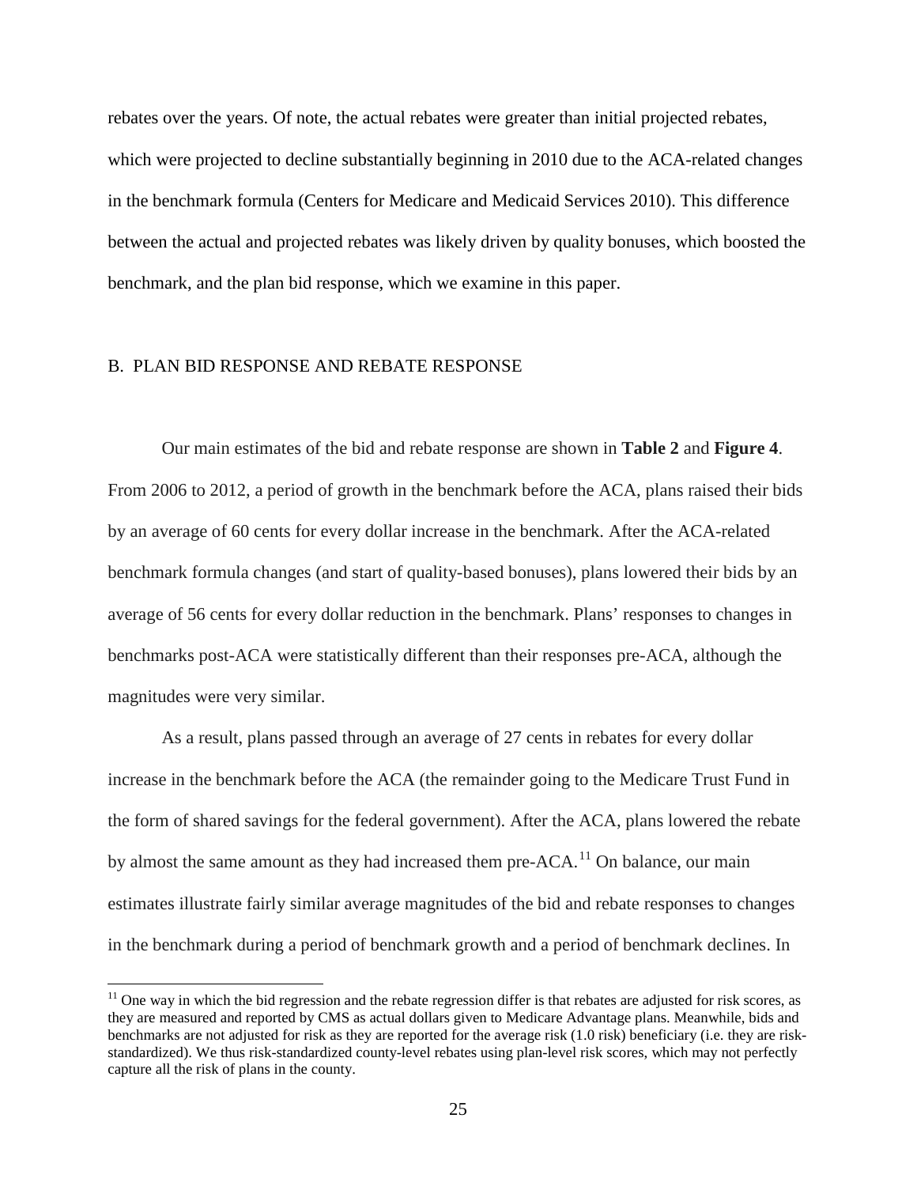rebates over the years. Of note, the actual rebates were greater than initial projected rebates, which were projected to decline substantially beginning in 2010 due to the ACA-related changes in the benchmark formula (Centers for Medicare and Medicaid Services 2010). This difference between the actual and projected rebates was likely driven by quality bonuses, which boosted the benchmark, and the plan bid response, which we examine in this paper.

## B. PLAN BID RESPONSE AND REBATE RESPONSE

Our main estimates of the bid and rebate response are shown in **Table 2** and **Figure 4**. From 2006 to 2012, a period of growth in the benchmark before the ACA, plans raised their bids by an average of 60 cents for every dollar increase in the benchmark. After the ACA-related benchmark formula changes (and start of quality-based bonuses), plans lowered their bids by an average of 56 cents for every dollar reduction in the benchmark. Plans' responses to changes in benchmarks post-ACA were statistically different than their responses pre-ACA, although the magnitudes were very similar.

As a result, plans passed through an average of 27 cents in rebates for every dollar increase in the benchmark before the ACA (the remainder going to the Medicare Trust Fund in the form of shared savings for the federal government). After the ACA, plans lowered the rebate by almost the same amount as they had increased them pre-ACA.[11] On balance, our main estimates illustrate fairly similar average magnitudes of the bid and rebate responses to changes in the benchmark during a period of benchmark growth and a period of benchmark declines. In

[11] One way in which the bid regression and the rebate regression differ is that rebates are adjusted for risk scores, as they are measured and reported by CMS as actual dollars given to Medicare Advantage plans. Meanwhile, bids and benchmarks are not adjusted for risk as they are reported for the average risk (1.0 risk) beneficiary (i.e. they are risk-standardized). We thus risk-standardized county-level rebates using plan-level risk scores, which may not perfectly capture all the risk of plans in the county.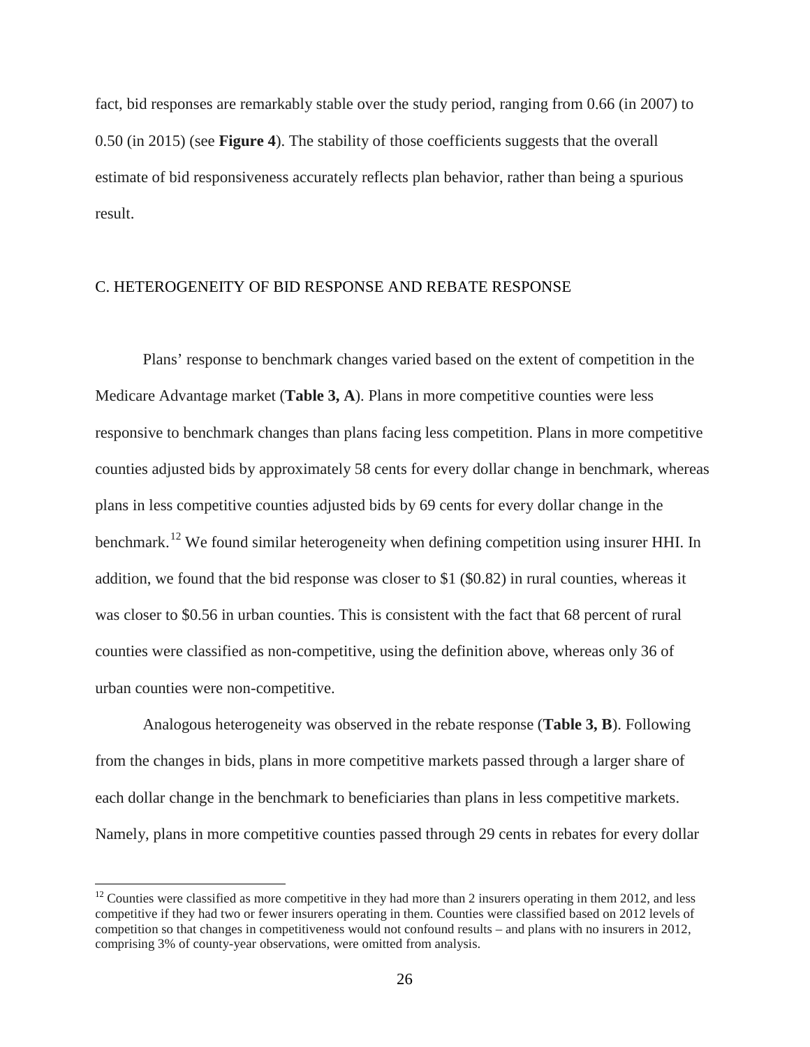fact, bid responses are remarkably stable over the study period, ranging from 0.66 (in 2007) to 0.50 (in 2015) (see **Figure 4**). The stability of those coefficients suggests that the overall estimate of bid responsiveness accurately reflects plan behavior, rather than being a spurious result.

## C. HETEROGENEITY OF BID RESPONSE AND REBATE RESPONSE

Plans' response to benchmark changes varied based on the extent of competition in the Medicare Advantage market (**Table 3, A**). Plans in more competitive counties were less responsive to benchmark changes than plans facing less competition. Plans in more competitive counties adjusted bids by approximately 58 cents for every dollar change in benchmark, whereas plans in less competitive counties adjusted bids by 69 cents for every dollar change in the benchmark.[12] We found similar heterogeneity when defining competition using insurer HHI. In addition, we found that the bid response was closer to \$1 (\$0.82) in rural counties, whereas it was closer to \$0.56 in urban counties. This is consistent with the fact that 68 percent of rural counties were classified as non-competitive, using the definition above, whereas only 36 of urban counties were non-competitive.

Analogous heterogeneity was observed in the rebate response (**Table 3, B**). Following from the changes in bids, plans in more competitive markets passed through a larger share of each dollar change in the benchmark to beneficiaries than plans in less competitive markets. Namely, plans in more competitive counties passed through 29 cents in rebates for every dollar

[12] Counties were classified as more competitive in they had more than 2 insurers operating in them 2012, and less competitive if they had two or fewer insurers operating in them. Counties were classified based on 2012 levels of competition so that changes in competitiveness would not confound results – and plans with no insurers in 2012, comprising 3% of county-year observations, were omitted from analysis.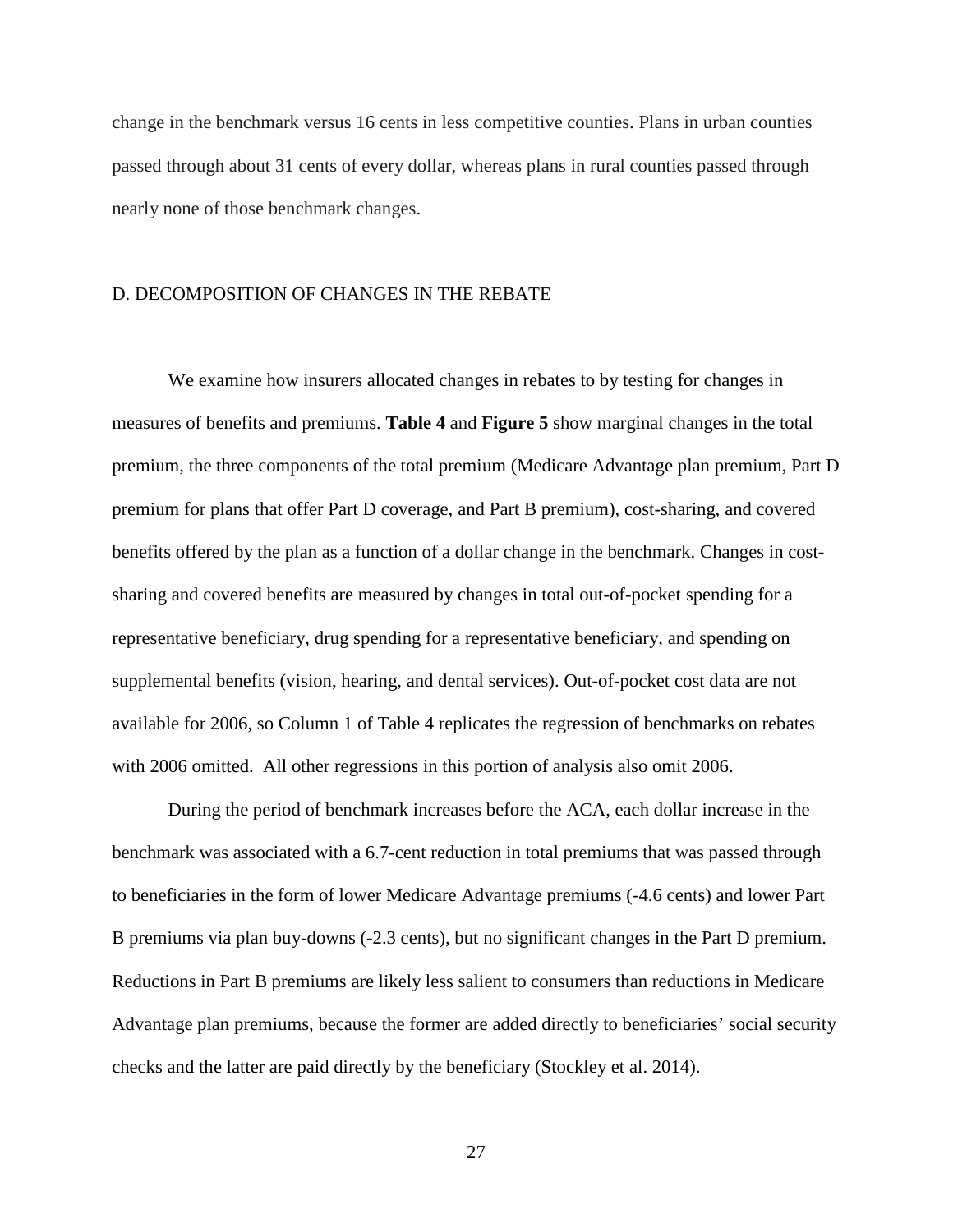change in the benchmark versus 16 cents in less competitive counties. Plans in urban counties passed through about 31 cents of every dollar, whereas plans in rural counties passed through nearly none of those benchmark changes.

### D. DECOMPOSITION OF CHANGES IN THE REBATE

We examine how insurers allocated changes in rebates to by testing for changes in measures of benefits and premiums. **Table 4** and **Figure 5** show marginal changes in the total premium, the three components of the total premium (Medicare Advantage plan premium, Part D premium for plans that offer Part D coverage, and Part B premium), cost-sharing, and covered benefits offered by the plan as a function of a dollar change in the benchmark. Changes in cost-sharing and covered benefits are measured by changes in total out-of-pocket spending for a representative beneficiary, drug spending for a representative beneficiary, and spending on supplemental benefits (vision, hearing, and dental services). Out-of-pocket cost data are not available for 2006, so Column 1 of Table 4 replicates the regression of benchmarks on rebates with 2006 omitted. All other regressions in this portion of analysis also omit 2006.

During the period of benchmark increases before the ACA, each dollar increase in the benchmark was associated with a 6.7-cent reduction in total premiums that was passed through to beneficiaries in the form of lower Medicare Advantage premiums (-4.6 cents) and lower Part B premiums via plan buy-downs (-2.3 cents), but no significant changes in the Part D premium. Reductions in Part B premiums are likely less salient to consumers than reductions in Medicare Advantage plan premiums, because the former are added directly to beneficiaries' social security checks and the latter are paid directly by the beneficiary (Stockley et al. 2014).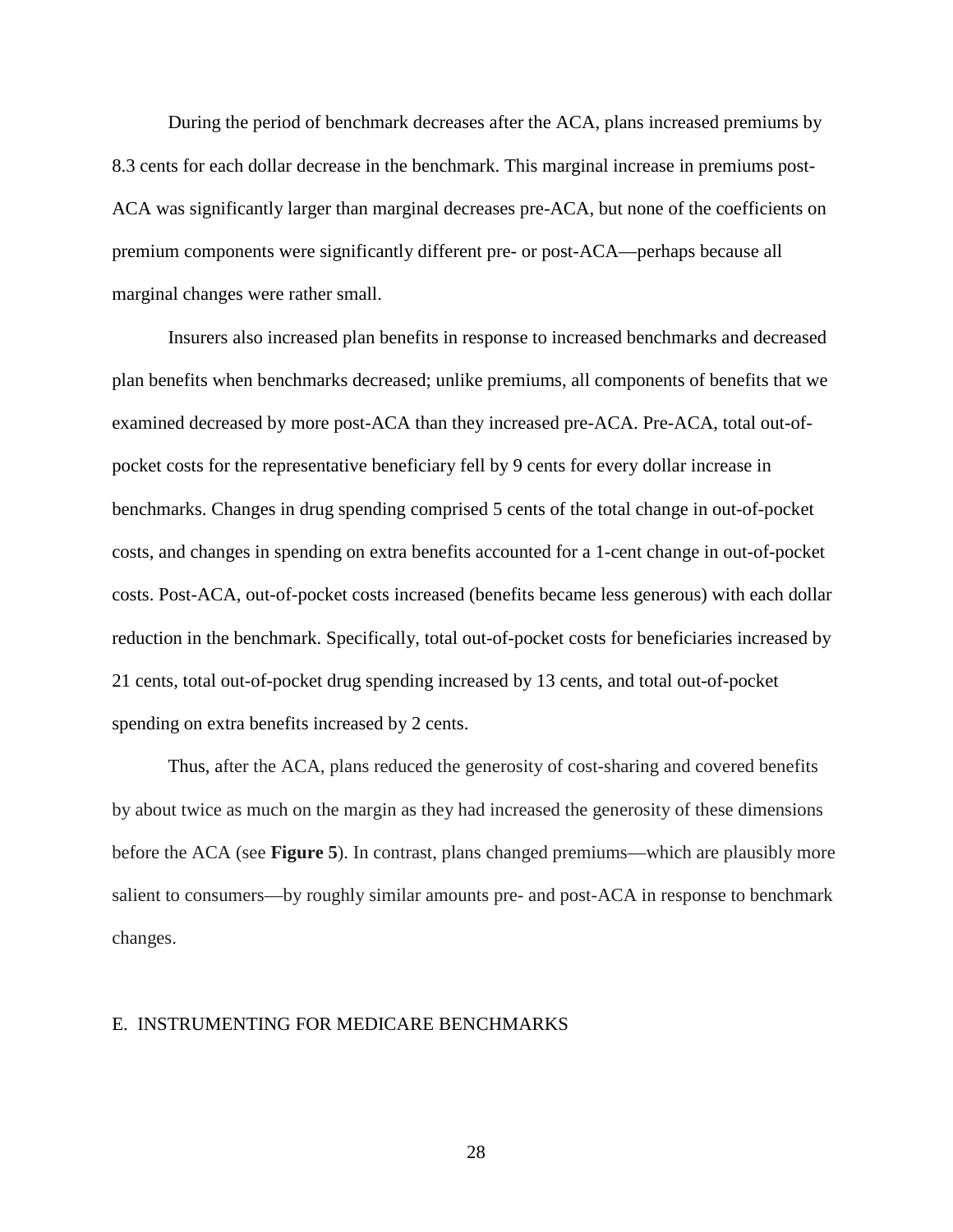During the period of benchmark decreases after the ACA, plans increased premiums by 8.3 cents for each dollar decrease in the benchmark. This marginal increase in premiums post-ACA was significantly larger than marginal decreases pre-ACA, but none of the coefficients on premium components were significantly different pre- or post-ACA—perhaps because all marginal changes were rather small.

Insurers also increased plan benefits in response to increased benchmarks and decreased plan benefits when benchmarks decreased; unlike premiums, all components of benefits that we examined decreased by more post-ACA than they increased pre-ACA. Pre-ACA, total out-of-pocket costs for the representative beneficiary fell by 9 cents for every dollar increase in benchmarks. Changes in drug spending comprised 5 cents of the total change in out-of-pocket costs, and changes in spending on extra benefits accounted for a 1-cent change in out-of-pocket costs. Post-ACA, out-of-pocket costs increased (benefits became less generous) with each dollar reduction in the benchmark. Specifically, total out-of-pocket costs for beneficiaries increased by 21 cents, total out-of-pocket drug spending increased by 13 cents, and total out-of-pocket spending on extra benefits increased by 2 cents.

Thus, after the ACA, plans reduced the generosity of cost-sharing and covered benefits by about twice as much on the margin as they had increased the generosity of these dimensions before the ACA (see **Figure 5**). In contrast, plans changed premiums—which are plausibly more salient to consumers—by roughly similar amounts pre- and post-ACA in response to benchmark changes.

## E. INSTRUMENTING FOR MEDICARE BENCHMARKS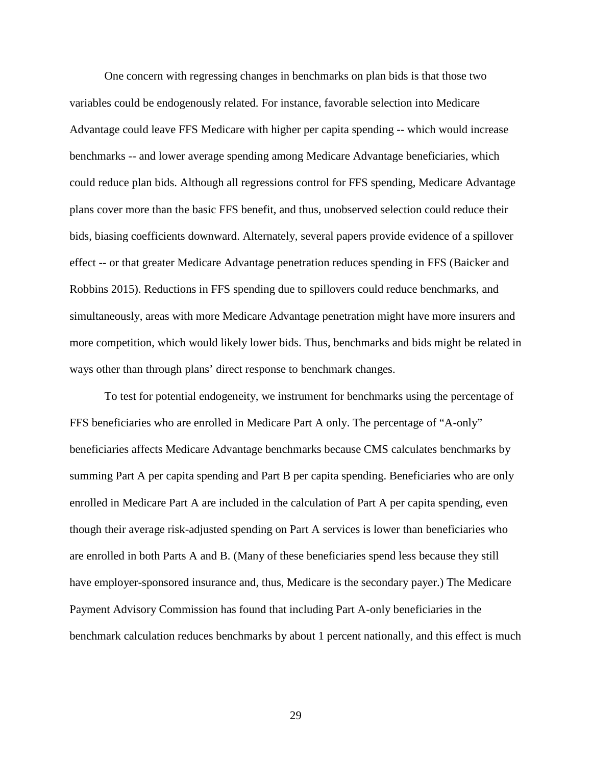One concern with regressing changes in benchmarks on plan bids is that those two variables could be endogenously related. For instance, favorable selection into Medicare Advantage could leave FFS Medicare with higher per capita spending -- which would increase benchmarks -- and lower average spending among Medicare Advantage beneficiaries, which could reduce plan bids. Although all regressions control for FFS spending, Medicare Advantage plans cover more than the basic FFS benefit, and thus, unobserved selection could reduce their bids, biasing coefficients downward. Alternately, several papers provide evidence of a spillover effect -- or that greater Medicare Advantage penetration reduces spending in FFS (Baicker and Robbins 2015). Reductions in FFS spending due to spillovers could reduce benchmarks, and simultaneously, areas with more Medicare Advantage penetration might have more insurers and more competition, which would likely lower bids. Thus, benchmarks and bids might be related in ways other than through plans' direct response to benchmark changes.

To test for potential endogeneity, we instrument for benchmarks using the percentage of FFS beneficiaries who are enrolled in Medicare Part A only. The percentage of "A-only" beneficiaries affects Medicare Advantage benchmarks because CMS calculates benchmarks by summing Part A per capita spending and Part B per capita spending. Beneficiaries who are only enrolled in Medicare Part A are included in the calculation of Part A per capita spending, even though their average risk-adjusted spending on Part A services is lower than beneficiaries who are enrolled in both Parts A and B. (Many of these beneficiaries spend less because they still have employer-sponsored insurance and, thus, Medicare is the secondary payer.) The Medicare Payment Advisory Commission has found that including Part A-only beneficiaries in the benchmark calculation reduces benchmarks by about 1 percent nationally, and this effect is much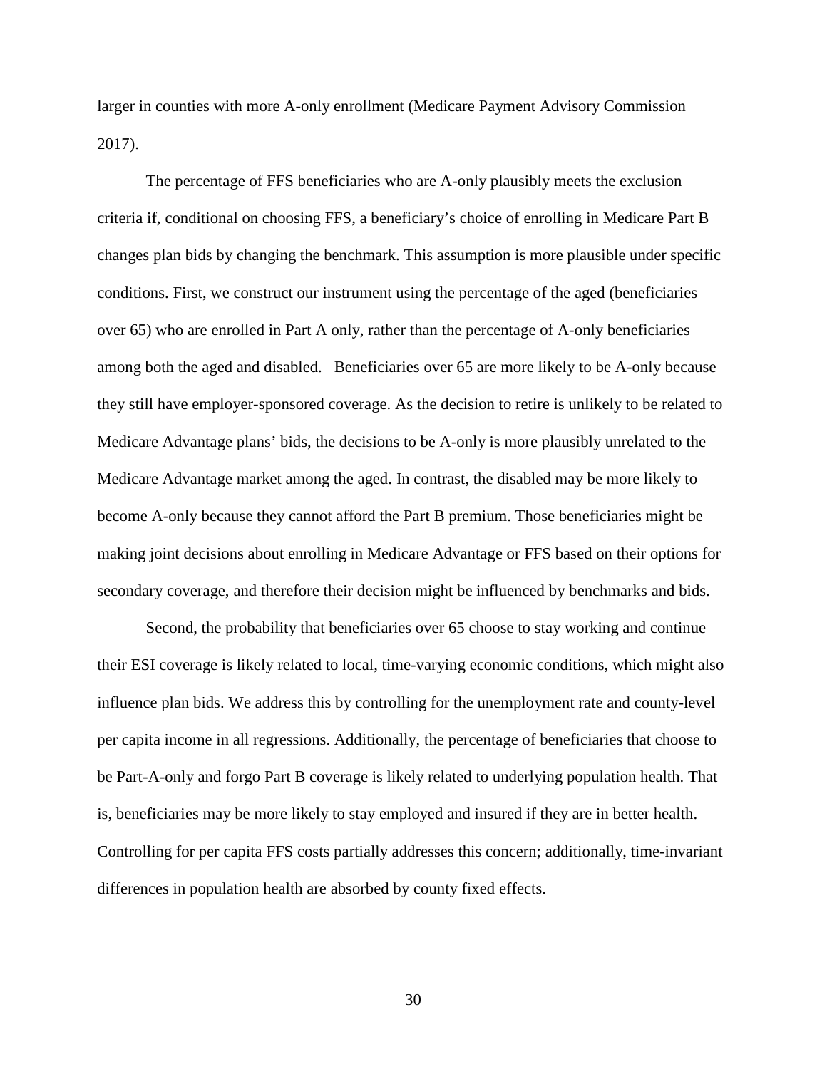larger in counties with more A-only enrollment (Medicare Payment Advisory Commission 2017).

The percentage of FFS beneficiaries who are A-only plausibly meets the exclusion criteria if, conditional on choosing FFS, a beneficiary's choice of enrolling in Medicare Part B changes plan bids by changing the benchmark. This assumption is more plausible under specific conditions. First, we construct our instrument using the percentage of the aged (beneficiaries over 65) who are enrolled in Part A only, rather than the percentage of A-only beneficiaries among both the aged and disabled. Beneficiaries over 65 are more likely to be A-only because they still have employer-sponsored coverage. As the decision to retire is unlikely to be related to Medicare Advantage plans' bids, the decisions to be A-only is more plausibly unrelated to the Medicare Advantage market among the aged. In contrast, the disabled may be more likely to become A-only because they cannot afford the Part B premium. Those beneficiaries might be making joint decisions about enrolling in Medicare Advantage or FFS based on their options for secondary coverage, and therefore their decision might be influenced by benchmarks and bids.

Second, the probability that beneficiaries over 65 choose to stay working and continue their ESI coverage is likely related to local, time-varying economic conditions, which might also influence plan bids. We address this by controlling for the unemployment rate and county-level per capita income in all regressions. Additionally, the percentage of beneficiaries that choose to be Part-A-only and forgo Part B coverage is likely related to underlying population health. That is, beneficiaries may be more likely to stay employed and insured if they are in better health. Controlling for per capita FFS costs partially addresses this concern; additionally, time-invariant differences in population health are absorbed by county fixed effects.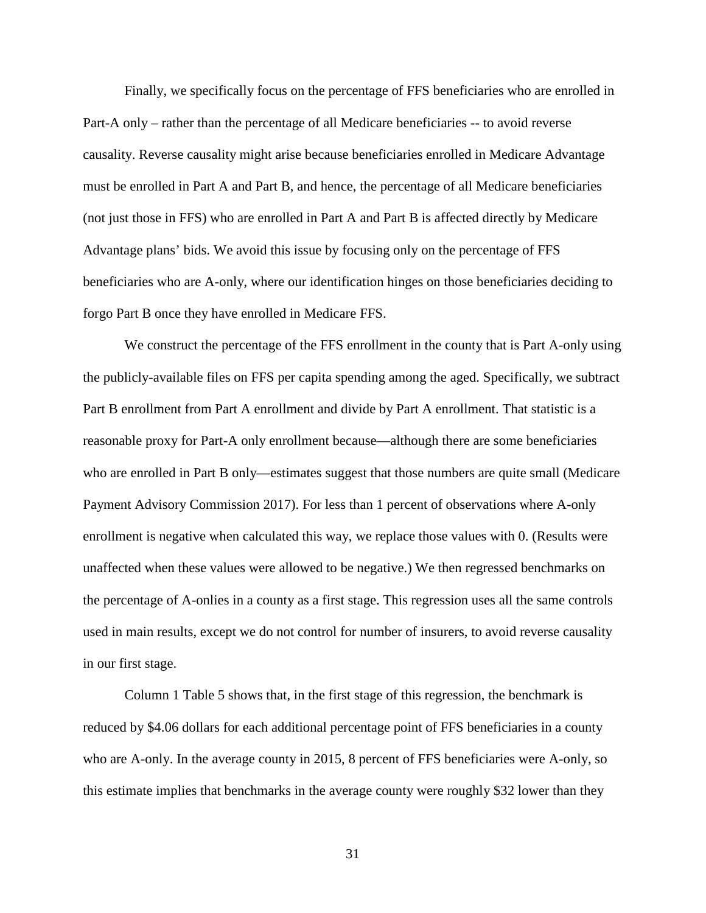Finally, we specifically focus on the percentage of FFS beneficiaries who are enrolled in Part-A only – rather than the percentage of all Medicare beneficiaries -- to avoid reverse causality. Reverse causality might arise because beneficiaries enrolled in Medicare Advantage must be enrolled in Part A and Part B, and hence, the percentage of all Medicare beneficiaries (not just those in FFS) who are enrolled in Part A and Part B is affected directly by Medicare Advantage plans' bids. We avoid this issue by focusing only on the percentage of FFS beneficiaries who are A-only, where our identification hinges on those beneficiaries deciding to forgo Part B once they have enrolled in Medicare FFS.

We construct the percentage of the FFS enrollment in the county that is Part A-only using the publicly-available files on FFS per capita spending among the aged. Specifically, we subtract Part B enrollment from Part A enrollment and divide by Part A enrollment. That statistic is a reasonable proxy for Part-A only enrollment because—although there are some beneficiaries who are enrolled in Part B only—estimates suggest that those numbers are quite small (Medicare Payment Advisory Commission 2017). For less than 1 percent of observations where A-only enrollment is negative when calculated this way, we replace those values with 0. (Results were unaffected when these values were allowed to be negative.) We then regressed benchmarks on the percentage of A-onlies in a county as a first stage. This regression uses all the same controls used in main results, except we do not control for number of insurers, to avoid reverse causality in our first stage.

Column 1 Table 5 shows that, in the first stage of this regression, the benchmark is reduced by $4.06 dollars for each additional percentage point of FFS beneficiaries in a county who are A-only. In the average county in 2015, 8 percent of FFS beneficiaries were A-only, so this estimate implies that benchmarks in the average county were roughly $32 lower than they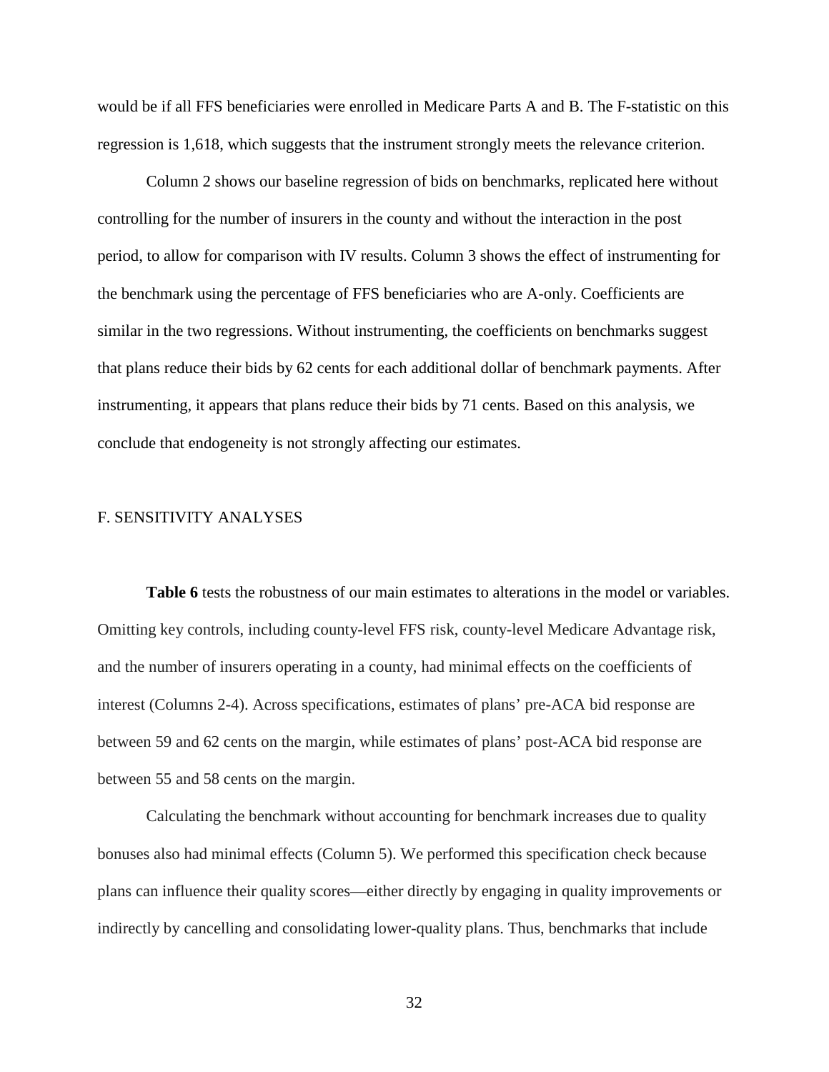would be if all FFS beneficiaries were enrolled in Medicare Parts A and B. The F-statistic on this regression is 1,618, which suggests that the instrument strongly meets the relevance criterion.

Column 2 shows our baseline regression of bids on benchmarks, replicated here without controlling for the number of insurers in the county and without the interaction in the post period, to allow for comparison with IV results. Column 3 shows the effect of instrumenting for the benchmark using the percentage of FFS beneficiaries who are A-only. Coefficients are similar in the two regressions. Without instrumenting, the coefficients on benchmarks suggest that plans reduce their bids by 62 cents for each additional dollar of benchmark payments. After instrumenting, it appears that plans reduce their bids by 71 cents. Based on this analysis, we conclude that endogeneity is not strongly affecting our estimates.

## F. SENSITIVITY ANALYSES

**Table 6** tests the robustness of our main estimates to alterations in the model or variables. Omitting key controls, including county-level FFS risk, county-level Medicare Advantage risk, and the number of insurers operating in a county, had minimal effects on the coefficients of interest (Columns 2-4). Across specifications, estimates of plans' pre-ACA bid response are between 59 and 62 cents on the margin, while estimates of plans' post-ACA bid response are between 55 and 58 cents on the margin.

Calculating the benchmark without accounting for benchmark increases due to quality bonuses also had minimal effects (Column 5). We performed this specification check because plans can influence their quality scores—either directly by engaging in quality improvements or indirectly by cancelling and consolidating lower-quality plans. Thus, benchmarks that include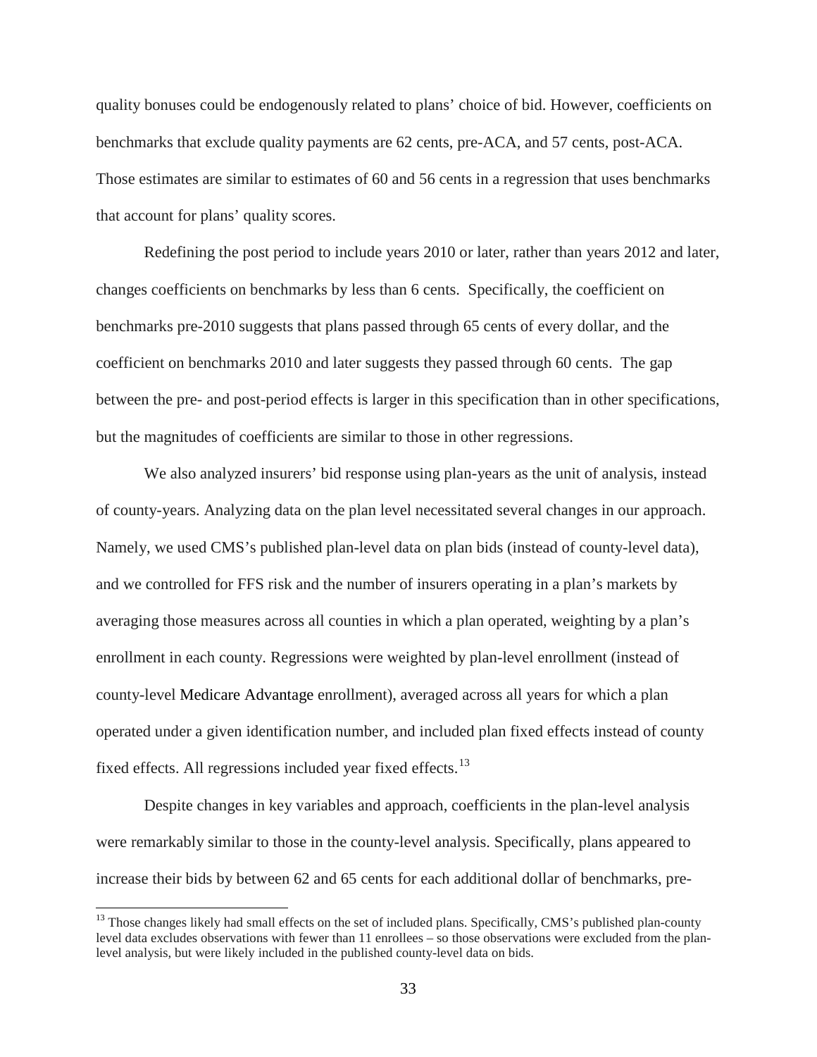quality bonuses could be endogenously related to plans' choice of bid. However, coefficients on benchmarks that exclude quality payments are 62 cents, pre-ACA, and 57 cents, post-ACA. Those estimates are similar to estimates of 60 and 56 cents in a regression that uses benchmarks that account for plans' quality scores.

Redefining the post period to include years 2010 or later, rather than years 2012 and later, changes coefficients on benchmarks by less than 6 cents. Specifically, the coefficient on benchmarks pre-2010 suggests that plans passed through 65 cents of every dollar, and the coefficient on benchmarks 2010 and later suggests they passed through 60 cents. The gap between the pre- and post-period effects is larger in this specification than in other specifications, but the magnitudes of coefficients are similar to those in other regressions.

We also analyzed insurers' bid response using plan-years as the unit of analysis, instead of county-years. Analyzing data on the plan level necessitated several changes in our approach. Namely, we used CMS's published plan-level data on plan bids (instead of county-level data), and we controlled for FFS risk and the number of insurers operating in a plan's markets by averaging those measures across all counties in which a plan operated, weighting by a plan's enrollment in each county. Regressions were weighted by plan-level enrollment (instead of county-level Medicare Advantage enrollment), averaged across all years for which a plan operated under a given identification number, and included plan fixed effects instead of county fixed effects. All regressions included year fixed effects.[13]

Despite changes in key variables and approach, coefficients in the plan-level analysis were remarkably similar to those in the county-level analysis. Specifically, plans appeared to increase their bids by between 62 and 65 cents for each additional dollar of benchmarks, pre-

[13] Those changes likely had small effects on the set of included plans. Specifically, CMS's published plan-county level data excludes observations with fewer than 11 enrollees – so those observations were excluded from the plan-level analysis, but were likely included in the published county-level data on bids.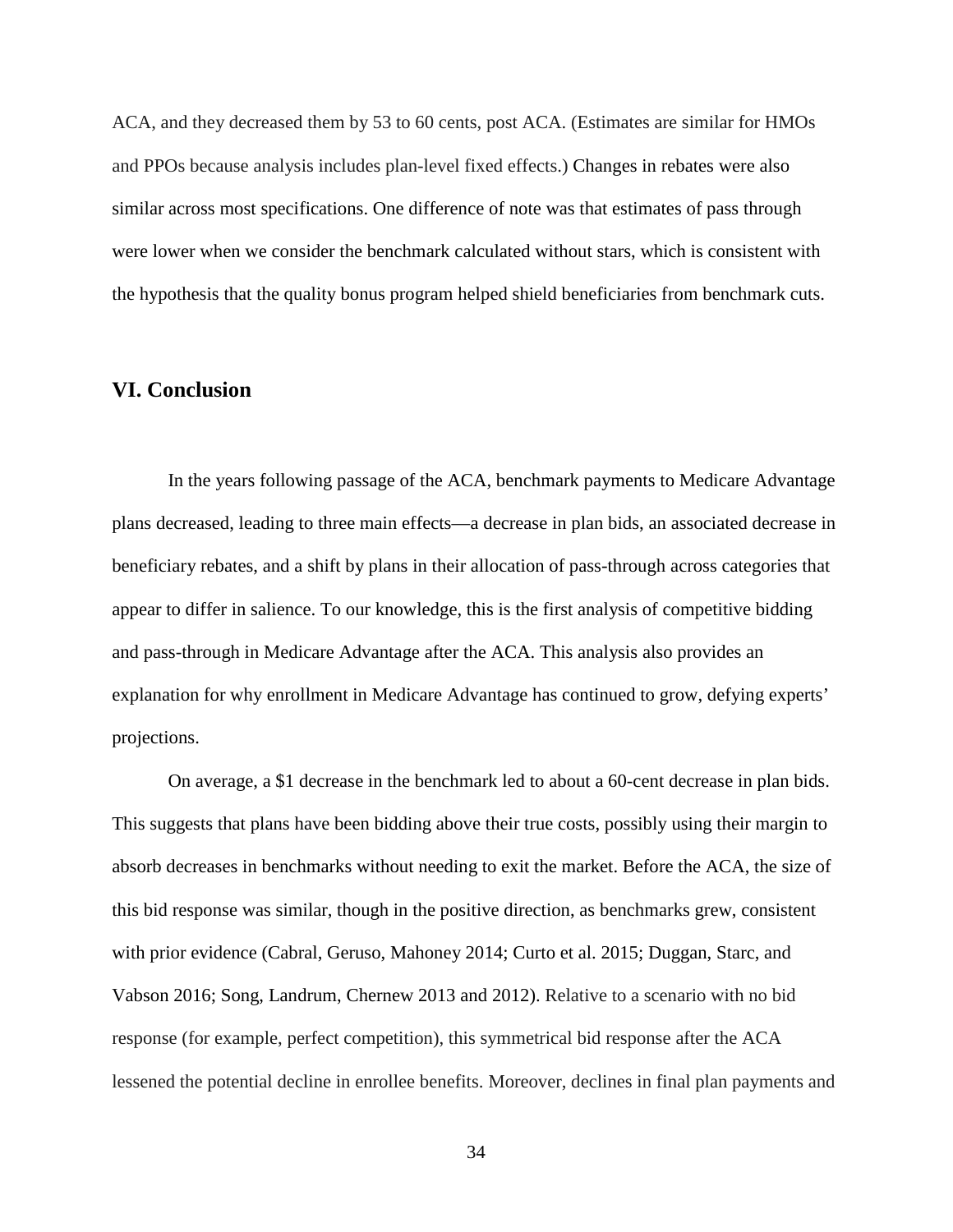ACA, and they decreased them by 53 to 60 cents, post ACA. (Estimates are similar for HMOs and PPOs because analysis includes plan-level fixed effects.) Changes in rebates were also similar across most specifications. One difference of note was that estimates of pass through were lower when we consider the benchmark calculated without stars, which is consistent with the hypothesis that the quality bonus program helped shield beneficiaries from benchmark cuts.

## VI. Conclusion

In the years following passage of the ACA, benchmark payments to Medicare Advantage plans decreased, leading to three main effects—a decrease in plan bids, an associated decrease in beneficiary rebates, and a shift by plans in their allocation of pass-through across categories that appear to differ in salience. To our knowledge, this is the first analysis of competitive bidding and pass-through in Medicare Advantage after the ACA. This analysis also provides an explanation for why enrollment in Medicare Advantage has continued to grow, defying experts' projections.

On average, a $1 decrease in the benchmark led to about a 60-cent decrease in plan bids. This suggests that plans have been bidding above their true costs, possibly using their margin to absorb decreases in benchmarks without needing to exit the market. Before the ACA, the size of this bid response was similar, though in the positive direction, as benchmarks grew, consistent with prior evidence (Cabral, Geruso, Mahoney 2014; Curto et al. 2015; Duggan, Starc, and Vabson 2016; Song, Landrum, Chernew 2013 and 2012). Relative to a scenario with no bid response (for example, perfect competition), this symmetrical bid response after the ACA lessened the potential decline in enrollee benefits. Moreover, declines in final plan payments and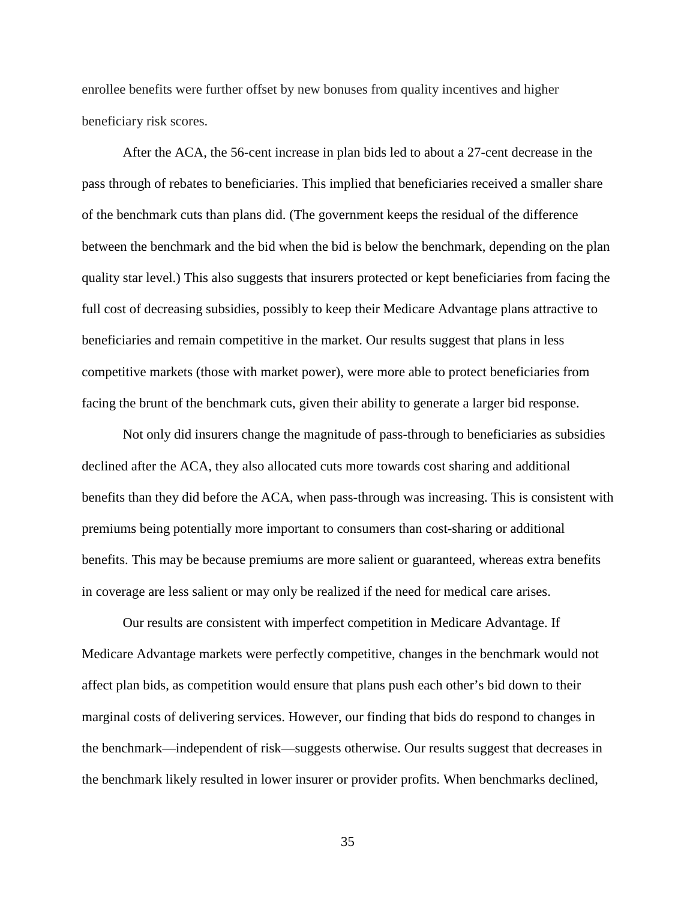enrollee benefits were further offset by new bonuses from quality incentives and higher beneficiary risk scores.

After the ACA, the 56-cent increase in plan bids led to about a 27-cent decrease in the pass through of rebates to beneficiaries. This implied that beneficiaries received a smaller share of the benchmark cuts than plans did. (The government keeps the residual of the difference between the benchmark and the bid when the bid is below the benchmark, depending on the plan quality star level.) This also suggests that insurers protected or kept beneficiaries from facing the full cost of decreasing subsidies, possibly to keep their Medicare Advantage plans attractive to beneficiaries and remain competitive in the market. Our results suggest that plans in less competitive markets (those with market power), were more able to protect beneficiaries from facing the brunt of the benchmark cuts, given their ability to generate a larger bid response.

Not only did insurers change the magnitude of pass-through to beneficiaries as subsidies declined after the ACA, they also allocated cuts more towards cost sharing and additional benefits than they did before the ACA, when pass-through was increasing. This is consistent with premiums being potentially more important to consumers than cost-sharing or additional benefits. This may be because premiums are more salient or guaranteed, whereas extra benefits in coverage are less salient or may only be realized if the need for medical care arises.

Our results are consistent with imperfect competition in Medicare Advantage. If Medicare Advantage markets were perfectly competitive, changes in the benchmark would not affect plan bids, as competition would ensure that plans push each other's bid down to their marginal costs of delivering services. However, our finding that bids do respond to changes in the benchmark—independent of risk—suggests otherwise. Our results suggest that decreases in the benchmark likely resulted in lower insurer or provider profits. When benchmarks declined,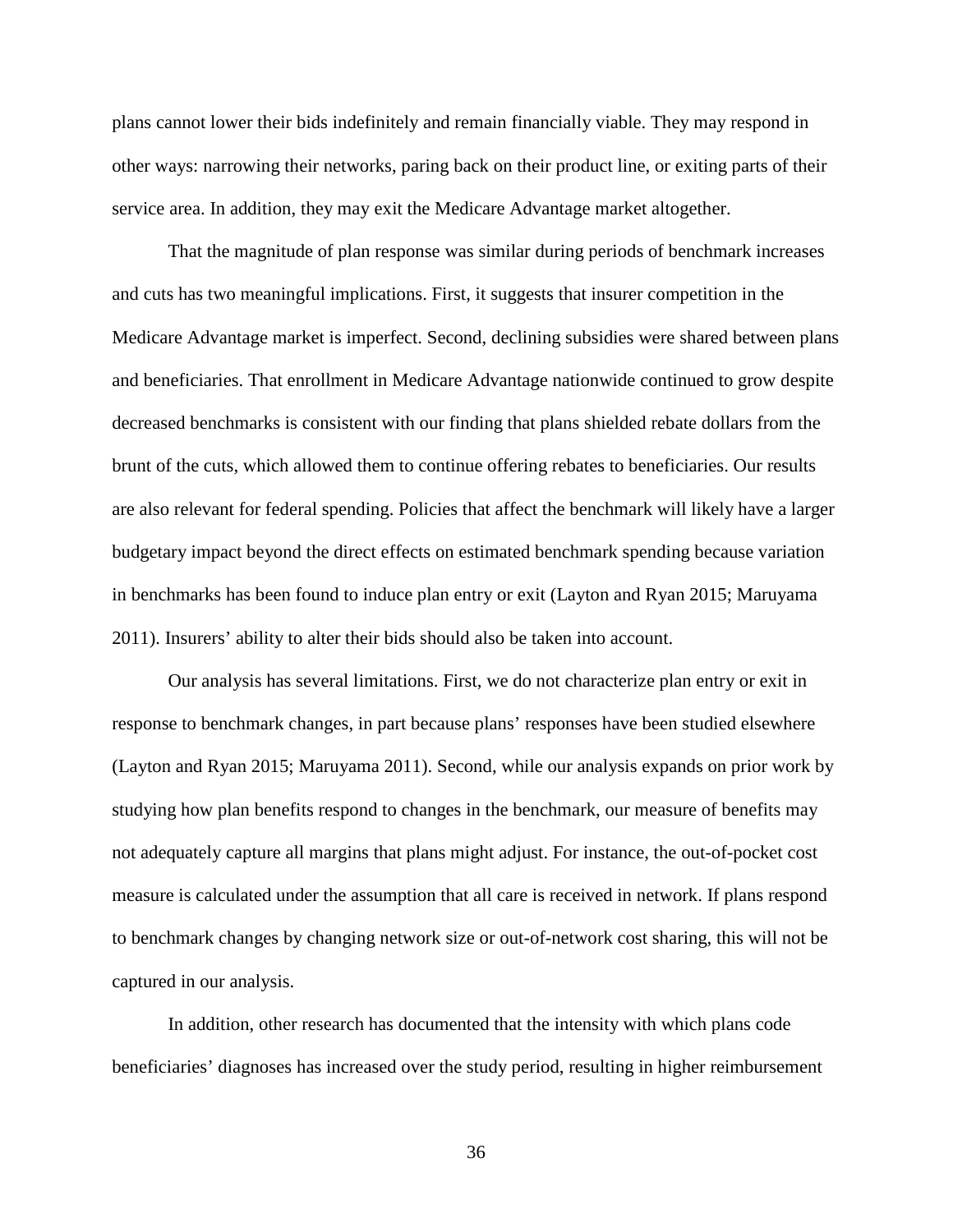plans cannot lower their bids indefinitely and remain financially viable. They may respond in other ways: narrowing their networks, paring back on their product line, or exiting parts of their service area. In addition, they may exit the Medicare Advantage market altogether.

That the magnitude of plan response was similar during periods of benchmark increases and cuts has two meaningful implications. First, it suggests that insurer competition in the Medicare Advantage market is imperfect. Second, declining subsidies were shared between plans and beneficiaries. That enrollment in Medicare Advantage nationwide continued to grow despite decreased benchmarks is consistent with our finding that plans shielded rebate dollars from the brunt of the cuts, which allowed them to continue offering rebates to beneficiaries. Our results are also relevant for federal spending. Policies that affect the benchmark will likely have a larger budgetary impact beyond the direct effects on estimated benchmark spending because variation in benchmarks has been found to induce plan entry or exit (Layton and Ryan 2015; Maruyama 2011). Insurers' ability to alter their bids should also be taken into account.

Our analysis has several limitations. First, we do not characterize plan entry or exit in response to benchmark changes, in part because plans' responses have been studied elsewhere (Layton and Ryan 2015; Maruyama 2011). Second, while our analysis expands on prior work by studying how plan benefits respond to changes in the benchmark, our measure of benefits may not adequately capture all margins that plans might adjust. For instance, the out-of-pocket cost measure is calculated under the assumption that all care is received in network. If plans respond to benchmark changes by changing network size or out-of-network cost sharing, this will not be captured in our analysis.

In addition, other research has documented that the intensity with which plans code beneficiaries' diagnoses has increased over the study period, resulting in higher reimbursement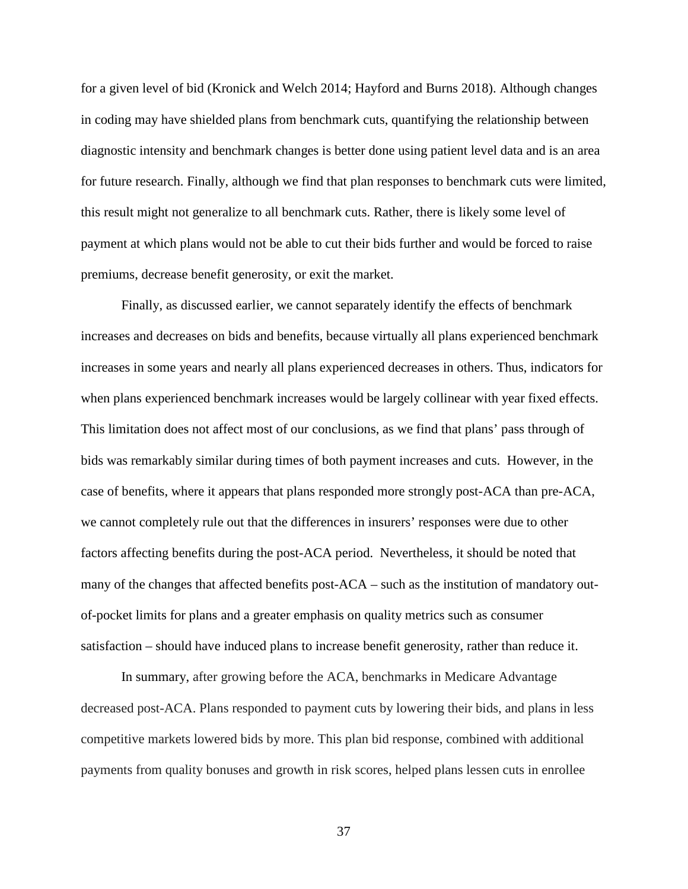for a given level of bid (Kronick and Welch 2014; Hayford and Burns 2018). Although changes in coding may have shielded plans from benchmark cuts, quantifying the relationship between diagnostic intensity and benchmark changes is better done using patient level data and is an area for future research. Finally, although we find that plan responses to benchmark cuts were limited, this result might not generalize to all benchmark cuts. Rather, there is likely some level of payment at which plans would not be able to cut their bids further and would be forced to raise premiums, decrease benefit generosity, or exit the market.

Finally, as discussed earlier, we cannot separately identify the effects of benchmark increases and decreases on bids and benefits, because virtually all plans experienced benchmark increases in some years and nearly all plans experienced decreases in others. Thus, indicators for when plans experienced benchmark increases would be largely collinear with year fixed effects. This limitation does not affect most of our conclusions, as we find that plans' pass through of bids was remarkably similar during times of both payment increases and cuts. However, in the case of benefits, where it appears that plans responded more strongly post-ACA than pre-ACA, we cannot completely rule out that the differences in insurers' responses were due to other factors affecting benefits during the post-ACA period. Nevertheless, it should be noted that many of the changes that affected benefits post-ACA – such as the institution of mandatory out-of-pocket limits for plans and a greater emphasis on quality metrics such as consumer satisfaction – should have induced plans to increase benefit generosity, rather than reduce it.

In summary, after growing before the ACA, benchmarks in Medicare Advantage decreased post-ACA. Plans responded to payment cuts by lowering their bids, and plans in less competitive markets lowered bids by more. This plan bid response, combined with additional payments from quality bonuses and growth in risk scores, helped plans lessen cuts in enrollee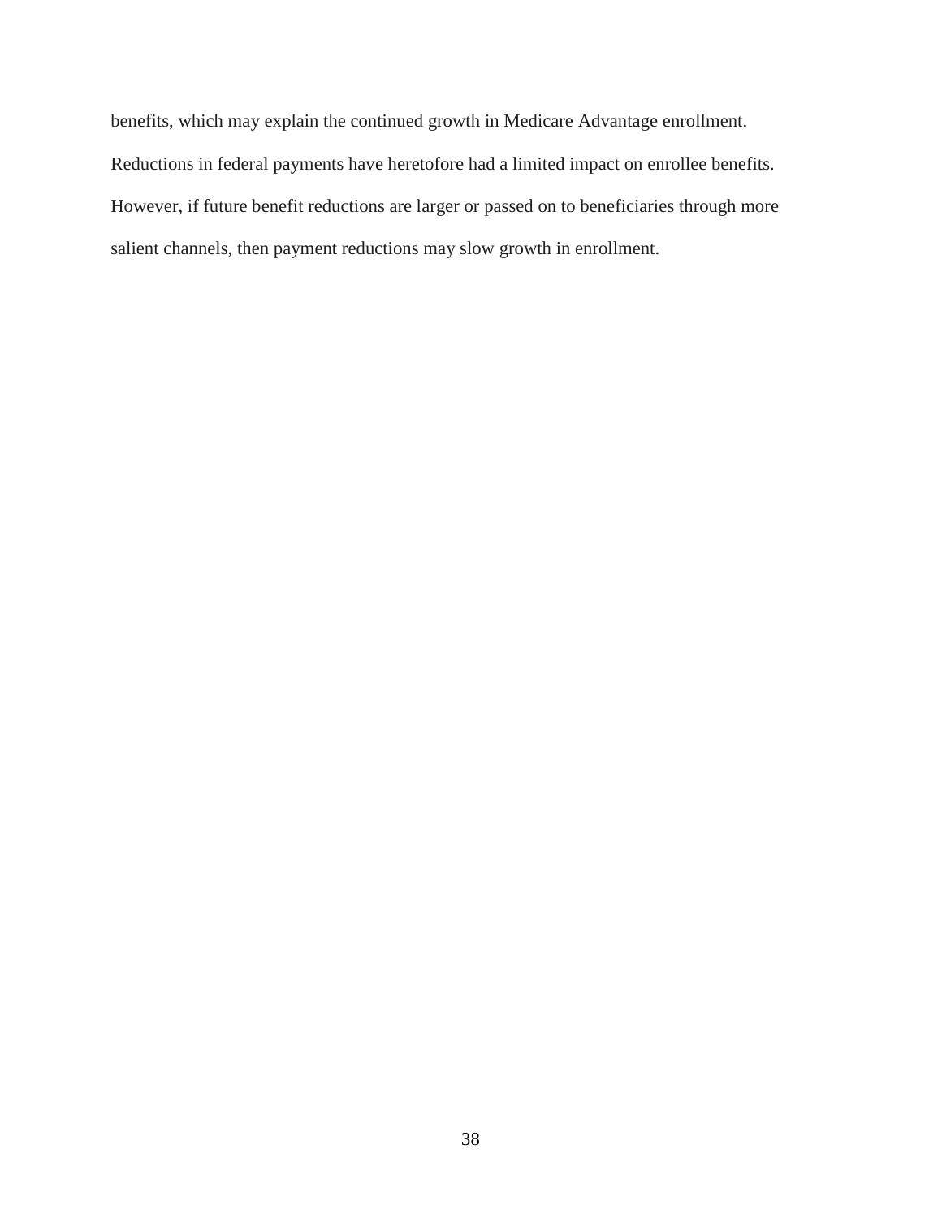benefits, which may explain the continued growth in Medicare Advantage enrollment. Reductions in federal payments have heretofore had a limited impact on enrollee benefits. However, if future benefit reductions are larger or passed on to beneficiaries through more salient channels, then payment reductions may slow growth in enrollment.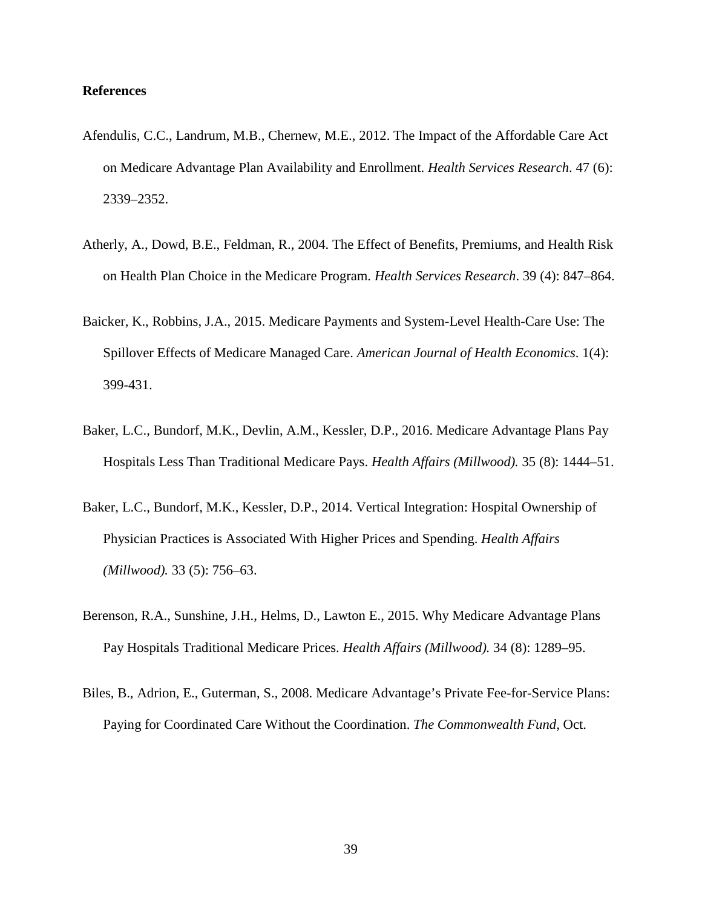**References**

Afendulis, C.C., Landrum, M.B., Chernew, M.E., 2012. The Impact of the Affordable Care Act on Medicare Advantage Plan Availability and Enrollment. *Health Services Research*. 47 (6): 2339–2352.

Atherly, A., Dowd, B.E., Feldman, R., 2004. The Effect of Benefits, Premiums, and Health Risk on Health Plan Choice in the Medicare Program. *Health Services Research*. 39 (4): 847–864.

Baicker, K., Robbins, J.A., 2015. Medicare Payments and System-Level Health-Care Use: The Spillover Effects of Medicare Managed Care. *American Journal of Health Economics*. 1(4): 399-431.

Baker, L.C., Bundorf, M.K., Devlin, A.M., Kessler, D.P., 2016. Medicare Advantage Plans Pay Hospitals Less Than Traditional Medicare Pays. *Health Affairs (Millwood).* 35 (8): 1444–51.

Baker, L.C., Bundorf, M.K., Kessler, D.P., 2014. Vertical Integration: Hospital Ownership of Physician Practices is Associated With Higher Prices and Spending. *Health Affairs (Millwood).* 33 (5): 756–63.

Berenson, R.A., Sunshine, J.H., Helms, D., Lawton E., 2015. Why Medicare Advantage Plans Pay Hospitals Traditional Medicare Prices. *Health Affairs (Millwood).* 34 (8): 1289–95.

Biles, B., Adrion, E., Guterman, S., 2008. Medicare Advantage's Private Fee-for-Service Plans: Paying for Coordinated Care Without the Coordination. *The Commonwealth Fund*, Oct.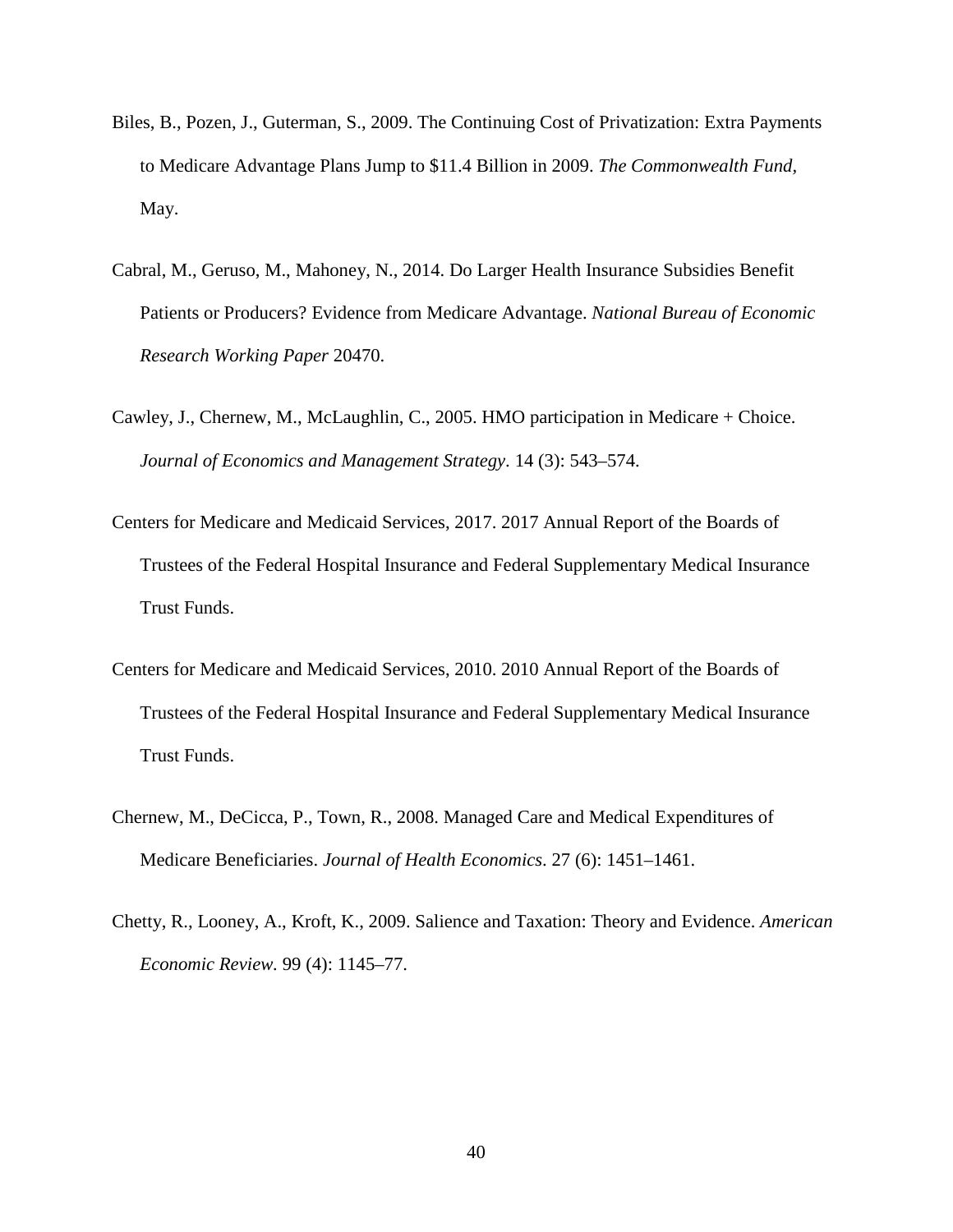Biles, B., Pozen, J., Guterman, S., 2009. The Continuing Cost of Privatization: Extra Payments to Medicare Advantage Plans Jump to $11.4 Billion in 2009. *The Commonwealth Fund*, May.

Cabral, M., Geruso, M., Mahoney, N., 2014. Do Larger Health Insurance Subsidies Benefit Patients or Producers? Evidence from Medicare Advantage. *National Bureau of Economic Research Working Paper* 20470.

Cawley, J., Chernew, M., McLaughlin, C., 2005. HMO participation in Medicare + Choice. *Journal of Economics and Management Strategy*. 14 (3): 543–574.

Centers for Medicare and Medicaid Services, 2017. 2017 Annual Report of the Boards of Trustees of the Federal Hospital Insurance and Federal Supplementary Medical Insurance Trust Funds.

Centers for Medicare and Medicaid Services, 2010. 2010 Annual Report of the Boards of Trustees of the Federal Hospital Insurance and Federal Supplementary Medical Insurance Trust Funds.

Chernew, M., DeCicca, P., Town, R., 2008. Managed Care and Medical Expenditures of Medicare Beneficiaries. *Journal of Health Economics*. 27 (6): 1451–1461.

Chetty, R., Looney, A., Kroft, K., 2009. Salience and Taxation: Theory and Evidence. *American Economic Review*. 99 (4): 1145–77.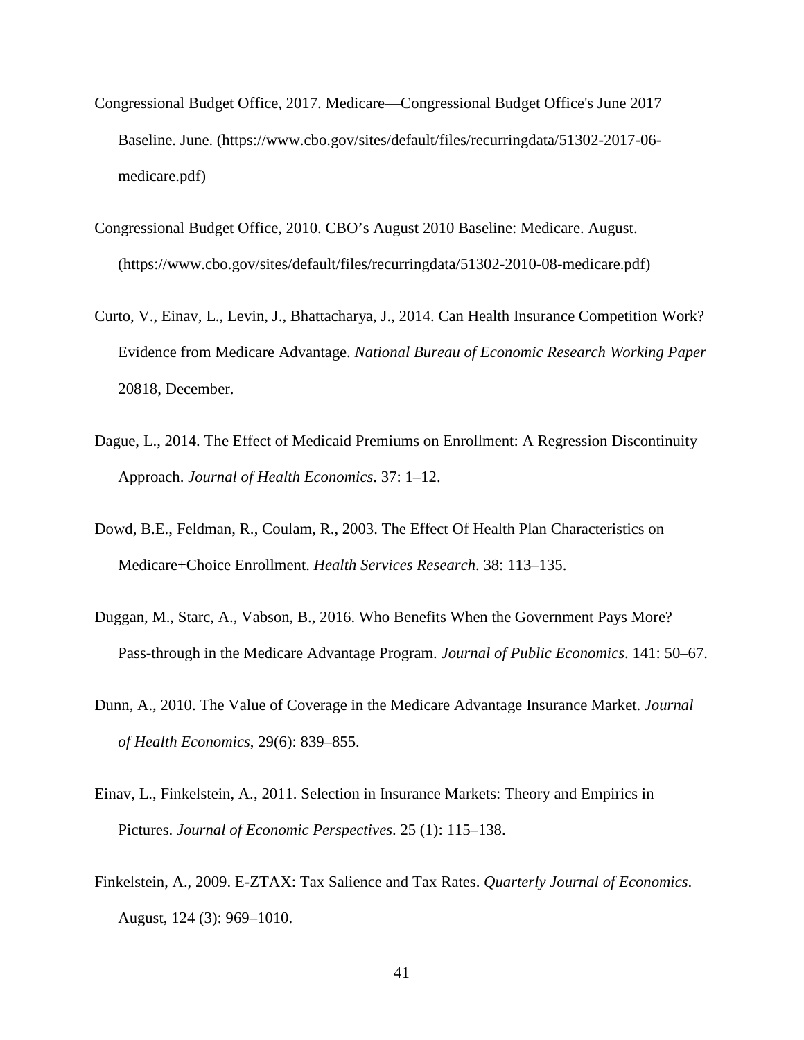Congressional Budget Office, 2017. Medicare—Congressional Budget Office's June 2017 Baseline. June. (https://www.cbo.gov/sites/default/files/recurringdata/51302-2017-06-medicare.pdf)

Congressional Budget Office, 2010. CBO’s August 2010 Baseline: Medicare. August. (https://www.cbo.gov/sites/default/files/recurringdata/51302-2010-08-medicare.pdf)

Curto, V., Einav, L., Levin, J., Bhattacharya, J., 2014. Can Health Insurance Competition Work? Evidence from Medicare Advantage. *National Bureau of Economic Research Working Paper* 20818, December.

Dague, L., 2014. The Effect of Medicaid Premiums on Enrollment: A Regression Discontinuity Approach. *Journal of Health Economics*. 37: 1–12.

Dowd, B.E., Feldman, R., Coulam, R., 2003. The Effect Of Health Plan Characteristics on Medicare+Choice Enrollment. *Health Services Research*. 38: 113–135.

Duggan, M., Starc, A., Vabson, B., 2016. Who Benefits When the Government Pays More? Pass-through in the Medicare Advantage Program. *Journal of Public Economics*. 141: 50–67.

Dunn, A., 2010. The Value of Coverage in the Medicare Advantage Insurance Market. *Journal of Health Economics*, 29(6): 839–855.

Einav, L., Finkelstein, A., 2011. Selection in Insurance Markets: Theory and Empirics in Pictures. *Journal of Economic Perspectives*. 25 (1): 115–138.

Finkelstein, A., 2009. E-ZTAX: Tax Salience and Tax Rates. *Quarterly Journal of Economics*. August, 124 (3): 969–1010.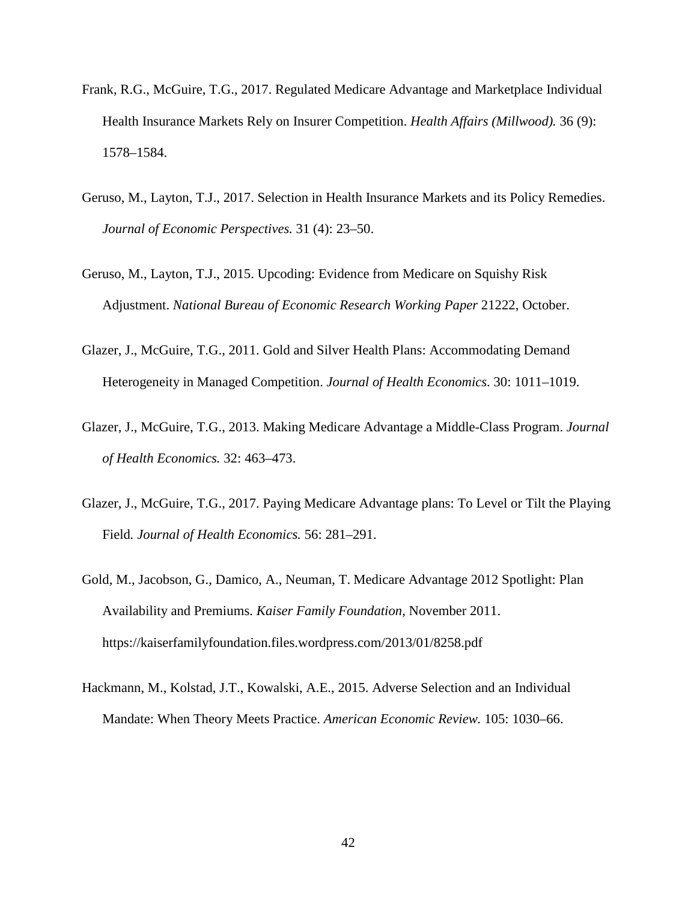Frank, R.G., McGuire, T.G., 2017. Regulated Medicare Advantage and Marketplace Individual Health Insurance Markets Rely on Insurer Competition. *Health Affairs (Millwood).* 36 (9): 1578–1584.

Geruso, M., Layton, T.J., 2017. Selection in Health Insurance Markets and its Policy Remedies. *Journal of Economic Perspectives.* 31 (4): 23–50.

Geruso, M., Layton, T.J., 2015. Upcoding: Evidence from Medicare on Squishy Risk Adjustment. *National Bureau of Economic Research Working Paper* 21222, October.

Glazer, J., McGuire, T.G., 2011. Gold and Silver Health Plans: Accommodating Demand Heterogeneity in Managed Competition. *Journal of Health Economics*. 30: 1011–1019.

Glazer, J., McGuire, T.G., 2013. Making Medicare Advantage a Middle-Class Program. *Journal of Health Economics.* 32: 463–473.

Glazer, J., McGuire, T.G., 2017. Paying Medicare Advantage plans: To Level or Tilt the Playing Field*. Journal of Health Economics.* 56: 281–291.

Gold, M., Jacobson, G., Damico, A., Neuman, T. Medicare Advantage 2012 Spotlight: Plan Availability and Premiums. *Kaiser Family Foundation,* November 2011. https://kaiserfamilyfoundation.files.wordpress.com/2013/01/8258.pdf

Hackmann, M., Kolstad, J.T., Kowalski, A.E., 2015. Adverse Selection and an Individual Mandate: When Theory Meets Practice. *American Economic Review.* 105: 1030–66.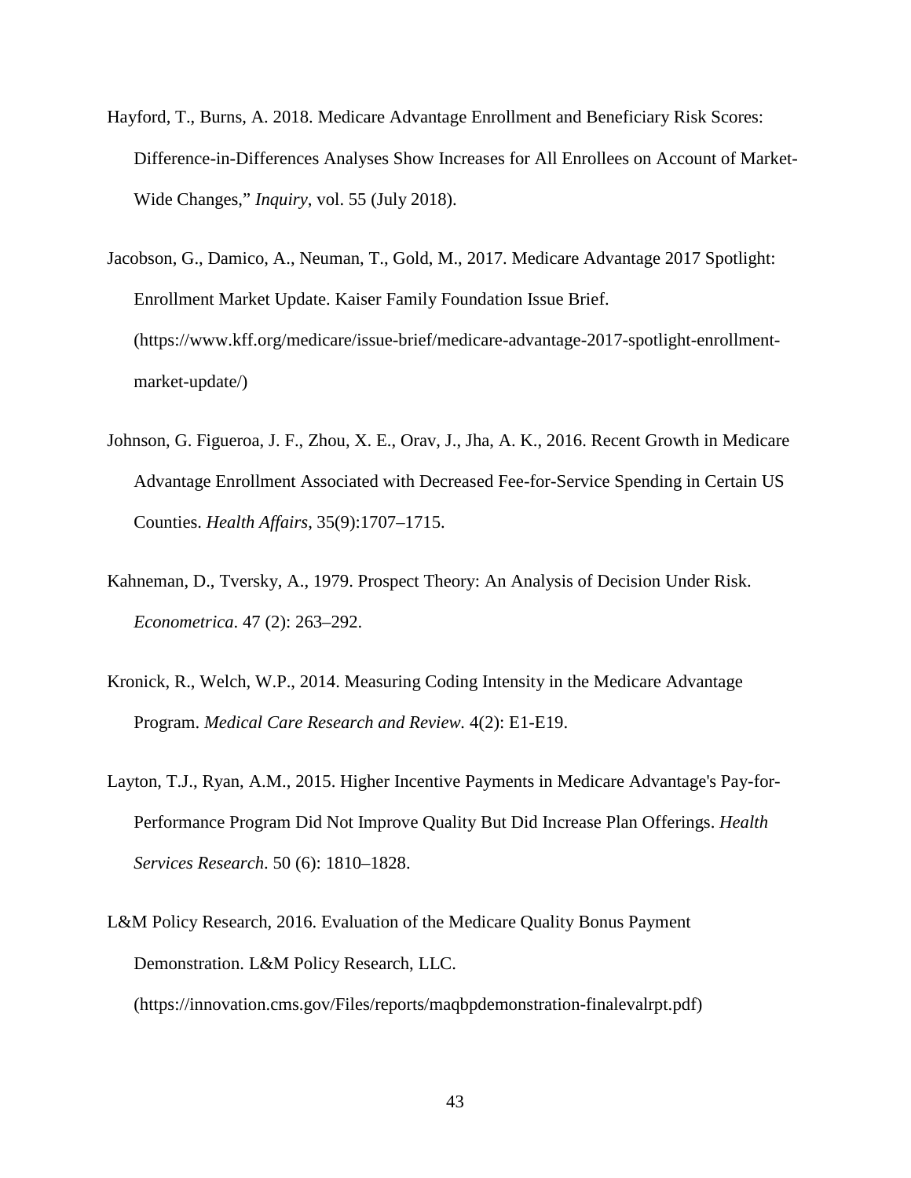Hayford, T., Burns, A. 2018. Medicare Advantage Enrollment and Beneficiary Risk Scores: Difference-in-Differences Analyses Show Increases for All Enrollees on Account of Market-Wide Changes," *Inquiry*, vol. 55 (July 2018).

Jacobson, G., Damico, A., Neuman, T., Gold, M., 2017. Medicare Advantage 2017 Spotlight: Enrollment Market Update. Kaiser Family Foundation Issue Brief. (https://www.kff.org/medicare/issue-brief/medicare-advantage-2017-spotlight-enrollment-market-update/)

Johnson, G. Figueroa, J. F., Zhou, X. E., Orav, J., Jha, A. K., 2016. Recent Growth in Medicare Advantage Enrollment Associated with Decreased Fee-for-Service Spending in Certain US Counties. *Health Affairs*, 35(9):1707–1715.

Kahneman, D., Tversky, A., 1979. Prospect Theory: An Analysis of Decision Under Risk. *Econometrica*. 47 (2): 263–292.

Kronick, R., Welch, W.P., 2014. Measuring Coding Intensity in the Medicare Advantage Program. *Medical Care Research and Review.* 4(2): E1-E19.

Layton, T.J., Ryan, A.M., 2015. Higher Incentive Payments in Medicare Advantage's Pay-for-Performance Program Did Not Improve Quality But Did Increase Plan Offerings. *Health Services Research.* 50 (6): 1810–1828.

L&M Policy Research, 2016. Evaluation of the Medicare Quality Bonus Payment Demonstration. L&M Policy Research, LLC. (https://innovation.cms.gov/Files/reports/maqbpdemonstration-finalevalrpt.pdf)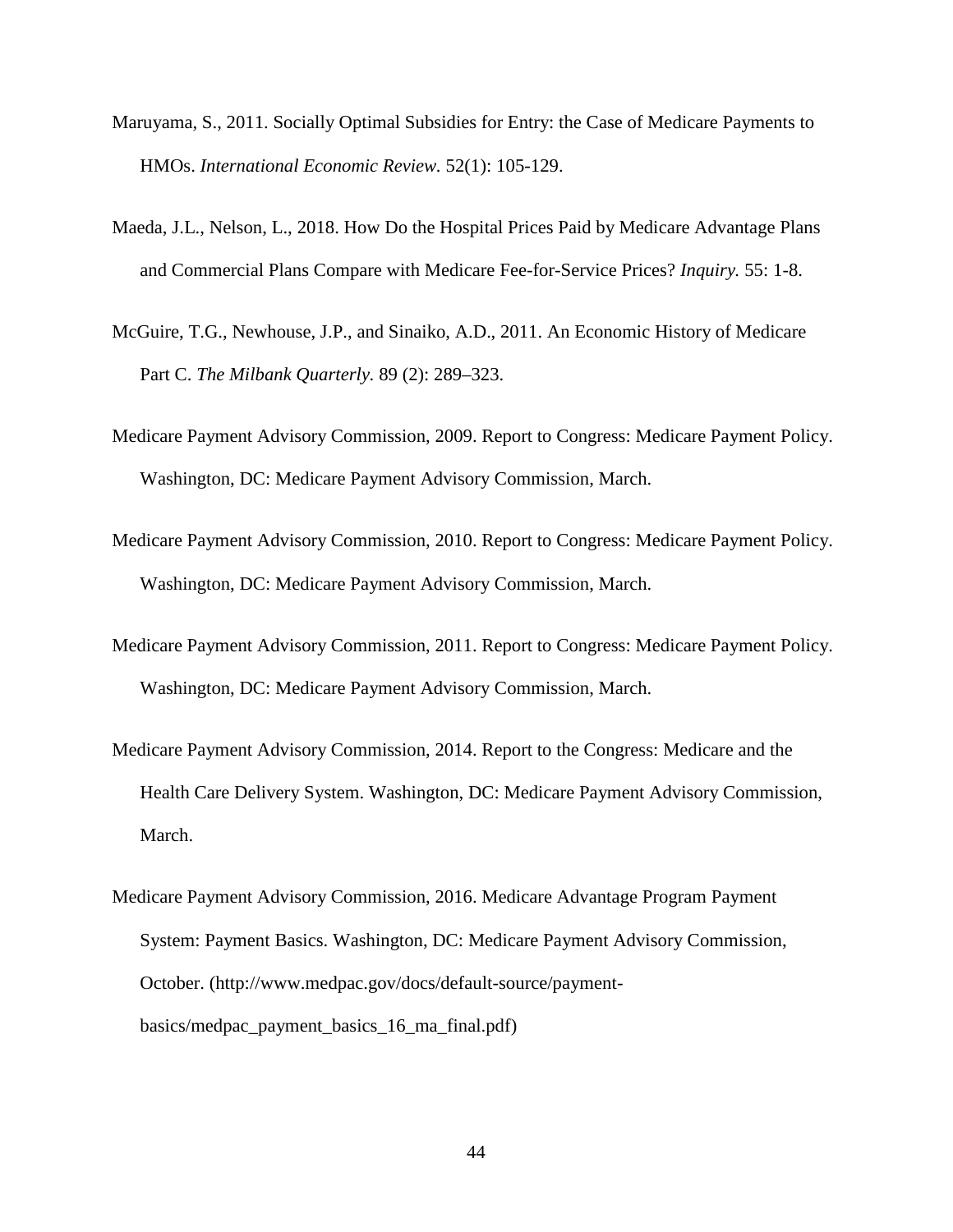Maruyama, S., 2011. Socially Optimal Subsidies for Entry: the Case of Medicare Payments to HMOs. *International Economic Review*. 52(1): 105-129.

Maeda, J.L., Nelson, L., 2018. How Do the Hospital Prices Paid by Medicare Advantage Plans and Commercial Plans Compare with Medicare Fee-for-Service Prices? *Inquiry.* 55: 1-8.

McGuire, T.G., Newhouse, J.P., and Sinaiko, A.D., 2011. An Economic History of Medicare Part C. *The Milbank Quarterly.* 89 (2): 289–323.

Medicare Payment Advisory Commission, 2009. Report to Congress: Medicare Payment Policy. Washington, DC: Medicare Payment Advisory Commission, March.

Medicare Payment Advisory Commission, 2010. Report to Congress: Medicare Payment Policy. Washington, DC: Medicare Payment Advisory Commission, March.

Medicare Payment Advisory Commission, 2011. Report to Congress: Medicare Payment Policy. Washington, DC: Medicare Payment Advisory Commission, March.

Medicare Payment Advisory Commission, 2014. Report to the Congress: Medicare and the Health Care Delivery System. Washington, DC: Medicare Payment Advisory Commission, March.

Medicare Payment Advisory Commission, 2016. Medicare Advantage Program Payment System: Payment Basics. Washington, DC: Medicare Payment Advisory Commission, October. (http://www.medpac.gov/docs/default-source/payment-basics/medpac_payment_basics_16_ma_final.pdf)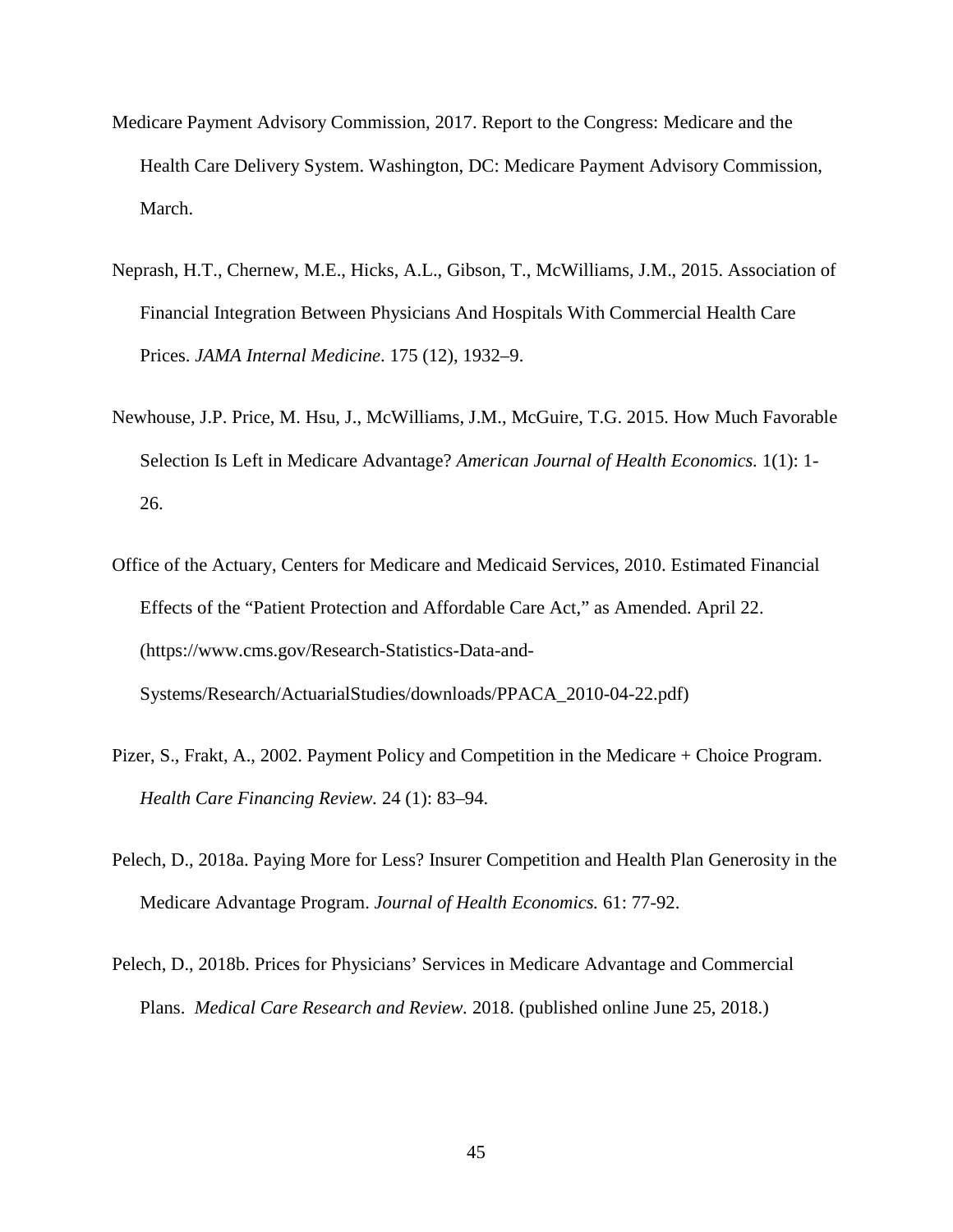Medicare Payment Advisory Commission, 2017. Report to the Congress: Medicare and the Health Care Delivery System. Washington, DC: Medicare Payment Advisory Commission, March.

Neprash, H.T., Chernew, M.E., Hicks, A.L., Gibson, T., McWilliams, J.M., 2015. Association of Financial Integration Between Physicians And Hospitals With Commercial Health Care Prices. *JAMA Internal Medicine*. 175 (12), 1932–9.

Newhouse, J.P. Price, M. Hsu, J., McWilliams, J.M., McGuire, T.G. 2015. How Much Favorable Selection Is Left in Medicare Advantage? *American Journal of Health Economics.* 1(1): 1-26.

Office of the Actuary, Centers for Medicare and Medicaid Services, 2010. Estimated Financial Effects of the "Patient Protection and Affordable Care Act," as Amended. April 22. (https://www.cms.gov/Research-Statistics-Data-and-Systems/Research/ActuarialStudies/downloads/PPACA_2010-04-22.pdf)

Pizer, S., Frakt, A., 2002. Payment Policy and Competition in the Medicare + Choice Program. *Health Care Financing Review.* 24 (1): 83–94.

Pelech, D., 2018a. Paying More for Less? Insurer Competition and Health Plan Generosity in the Medicare Advantage Program. *Journal of Health Economics.* 61: 77-92.

Pelech, D., 2018b. Prices for Physicians' Services in Medicare Advantage and Commercial Plans. *Medical Care Research and Review.* 2018. (published online June 25, 2018.)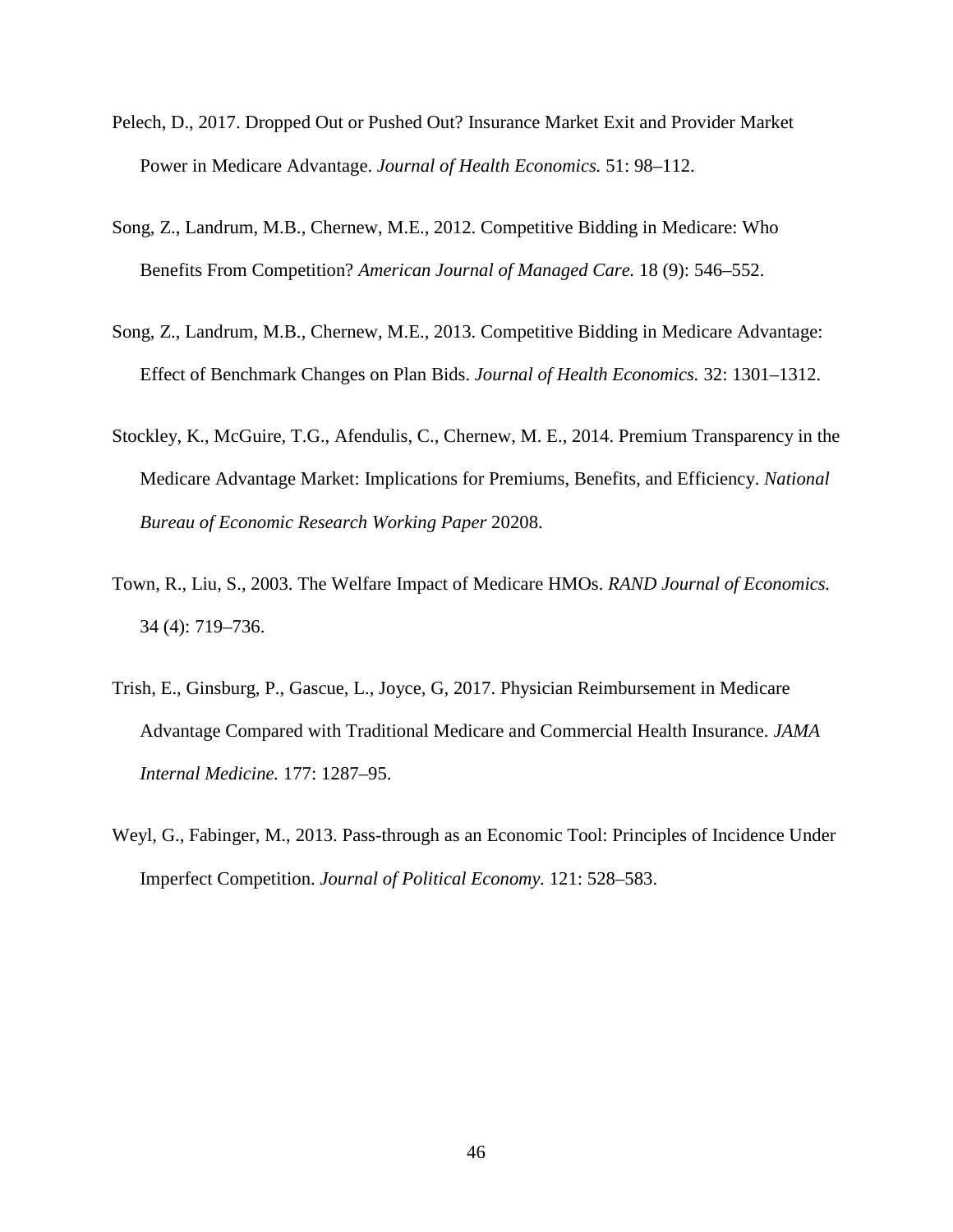Pelech, D., 2017. Dropped Out or Pushed Out? Insurance Market Exit and Provider Market Power in Medicare Advantage. *Journal of Health Economics.* 51: 98–112.

Song, Z., Landrum, M.B., Chernew, M.E., 2012. Competitive Bidding in Medicare: Who Benefits From Competition? *American Journal of Managed Care.* 18 (9): 546–552.

Song, Z., Landrum, M.B., Chernew, M.E., 2013. Competitive Bidding in Medicare Advantage: Effect of Benchmark Changes on Plan Bids. *Journal of Health Economics.* 32: 1301–1312.

Stockley, K., McGuire, T.G., Afendulis, C., Chernew, M. E., 2014. Premium Transparency in the Medicare Advantage Market: Implications for Premiums, Benefits, and Efficiency. *National Bureau of Economic Research Working Paper* 20208.

Town, R., Liu, S., 2003. The Welfare Impact of Medicare HMOs. *RAND Journal of Economics.* 34 (4): 719–736.

Trish, E., Ginsburg, P., Gascue, L., Joyce, G, 2017. Physician Reimbursement in Medicare Advantage Compared with Traditional Medicare and Commercial Health Insurance. *JAMA Internal Medicine.* 177: 1287–95.

Weyl, G., Fabinger, M., 2013. Pass-through as an Economic Tool: Principles of Incidence Under Imperfect Competition. *Journal of Political Economy.* 121: 528–583.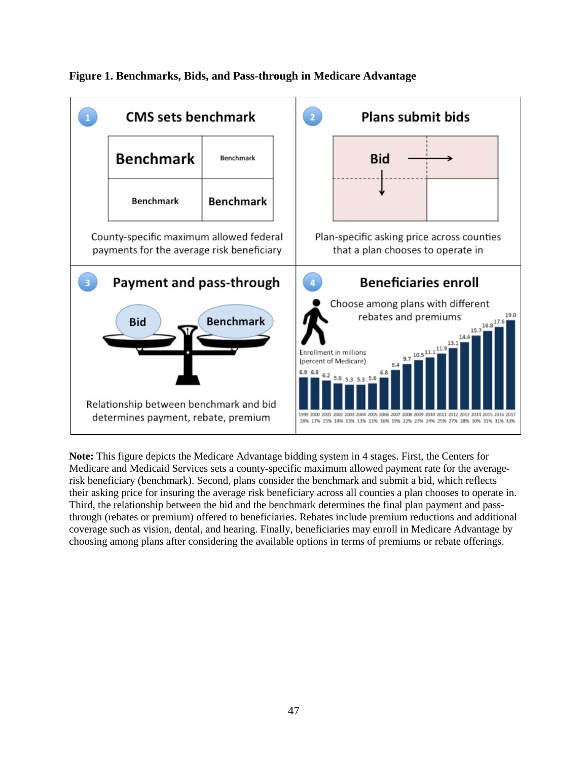**Figure 1. Benchmarks, Bids, and Pass-through in Medicare Advantage**

1 CMS sets benchmark

Benchmark | Benchmark | Benchmark | Benchmark

County-specific maximum allowed federal payments for the average risk beneficiary

2 Plans submit bids

Bid

Plan-specific asking price across counties that a plan chooses to operate in

3 Payment and pass-through

Bid | Benchmark

Relationship between benchmark and bid determines payment, rebate, premium

4 Beneficiaries enroll

Choose among plans with different rebates and premiums

Enrollment in millions (percent of Medicare)

| Year | 1999 | 2000 | 2001 | 2002 | 2003 | 2004 | 2005 | 2006 | 2007 | 2008 | 2009 | 2010 | 2011 | 2012 | 2013 | 2014 | 2015 | 2016 | 2017 |
|---|---|---|---|---|---|---|---|---|---|---|---|---|---|---|---|---|---|---|---|
| Enrollment (millions) | 6.9 | 6.8 | 6.2 | 5.6 | 5.3 | 5.3 | 5.6 | 6.8 | 8.4 | 9.7 | 10.5 | 11.1 | 11.9 | 13.1 | 14.4 | 15.7 | 16.8 | 17.6 | 19.0 |
| Percent of Medicare | 18% | 17% | 15% | 14% | 13% | 13% | 13% | 16% | 19% | 22% | 23% | 24% | 25% | 27% | 28% | 30% | 31% | 31% | 33% |

**Note:** This figure depicts the Medicare Advantage bidding system in 4 stages. First, the Centers for Medicare and Medicaid Services sets a county-specific maximum allowed payment rate for the average-risk beneficiary (benchmark). Second, plans consider the benchmark and submit a bid, which reflects their asking price for insuring the average risk beneficiary across all counties a plan chooses to operate in. Third, the relationship between the bid and the benchmark determines the final plan payment and pass-through (rebates or premium) offered to beneficiaries. Rebates include premium reductions and additional coverage such as vision, dental, and hearing. Finally, beneficiaries may enroll in Medicare Advantage by choosing among plans after considering the available options in terms of premiums or rebate offerings.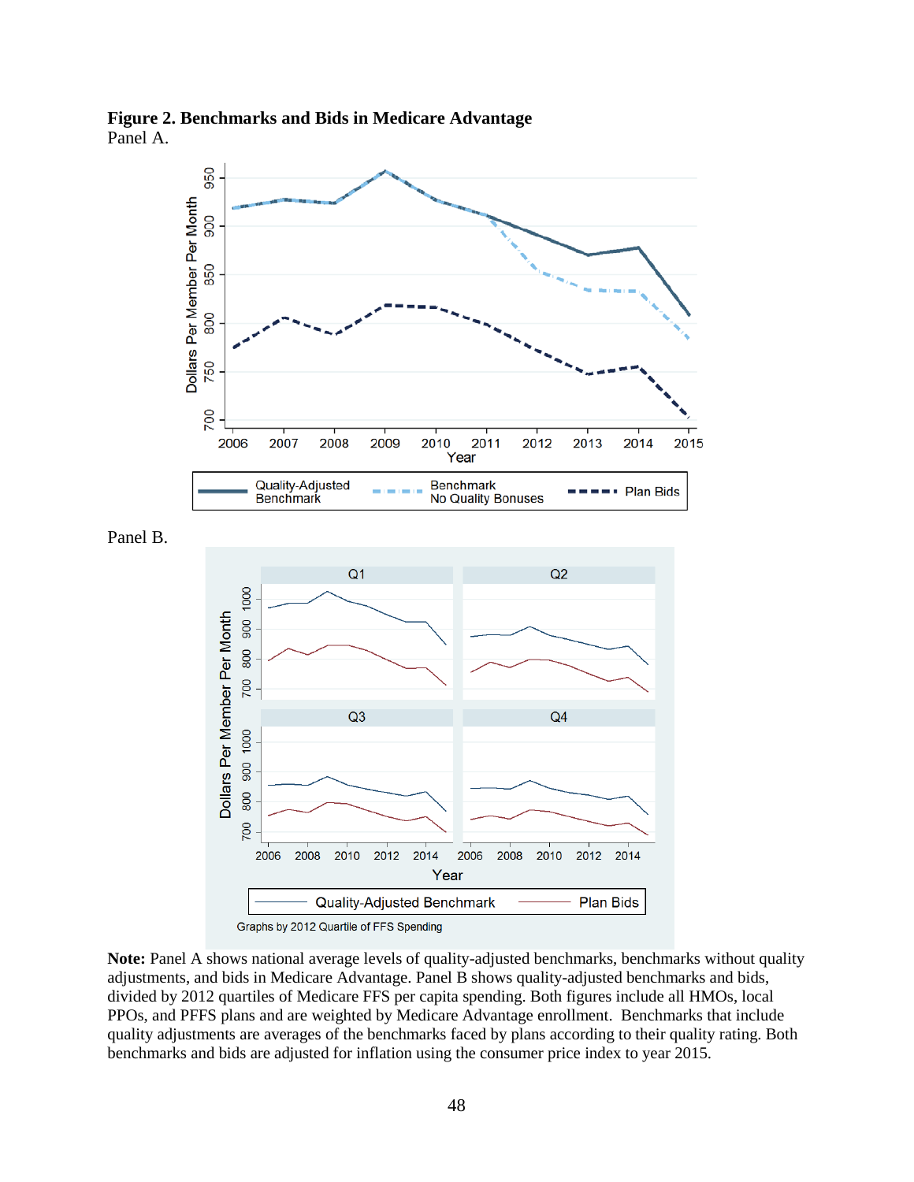**Figure 2. Benchmarks and Bids in Medicare Advantage**

Panel A.

Panel B.

**Note:** Panel A shows national average levels of quality-adjusted benchmarks, benchmarks without quality adjustments, and bids in Medicare Advantage. Panel B shows quality-adjusted benchmarks and bids, divided by 2012 quartiles of Medicare FFS per capita spending. Both figures include all HMOs, local PPOs, and PFFS plans and are weighted by Medicare Advantage enrollment. Benchmarks that include quality adjustments are averages of the benchmarks faced by plans according to their quality rating. Both benchmarks and bids are adjusted for inflation using the consumer price index to year 2015.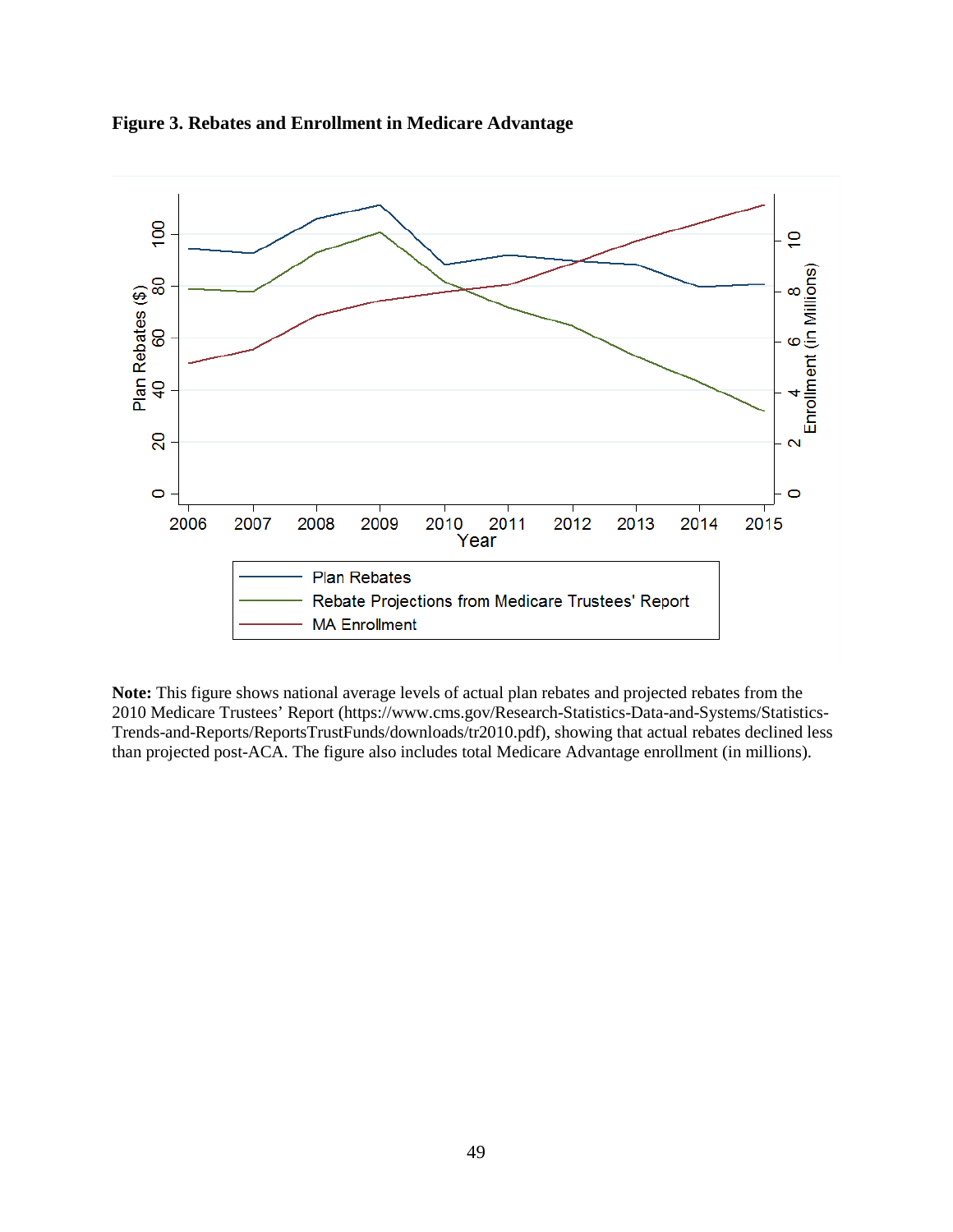**Figure 3. Rebates and Enrollment in Medicare Advantage**

**Note:** This figure shows national average levels of actual plan rebates and projected rebates from the 2010 Medicare Trustees' Report (https://www.cms.gov/Research-Statistics-Data-and-Systems/Statistics-Trends-and-Reports/ReportsTrustFunds/downloads/tr2010.pdf), showing that actual rebates declined less than projected post-ACA. The figure also includes total Medicare Advantage enrollment (in millions).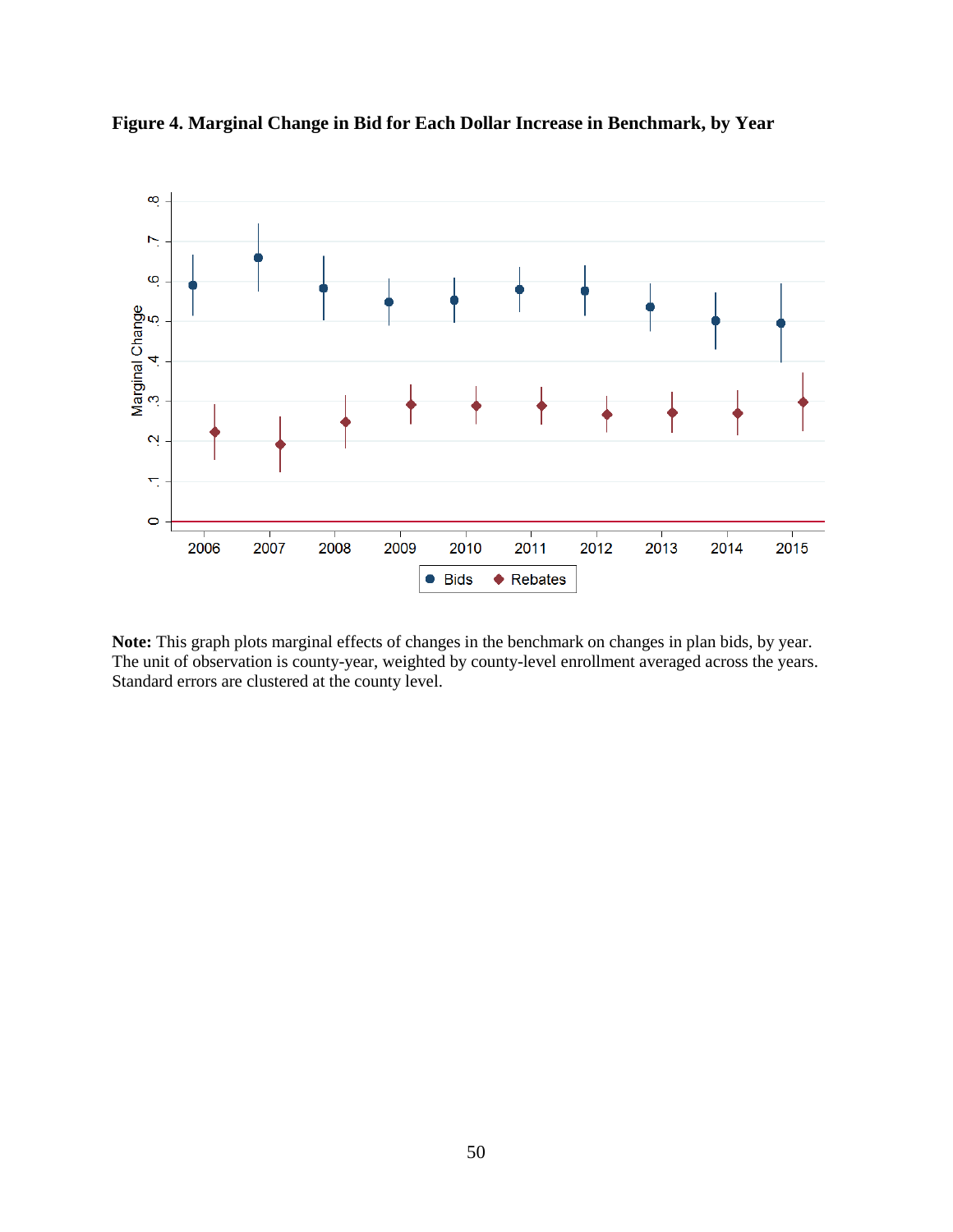**Figure 4. Marginal Change in Bid for Each Dollar Increase in Benchmark, by Year**

**Note:** This graph plots marginal effects of changes in the benchmark on changes in plan bids, by year. The unit of observation is county-year, weighted by county-level enrollment averaged across the years. Standard errors are clustered at the county level.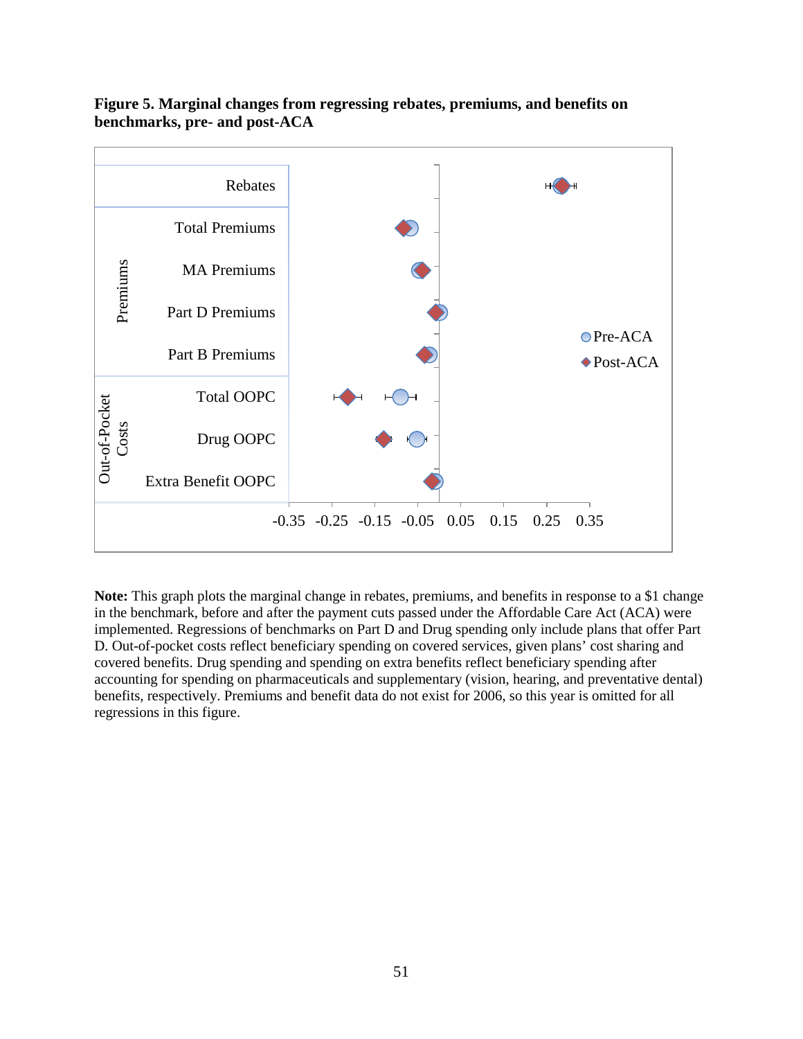**Figure 5. Marginal changes from regressing rebates, premiums, and benefits on benchmarks, pre- and post-ACA**

**Note:** This graph plots the marginal change in rebates, premiums, and benefits in response to a $1 change in the benchmark, before and after the payment cuts passed under the Affordable Care Act (ACA) were implemented. Regressions of benchmarks on Part D and Drug spending only include plans that offer Part D. Out-of-pocket costs reflect beneficiary spending on covered services, given plans' cost sharing and covered benefits. Drug spending and spending on extra benefits reflect beneficiary spending after accounting for spending on pharmaceuticals and supplementary (vision, hearing, and preventative dental) benefits, respectively. Premiums and benefit data do not exist for 2006, so this year is omitted for all regressions in this figure.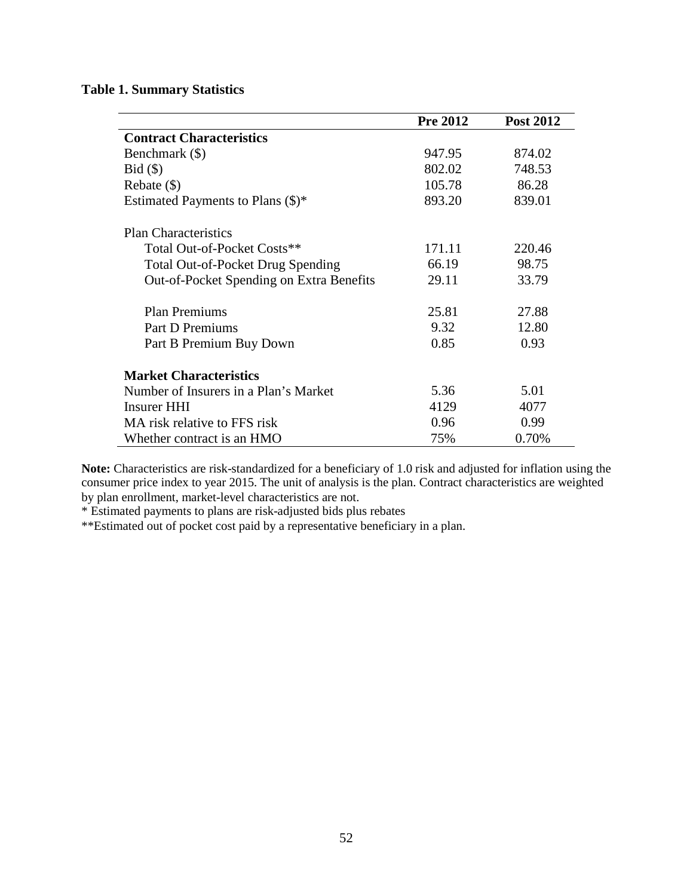**Table 1. Summary Statistics**

| | Pre 2012 | Post 2012 |
|---|---|---|
| **Contract Characteristics** | | |
| Benchmark ($) | 947.95 | 874.02 |
| Bid ($) | 802.02 | 748.53 |
| Rebate ($) | 105.78 | 86.28 |
| Estimated Payments to Plans ($)* | 893.20 | 839.01 |
| Plan Characteristics | | |
| Total Out-of-Pocket Costs** | 171.11 | 220.46 |
| Total Out-of-Pocket Drug Spending | 66.19 | 98.75 |
| Out-of-Pocket Spending on Extra Benefits | 29.11 | 33.79 |
| Plan Premiums | 25.81 | 27.88 |
| Part D Premiums | 9.32 | 12.80 |
| Part B Premium Buy Down | 0.85 | 0.93 |
| **Market Characteristics** | | |
| Number of Insurers in a Plan's Market | 5.36 | 5.01 |
| Insurer HHI | 4129 | 4077 |
| MA risk relative to FFS risk | 0.96 | 0.99 |
| Whether contract is an HMO | 75% | 0.70% |

**Note:** Characteristics are risk-standardized for a beneficiary of 1.0 risk and adjusted for inflation using the consumer price index to year 2015. The unit of analysis is the plan. Contract characteristics are weighted by plan enrollment, market-level characteristics are not.

\* Estimated payments to plans are risk-adjusted bids plus rebates

**Estimated out of pocket cost paid by a representative beneficiary in a plan.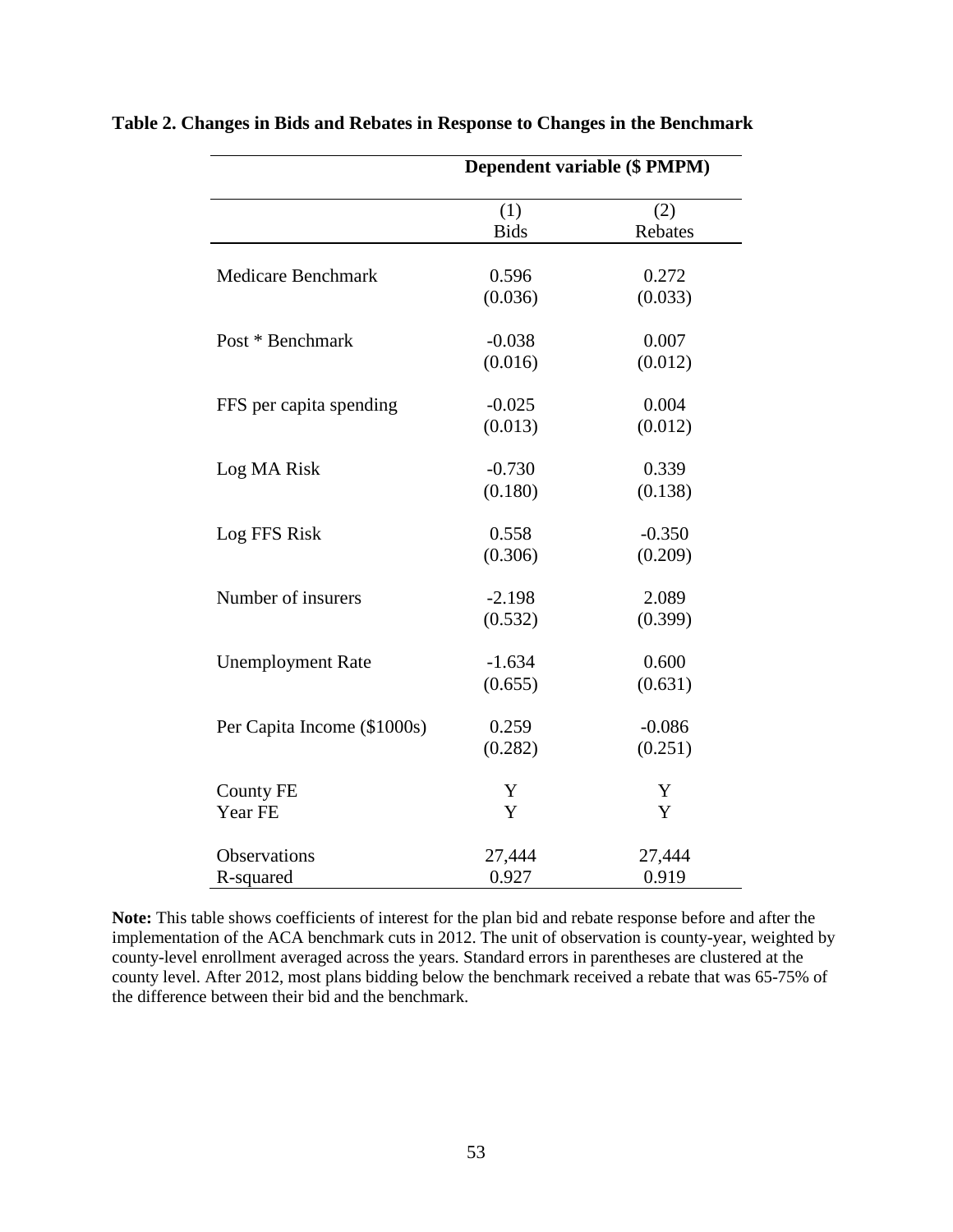**Table 2. Changes in Bids and Rebates in Response to Changes in the Benchmark**

| | Dependent variable (\$ PMPM) | |
|---|---|---|
| | (1) | (2) |
| | Bids | Rebates |
| Medicare Benchmark | 0.596 | 0.272 |
| | (0.036) | (0.033) |
| Post * Benchmark | -0.038 | 0.007 |
| | (0.016) | (0.012) |
| FFS per capita spending | -0.025 | 0.004 |
| | (0.013) | (0.012) |
| Log MA Risk | -0.730 | 0.339 |
| | (0.180) | (0.138) |
| Log FFS Risk | 0.558 | -0.350 |
| | (0.306) | (0.209) |
| Number of insurers | -2.198 | 2.089 |
| | (0.532) | (0.399) |
| Unemployment Rate | -1.634 | 0.600 |
| | (0.655) | (0.631) |
| Per Capita Income (\$1000s) | 0.259 | -0.086 |
| | (0.282) | (0.251) |
| County FE | Y | Y |
| Year FE | Y | Y |
| Observations | 27,444 | 27,444 |
| R-squared | 0.927 | 0.919 |

**Note:** This table shows coefficients of interest for the plan bid and rebate response before and after the implementation of the ACA benchmark cuts in 2012. The unit of observation is county-year, weighted by county-level enrollment averaged across the years. Standard errors in parentheses are clustered at the county level. After 2012, most plans bidding below the benchmark received a rebate that was 65-75% of the difference between their bid and the benchmark.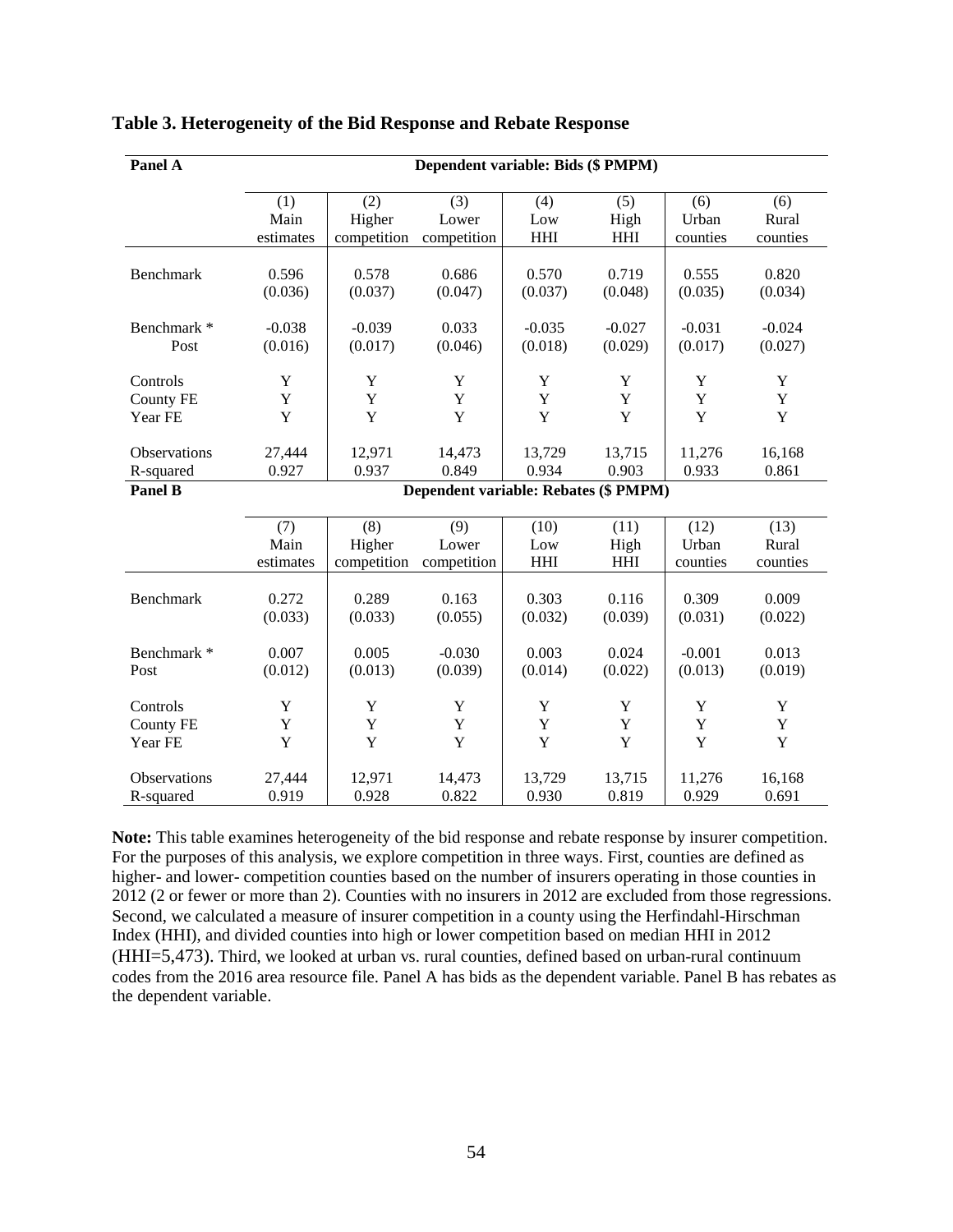**Table 3. Heterogeneity of the Bid Response and Rebate Response**

| Panel A | Dependent variable: Bids ($ PMPM) | | | | | | |
|---|---|---|---|---|---|---|---|
| | (1) Main estimates | (2) Higher competition | (3) Lower competition | (4) Low HHI | (5) High HHI | (6) Urban counties | (6) Rural counties |
| Benchmark | 0.596 | 0.578 | 0.686 | 0.570 | 0.719 | 0.555 | 0.820 |
| | (0.036) | (0.037) | (0.047) | (0.037) | (0.048) | (0.035) | (0.034) |
| Benchmark * Post | -0.038 | -0.039 | 0.033 | -0.035 | -0.027 | -0.031 | -0.024 |
| | (0.016) | (0.017) | (0.046) | (0.018) | (0.029) | (0.017) | (0.027) |
| Controls | Y | Y | Y | Y | Y | Y | Y |
| County FE | Y | Y | Y | Y | Y | Y | Y |
| Year FE | Y | Y | Y | Y | Y | Y | Y |
| Observations | 27,444 | 12,971 | 14,473 | 13,729 | 13,715 | 11,276 | 16,168 |
| R-squared | 0.927 | 0.937 | 0.849 | 0.934 | 0.903 | 0.933 | 0.861 |
| **Panel B** | **Dependent variable: Rebates ($ PMPM)** | | | | | | |
| | (7) Main estimates | (8) Higher competition | (9) Lower competition | (10) Low HHI | (11) High HHI | (12) Urban counties | (13) Rural counties |
| Benchmark | 0.272 | 0.289 | 0.163 | 0.303 | 0.116 | 0.309 | 0.009 |
| | (0.033) | (0.033) | (0.055) | (0.032) | (0.039) | (0.031) | (0.022) |
| Benchmark * Post | 0.007 | 0.005 | -0.030 | 0.003 | 0.024 | -0.001 | 0.013 |
| | (0.012) | (0.013) | (0.039) | (0.014) | (0.022) | (0.013) | (0.019) |
| Controls | Y | Y | Y | Y | Y | Y | Y |
| County FE | Y | Y | Y | Y | Y | Y | Y |
| Year FE | Y | Y | Y | Y | Y | Y | Y |
| Observations | 27,444 | 12,971 | 14,473 | 13,729 | 13,715 | 11,276 | 16,168 |
| R-squared | 0.919 | 0.928 | 0.822 | 0.930 | 0.819 | 0.929 | 0.691 |

**Note:** This table examines heterogeneity of the bid response and rebate response by insurer competition. For the purposes of this analysis, we explore competition in three ways. First, counties are defined as higher- and lower- competition counties based on the number of insurers operating in those counties in 2012 (2 or fewer or more than 2). Counties with no insurers in 2012 are excluded from those regressions. Second, we calculated a measure of insurer competition in a county using the Herfindahl-Hirschman Index (HHI), and divided counties into high or lower competition based on median HHI in 2012 (HHI=5,473). Third, we looked at urban vs. rural counties, defined based on urban-rural continuum codes from the 2016 area resource file. Panel A has bids as the dependent variable. Panel B has rebates as the dependent variable.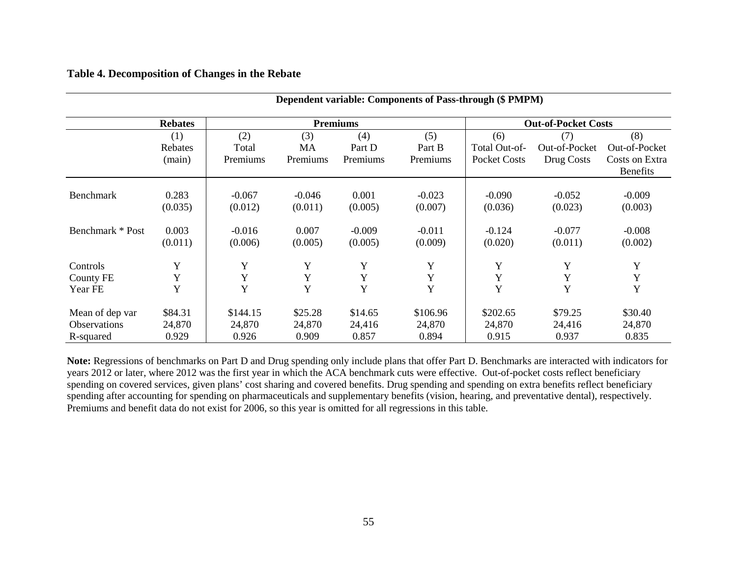**Table 4. Decomposition of Changes in the Rebate**

| | Dependent variable: Components of Pass-through ($ PMPM) | | | | | | | |
|---|---|---|---|---|---|---|---|---|
| | **Rebates** | **Premiums** | | | | **Out-of-Pocket Costs** | | |
| | (1) Rebates (main) | (2) Total Premiums | (3) MA Premiums | (4) Part D Premiums | (5) Part B Premiums | (6) Total Out-of-Pocket Costs | (7) Out-of-Pocket Drug Costs | (8) Out-of-Pocket Costs on Extra Benefits |
| Benchmark | 0.283 | -0.067 | -0.046 | 0.001 | -0.023 | -0.090 | -0.052 | -0.009 |
| | (0.035) | (0.012) | (0.011) | (0.005) | (0.007) | (0.036) | (0.023) | (0.003) |
| Benchmark * Post | 0.003 | -0.016 | 0.007 | -0.009 | -0.011 | -0.124 | -0.077 | -0.008 |
| | (0.011) | (0.006) | (0.005) | (0.005) | (0.009) | (0.020) | (0.011) | (0.002) |
| Controls | Y | Y | Y | Y | Y | Y | Y | Y |
| County FE | Y | Y | Y | Y | Y | Y | Y | Y |
| Year FE | Y | Y | Y | Y | Y | Y | Y | Y |
| Mean of dep var | $84.31 | $144.15 | $25.28 | $14.65 | $106.96 | $202.65 | $79.25 | $30.40 |
| Observations | 24,870 | 24,870 | 24,870 | 24,416 | 24,870 | 24,870 | 24,416 | 24,870 |
| R-squared | 0.929 | 0.926 | 0.909 | 0.857 | 0.894 | 0.915 | 0.937 | 0.835 |

**Note:** Regressions of benchmarks on Part D and Drug spending only include plans that offer Part D. Benchmarks are interacted with indicators for years 2012 or later, where 2012 was the first year in which the ACA benchmark cuts were effective. Out-of-pocket costs reflect beneficiary spending on covered services, given plans' cost sharing and covered benefits. Drug spending and spending on extra benefits reflect beneficiary spending after accounting for spending on pharmaceuticals and supplementary benefits (vision, hearing, and preventative dental), respectively. Premiums and benefit data do not exist for 2006, so this year is omitted for all regressions in this table.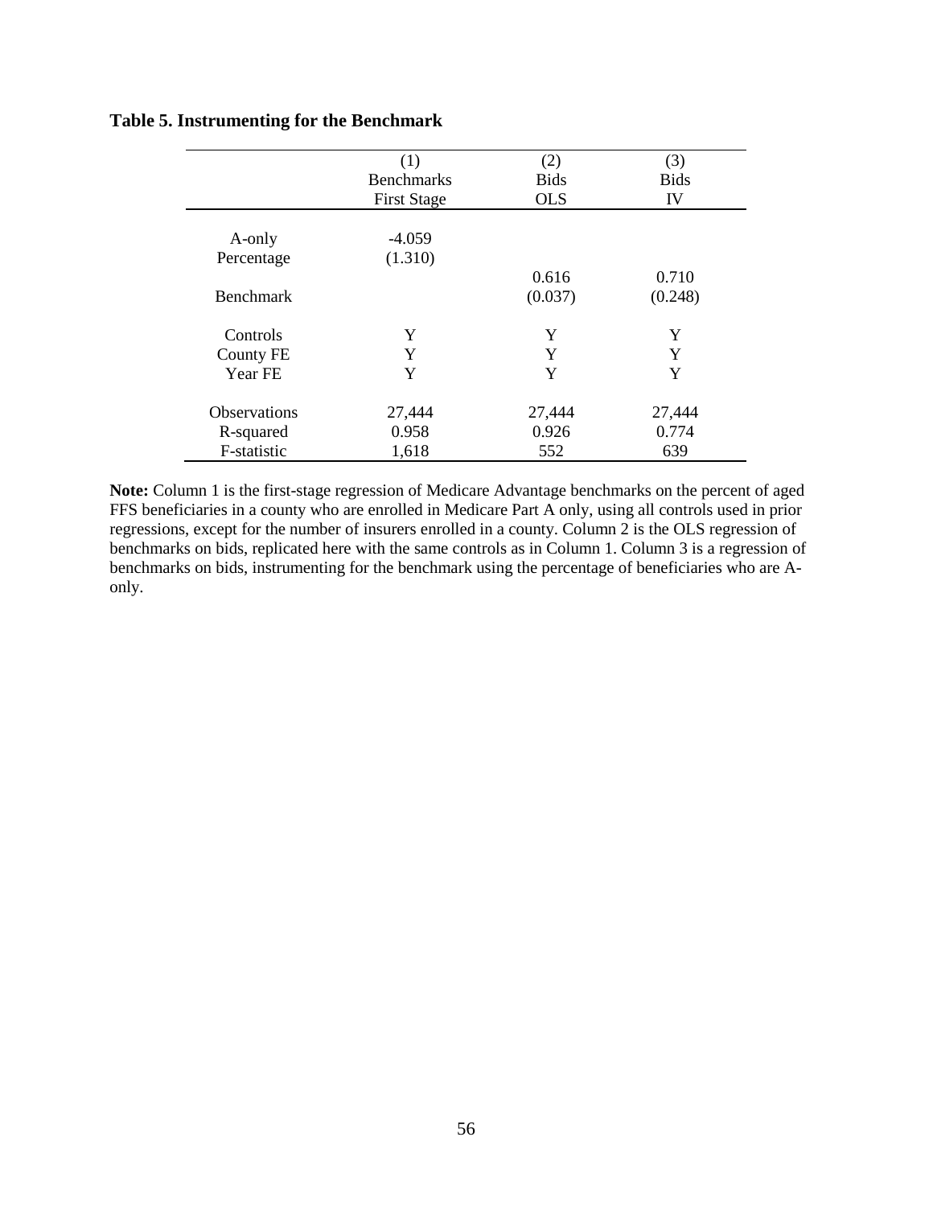**Table 5. Instrumenting for the Benchmark**

| | (1) Benchmarks First Stage | (2) Bids OLS | (3) Bids IV |
|---|---|---|---|
| A-only Percentage | -4.059 (1.310) | | |
| Benchmark | | 0.616 (0.037) | 0.710 (0.248) |
| Controls | Y | Y | Y |
| County FE | Y | Y | Y |
| Year FE | Y | Y | Y |
| Observations | 27,444 | 27,444 | 27,444 |
| R-squared | 0.958 | 0.926 | 0.774 |
| F-statistic | 1,618 | 552 | 639 |

**Note:** Column 1 is the first-stage regression of Medicare Advantage benchmarks on the percent of aged FFS beneficiaries in a county who are enrolled in Medicare Part A only, using all controls used in prior regressions, except for the number of insurers enrolled in a county. Column 2 is the OLS regression of benchmarks on bids, replicated here with the same controls as in Column 1. Column 3 is a regression of benchmarks on bids, instrumenting for the benchmark using the percentage of beneficiaries who are A-only.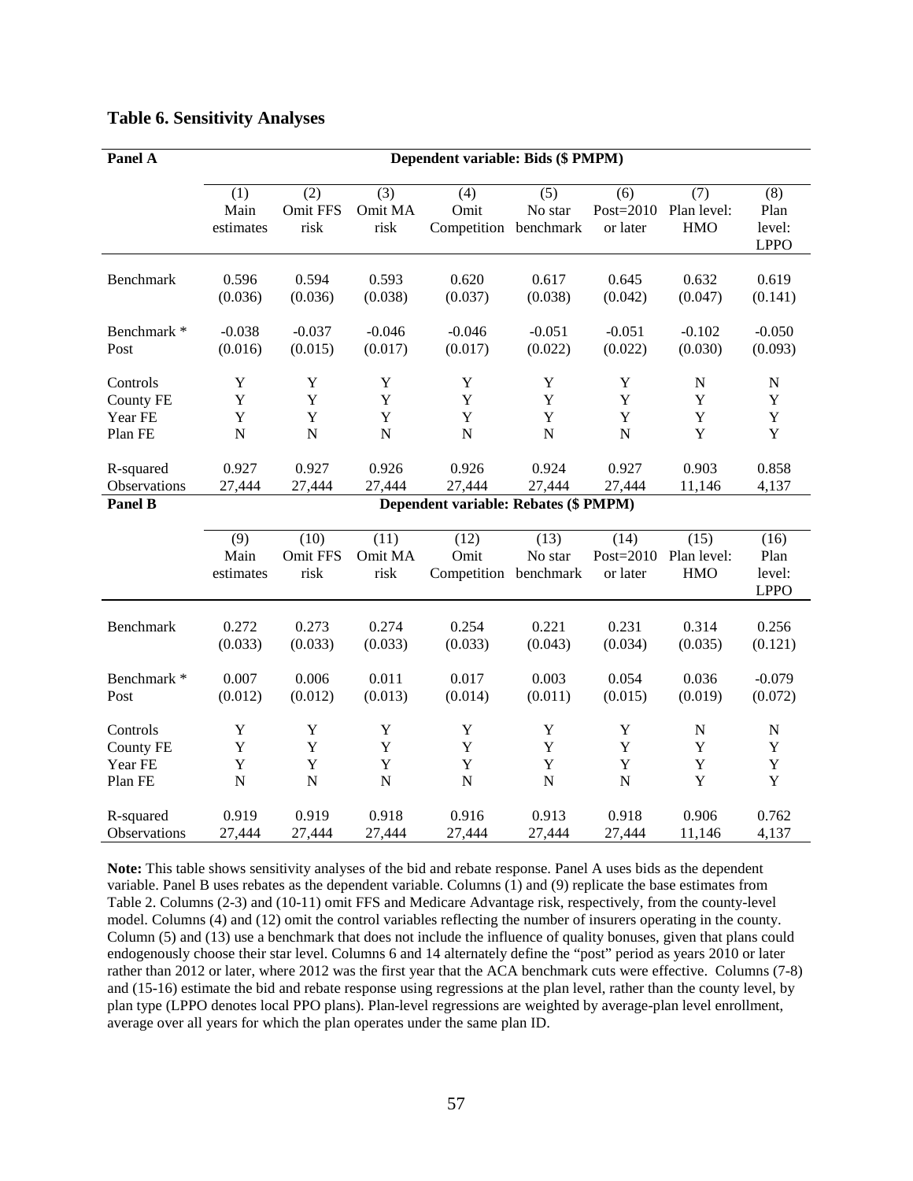**Table 6. Sensitivity Analyses**

| Panel A | Dependent variable: Bids ($ PMPM) | | | | | | | |
|---|---|---|---|---|---|---|---|---|
| | (1) Main estimates | (2) Omit FFS risk | (3) Omit MA risk | (4) Omit Competition | (5) No star benchmark | (6) Post=2010 or later | (7) Plan level: HMO | (8) Plan level: LPPO |
| Benchmark | 0.596 | 0.594 | 0.593 | 0.620 | 0.617 | 0.645 | 0.632 | 0.619 |
| | (0.036) | (0.036) | (0.038) | (0.037) | (0.038) | (0.042) | (0.047) | (0.141) |
| Benchmark * Post | -0.038 | -0.037 | -0.046 | -0.046 | -0.051 | -0.051 | -0.102 | -0.050 |
| | (0.016) | (0.015) | (0.017) | (0.017) | (0.022) | (0.022) | (0.030) | (0.093) |
| Controls | Y | Y | Y | Y | Y | Y | N | N |
| County FE | Y | Y | Y | Y | Y | Y | Y | Y |
| Year FE | Y | Y | Y | Y | Y | Y | Y | Y |
| Plan FE | N | N | N | N | N | N | Y | Y |
| R-squared | 0.927 | 0.927 | 0.926 | 0.926 | 0.924 | 0.927 | 0.903 | 0.858 |
| Observations | 27,444 | 27,444 | 27,444 | 27,444 | 27,444 | 27,444 | 11,146 | 4,137 |

| Panel B | Dependent variable: Rebates ($ PMPM) | | | | | | | |
|---|---|---|---|---|---|---|---|---|
| | (9) Main estimates | (10) Omit FFS risk | (11) Omit MA risk | (12) Omit Competition | (13) No star benchmark | (14) Post=2010 or later | (15) Plan level: HMO | (16) Plan level: LPPO |
| Benchmark | 0.272 | 0.273 | 0.274 | 0.254 | 0.221 | 0.231 | 0.314 | 0.256 |
| | (0.033) | (0.033) | (0.033) | (0.033) | (0.043) | (0.034) | (0.035) | (0.121) |
| Benchmark * Post | 0.007 | 0.006 | 0.011 | 0.017 | 0.003 | 0.054 | 0.036 | -0.079 |
| | (0.012) | (0.012) | (0.013) | (0.014) | (0.011) | (0.015) | (0.019) | (0.072) |
| Controls | Y | Y | Y | Y | Y | Y | N | N |
| County FE | Y | Y | Y | Y | Y | Y | Y | Y |
| Year FE | Y | Y | Y | Y | Y | Y | Y | Y |
| Plan FE | N | N | N | N | N | N | Y | Y |
| R-squared | 0.919 | 0.919 | 0.918 | 0.916 | 0.913 | 0.918 | 0.906 | 0.762 |
| Observations | 27,444 | 27,444 | 27,444 | 27,444 | 27,444 | 27,444 | 11,146 | 4,137 |

**Note:** This table shows sensitivity analyses of the bid and rebate response. Panel A uses bids as the dependent variable. Panel B uses rebates as the dependent variable. Columns (1) and (9) replicate the base estimates from Table 2. Columns (2-3) and (10-11) omit FFS and Medicare Advantage risk, respectively, from the county-level model. Columns (4) and (12) omit the control variables reflecting the number of insurers operating in the county. Column (5) and (13) use a benchmark that does not include the influence of quality bonuses, given that plans could endogenously choose their star level. Columns 6 and 14 alternately define the "post" period as years 2010 or later rather than 2012 or later, where 2012 was the first year that the ACA benchmark cuts were effective. Columns (7-8) and (15-16) estimate the bid and rebate response using regressions at the plan level, rather than the county level, by plan type (LPPO denotes local PPO plans). Plan-level regressions are weighted by average-plan level enrollment, average over all years for which the plan operates under the same plan ID.